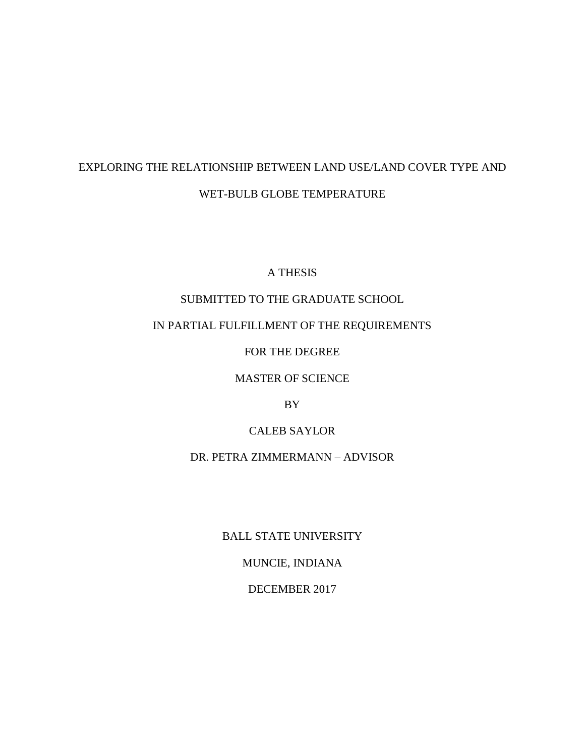# EXPLORING THE RELATIONSHIP BETWEEN LAND USE/LAND COVER TYPE AND WET-BULB GLOBE TEMPERATURE

A THESIS

SUBMITTED TO THE GRADUATE SCHOOL

IN PARTIAL FULFILLMENT OF THE REQUIREMENTS

FOR THE DEGREE

MASTER OF SCIENCE

BY

CALEB SAYLOR

DR. PETRA ZIMMERMANN – ADVISOR

BALL STATE UNIVERSITY

MUNCIE, INDIANA

DECEMBER 2017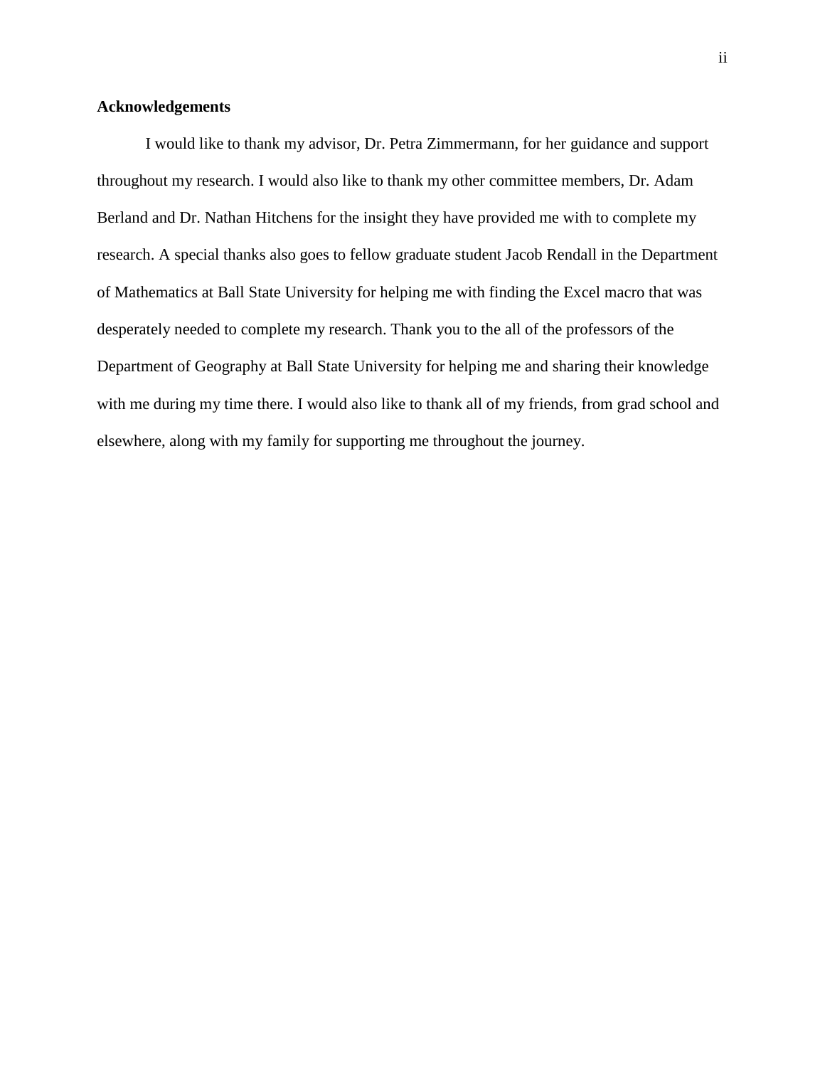**Acknowledgements**

I would like to thank my advisor, Dr. Petra Zimmermann, for her guidance and support throughout my research. I would also like to thank my other committee members, Dr. Adam Berland and Dr. Nathan Hitchens for the insight they have provided me with to complete my research. A special thanks also goes to fellow graduate student Jacob Rendall in the Department of Mathematics at Ball State University for helping me with finding the Excel macro that was desperately needed to complete my research. Thank you to the all of the professors of the Department of Geography at Ball State University for helping me and sharing their knowledge with me during my time there. I would also like to thank all of my friends, from grad school and elsewhere, along with my family for supporting me throughout the journey.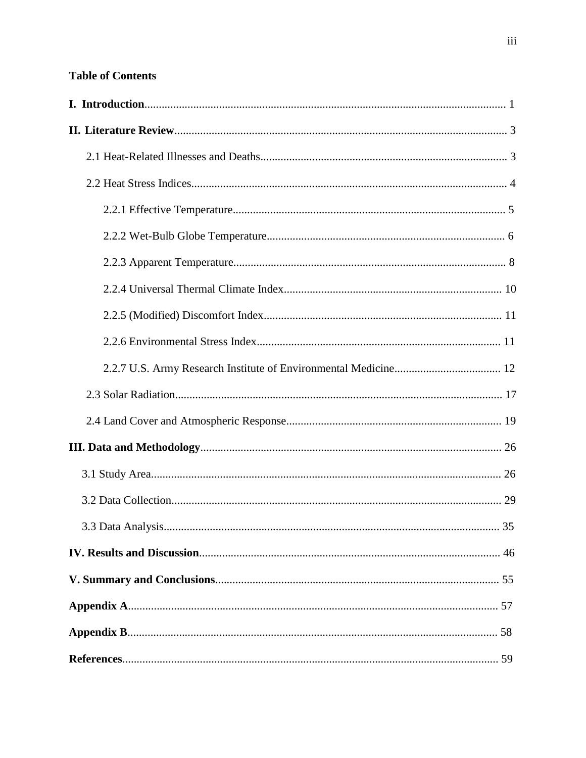**Table of Contents**

**I. Introduction**............................................................................................................................ 1

**II. Literature Review**.................................................................................................................. 3

2.1 Heat-Related Illnesses and Deaths..................................................................................... 3

2.2 Heat Stress Indices............................................................................................................. 4

2.2.1 Effective Temperature.............................................................................................. 5

2.2.2 Wet-Bulb Globe Temperature.................................................................................. 6

2.2.3 Apparent Temperature............................................................................................. 8

2.2.4 Universal Thermal Climate Index........................................................................... 10

2.2.5 (Modified) Discomfort Index.................................................................................. 11

2.2.6 Environmental Stress Index.................................................................................... 11

2.2.7 U.S. Army Research Institute of Environmental Medicine.................................... 12

2.3 Solar Radiation................................................................................................................ 17

2.4 Land Cover and Atmospheric Response.......................................................................... 19

**III. Data and Methodology**....................................................................................................... 26

3.1 Study Area........................................................................................................................ 26

3.2 Data Collection................................................................................................................. 29

3.3 Data Analysis................................................................................................................... 35

**IV. Results and Discussion**....................................................................................................... 46

**V. Summary and Conclusions**.................................................................................................. 55

**Appendix A**............................................................................................................................... 57

**Appendix B**............................................................................................................................... 58

**References**................................................................................................................................. 59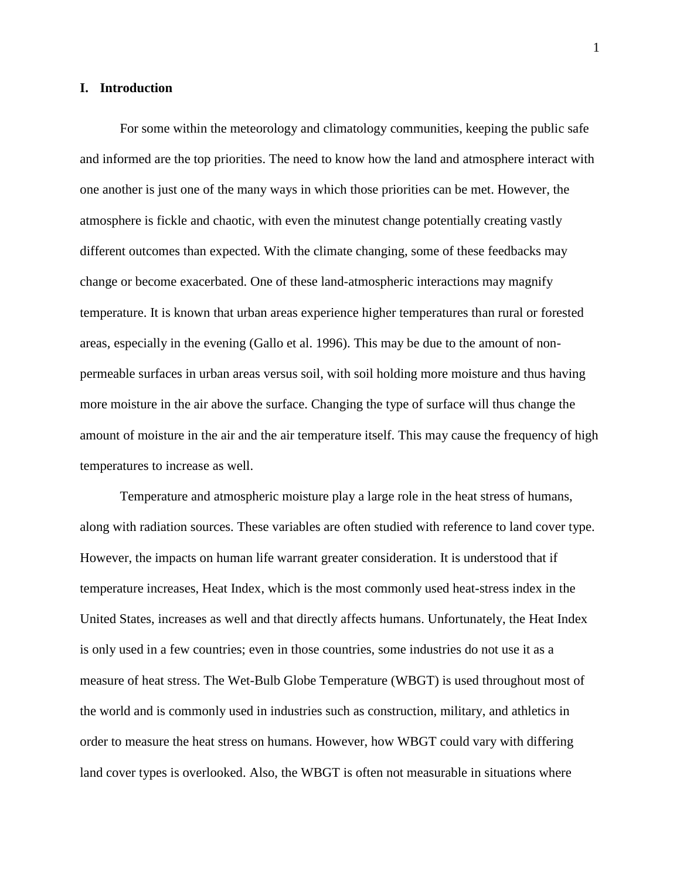## I. Introduction

For some within the meteorology and climatology communities, keeping the public safe and informed are the top priorities. The need to know how the land and atmosphere interact with one another is just one of the many ways in which those priorities can be met. However, the atmosphere is fickle and chaotic, with even the minutest change potentially creating vastly different outcomes than expected. With the climate changing, some of these feedbacks may change or become exacerbated. One of these land-atmospheric interactions may magnify temperature. It is known that urban areas experience higher temperatures than rural or forested areas, especially in the evening (Gallo et al. 1996). This may be due to the amount of non-permeable surfaces in urban areas versus soil, with soil holding more moisture and thus having more moisture in the air above the surface. Changing the type of surface will thus change the amount of moisture in the air and the air temperature itself. This may cause the frequency of high temperatures to increase as well.

Temperature and atmospheric moisture play a large role in the heat stress of humans, along with radiation sources. These variables are often studied with reference to land cover type. However, the impacts on human life warrant greater consideration. It is understood that if temperature increases, Heat Index, which is the most commonly used heat-stress index in the United States, increases as well and that directly affects humans. Unfortunately, the Heat Index is only used in a few countries; even in those countries, some industries do not use it as a measure of heat stress. The Wet-Bulb Globe Temperature (WBGT) is used throughout most of the world and is commonly used in industries such as construction, military, and athletics in order to measure the heat stress on humans. However, how WBGT could vary with differing land cover types is overlooked. Also, the WBGT is often not measurable in situations where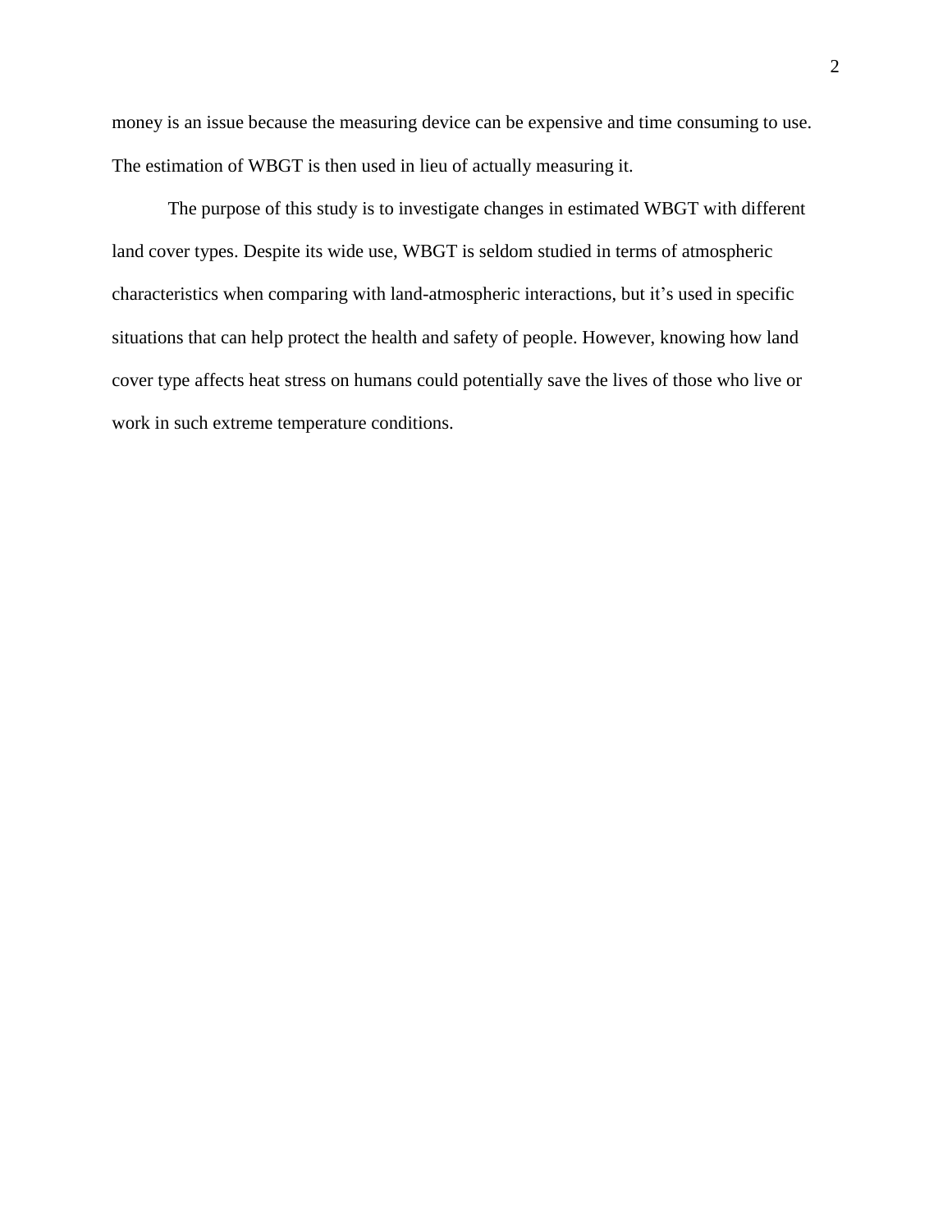money is an issue because the measuring device can be expensive and time consuming to use. The estimation of WBGT is then used in lieu of actually measuring it.

The purpose of this study is to investigate changes in estimated WBGT with different land cover types. Despite its wide use, WBGT is seldom studied in terms of atmospheric characteristics when comparing with land-atmospheric interactions, but it's used in specific situations that can help protect the health and safety of people. However, knowing how land cover type affects heat stress on humans could potentially save the lives of those who live or work in such extreme temperature conditions.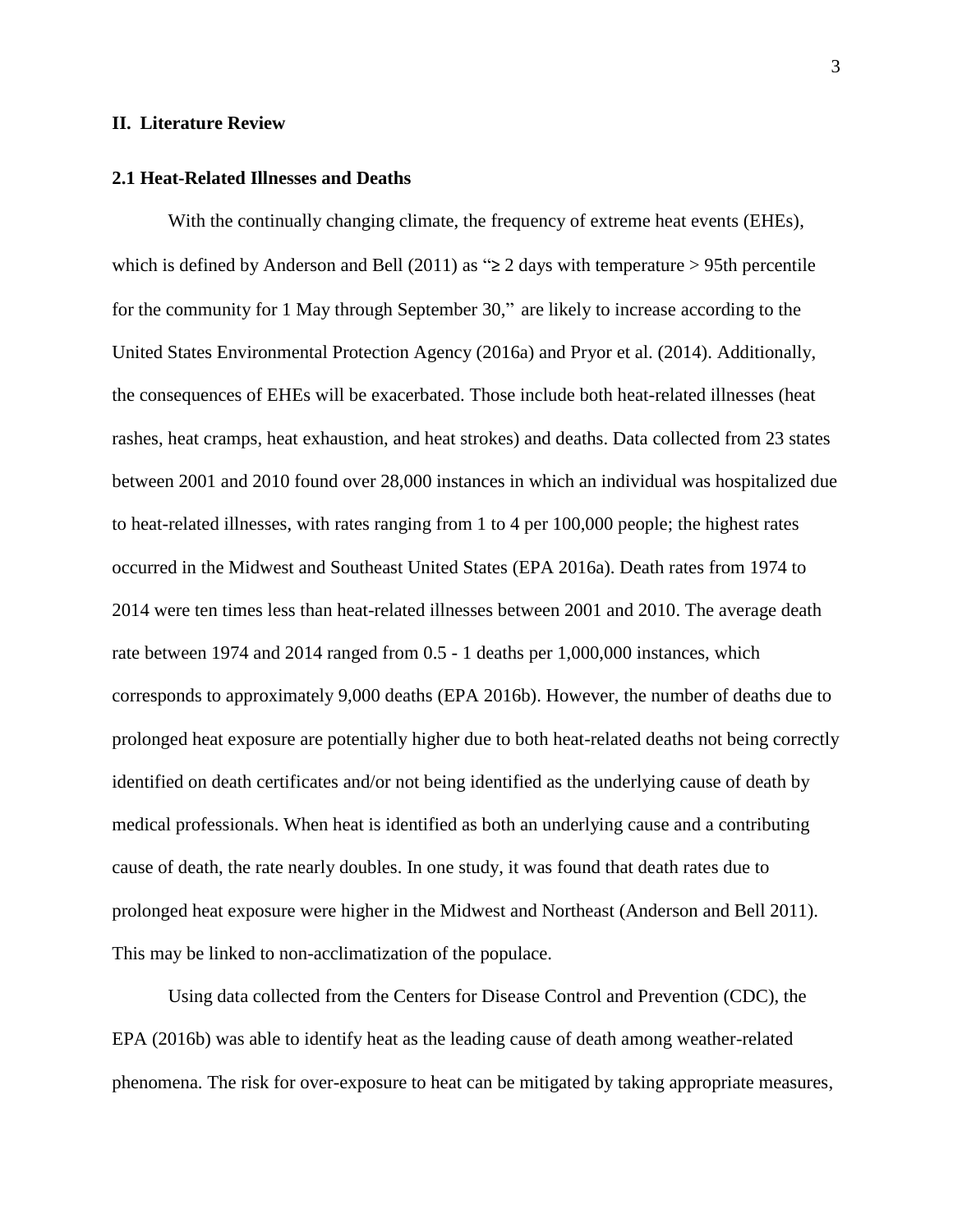## II. Literature Review

### 2.1 Heat-Related Illnesses and Deaths

With the continually changing climate, the frequency of extreme heat events (EHEs), which is defined by Anderson and Bell (2011) as "≥ 2 days with temperature > 95th percentile for the community for 1 May through September 30," are likely to increase according to the United States Environmental Protection Agency (2016a) and Pryor et al. (2014). Additionally, the consequences of EHEs will be exacerbated. Those include both heat-related illnesses (heat rashes, heat cramps, heat exhaustion, and heat strokes) and deaths. Data collected from 23 states between 2001 and 2010 found over 28,000 instances in which an individual was hospitalized due to heat-related illnesses, with rates ranging from 1 to 4 per 100,000 people; the highest rates occurred in the Midwest and Southeast United States (EPA 2016a). Death rates from 1974 to 2014 were ten times less than heat-related illnesses between 2001 and 2010. The average death rate between 1974 and 2014 ranged from 0.5 - 1 deaths per 1,000,000 instances, which corresponds to approximately 9,000 deaths (EPA 2016b). However, the number of deaths due to prolonged heat exposure are potentially higher due to both heat-related deaths not being correctly identified on death certificates and/or not being identified as the underlying cause of death by medical professionals. When heat is identified as both an underlying cause and a contributing cause of death, the rate nearly doubles. In one study, it was found that death rates due to prolonged heat exposure were higher in the Midwest and Northeast (Anderson and Bell 2011). This may be linked to non-acclimatization of the populace.

Using data collected from the Centers for Disease Control and Prevention (CDC), the EPA (2016b) was able to identify heat as the leading cause of death among weather-related phenomena. The risk for over-exposure to heat can be mitigated by taking appropriate measures,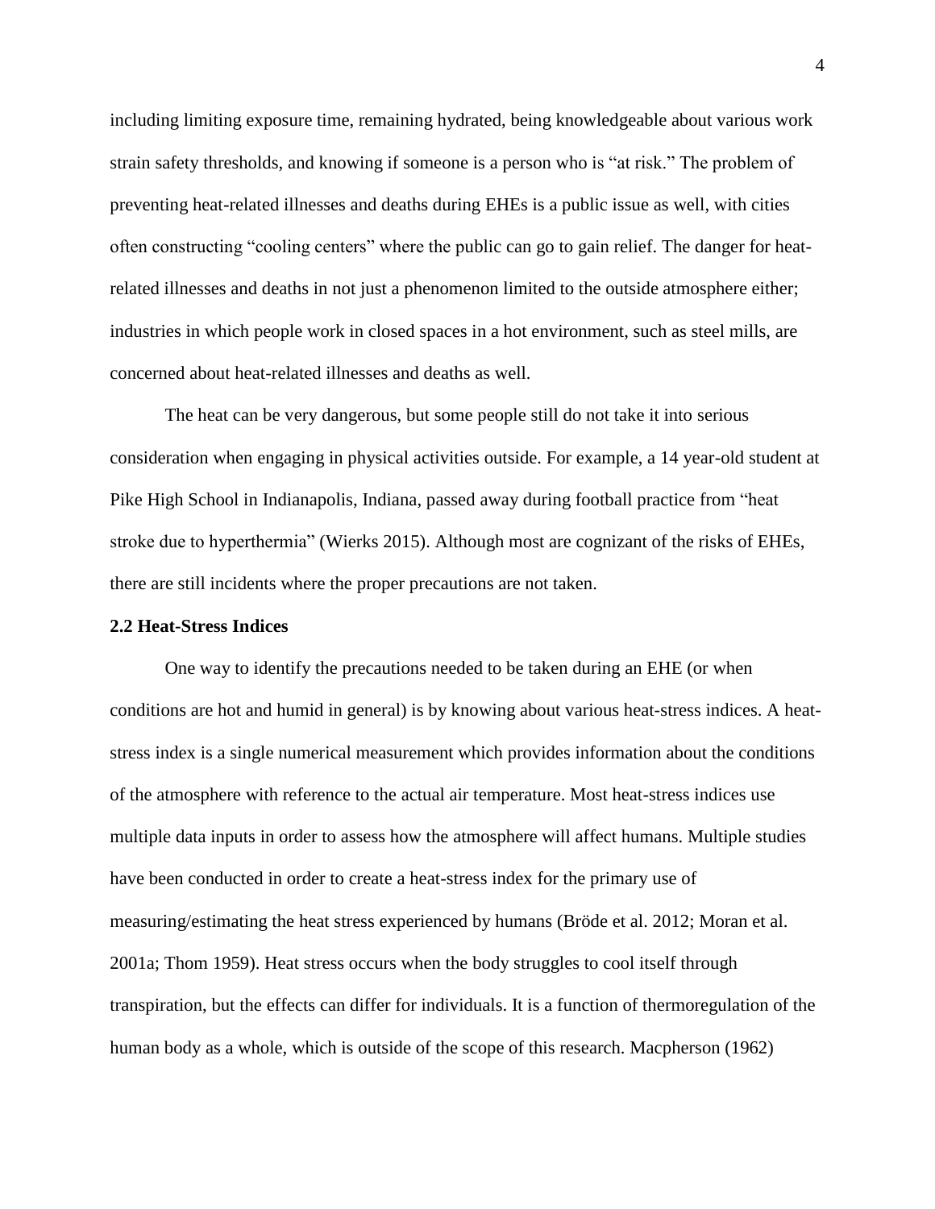including limiting exposure time, remaining hydrated, being knowledgeable about various work strain safety thresholds, and knowing if someone is a person who is "at risk." The problem of preventing heat-related illnesses and deaths during EHEs is a public issue as well, with cities often constructing "cooling centers" where the public can go to gain relief. The danger for heat-related illnesses and deaths in not just a phenomenon limited to the outside atmosphere either; industries in which people work in closed spaces in a hot environment, such as steel mills, are concerned about heat-related illnesses and deaths as well.

The heat can be very dangerous, but some people still do not take it into serious consideration when engaging in physical activities outside. For example, a 14 year-old student at Pike High School in Indianapolis, Indiana, passed away during football practice from "heat stroke due to hyperthermia" (Wierks 2015). Although most are cognizant of the risks of EHEs, there are still incidents where the proper precautions are not taken.

### 2.2 Heat-Stress Indices

One way to identify the precautions needed to be taken during an EHE (or when conditions are hot and humid in general) is by knowing about various heat-stress indices. A heat-stress index is a single numerical measurement which provides information about the conditions of the atmosphere with reference to the actual air temperature. Most heat-stress indices use multiple data inputs in order to assess how the atmosphere will affect humans. Multiple studies have been conducted in order to create a heat-stress index for the primary use of measuring/estimating the heat stress experienced by humans (Bröde et al. 2012; Moran et al. 2001a; Thom 1959). Heat stress occurs when the body struggles to cool itself through transpiration, but the effects can differ for individuals. It is a function of thermoregulation of the human body as a whole, which is outside of the scope of this research. Macpherson (1962)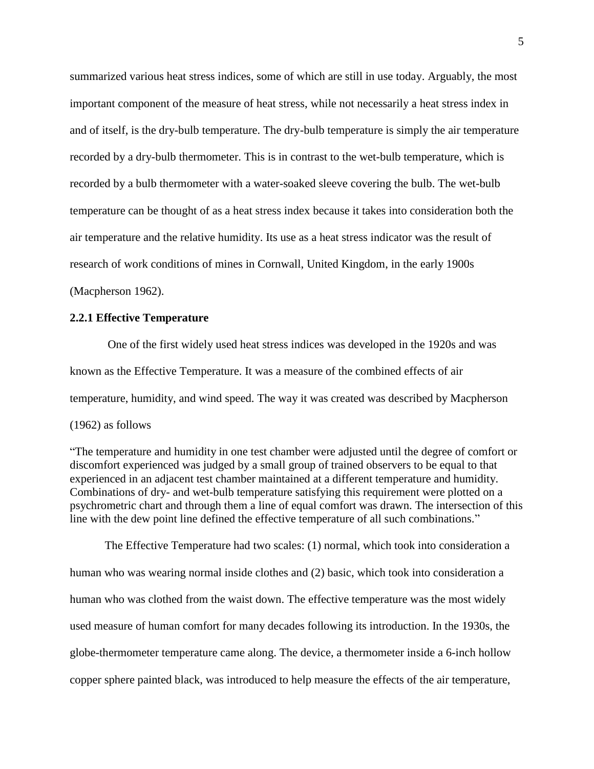summarized various heat stress indices, some of which are still in use today. Arguably, the most important component of the measure of heat stress, while not necessarily a heat stress index in and of itself, is the dry-bulb temperature. The dry-bulb temperature is simply the air temperature recorded by a dry-bulb thermometer. This is in contrast to the wet-bulb temperature, which is recorded by a bulb thermometer with a water-soaked sleeve covering the bulb. The wet-bulb temperature can be thought of as a heat stress index because it takes into consideration both the air temperature and the relative humidity. Its use as a heat stress indicator was the result of research of work conditions of mines in Cornwall, United Kingdom, in the early 1900s (Macpherson 1962).

### 2.2.1 Effective Temperature

One of the first widely used heat stress indices was developed in the 1920s and was known as the Effective Temperature. It was a measure of the combined effects of air temperature, humidity, and wind speed. The way it was created was described by Macpherson (1962) as follows

"The temperature and humidity in one test chamber were adjusted until the degree of comfort or discomfort experienced was judged by a small group of trained observers to be equal to that experienced in an adjacent test chamber maintained at a different temperature and humidity. Combinations of dry- and wet-bulb temperature satisfying this requirement were plotted on a psychrometric chart and through them a line of equal comfort was drawn. The intersection of this line with the dew point line defined the effective temperature of all such combinations."

The Effective Temperature had two scales: (1) normal, which took into consideration a human who was wearing normal inside clothes and (2) basic, which took into consideration a human who was clothed from the waist down. The effective temperature was the most widely used measure of human comfort for many decades following its introduction. In the 1930s, the globe-thermometer temperature came along. The device, a thermometer inside a 6-inch hollow copper sphere painted black, was introduced to help measure the effects of the air temperature,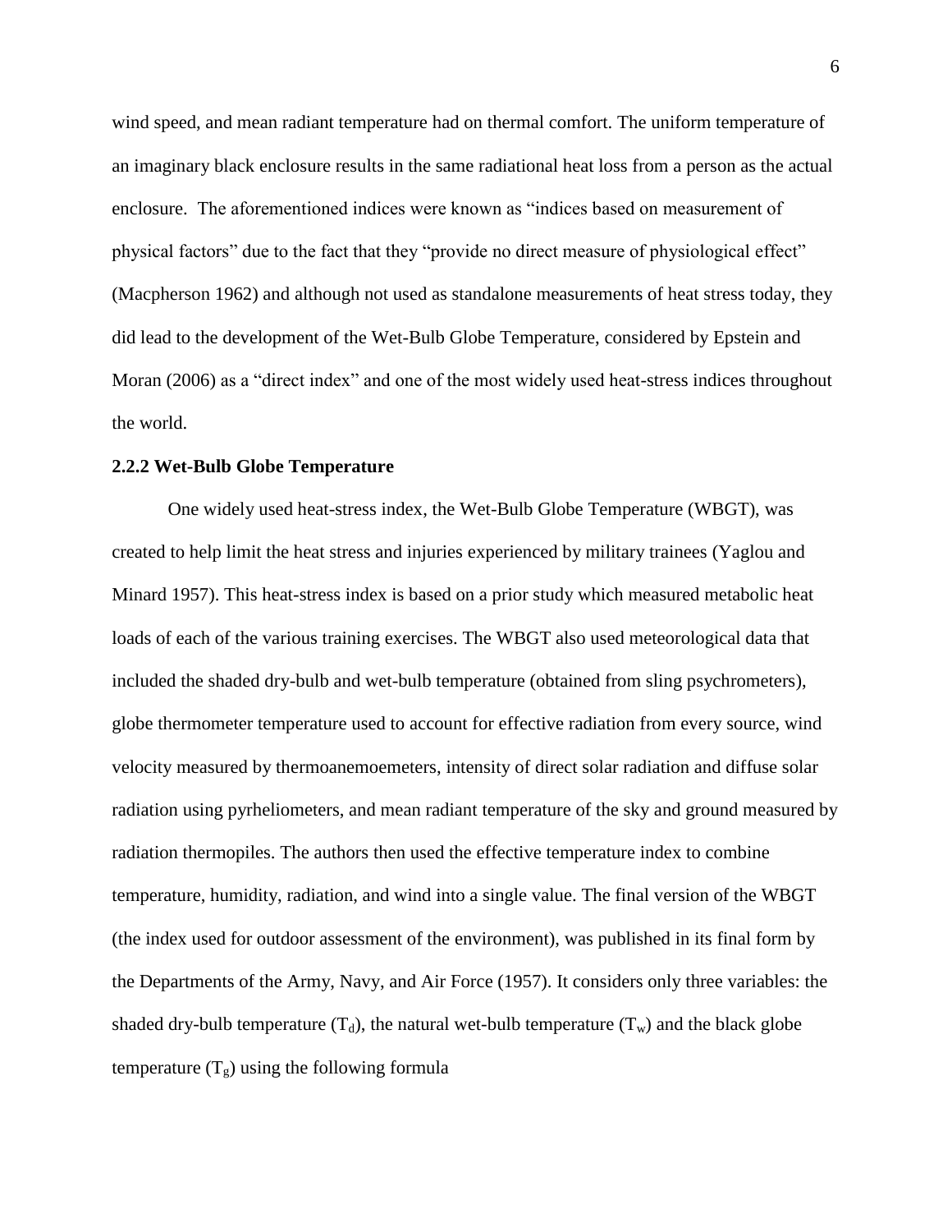wind speed, and mean radiant temperature had on thermal comfort. The uniform temperature of an imaginary black enclosure results in the same radiational heat loss from a person as the actual enclosure. The aforementioned indices were known as "indices based on measurement of physical factors" due to the fact that they "provide no direct measure of physiological effect" (Macpherson 1962) and although not used as standalone measurements of heat stress today, they did lead to the development of the Wet-Bulb Globe Temperature, considered by Epstein and Moran (2006) as a "direct index" and one of the most widely used heat-stress indices throughout the world.

### 2.2.2 Wet-Bulb Globe Temperature

One widely used heat-stress index, the Wet-Bulb Globe Temperature (WBGT), was created to help limit the heat stress and injuries experienced by military trainees (Yaglou and Minard 1957). This heat-stress index is based on a prior study which measured metabolic heat loads of each of the various training exercises. The WBGT also used meteorological data that included the shaded dry-bulb and wet-bulb temperature (obtained from sling psychrometers), globe thermometer temperature used to account for effective radiation from every source, wind velocity measured by thermoanemoemeters, intensity of direct solar radiation and diffuse solar radiation using pyrheliometers, and mean radiant temperature of the sky and ground measured by radiation thermopiles. The authors then used the effective temperature index to combine temperature, humidity, radiation, and wind into a single value. The final version of the WBGT (the index used for outdoor assessment of the environment), was published in its final form by the Departments of the Army, Navy, and Air Force (1957). It considers only three variables: the shaded dry-bulb temperature ($T_d$), the natural wet-bulb temperature ($T_w$) and the black globe temperature ($T_g$) using the following formula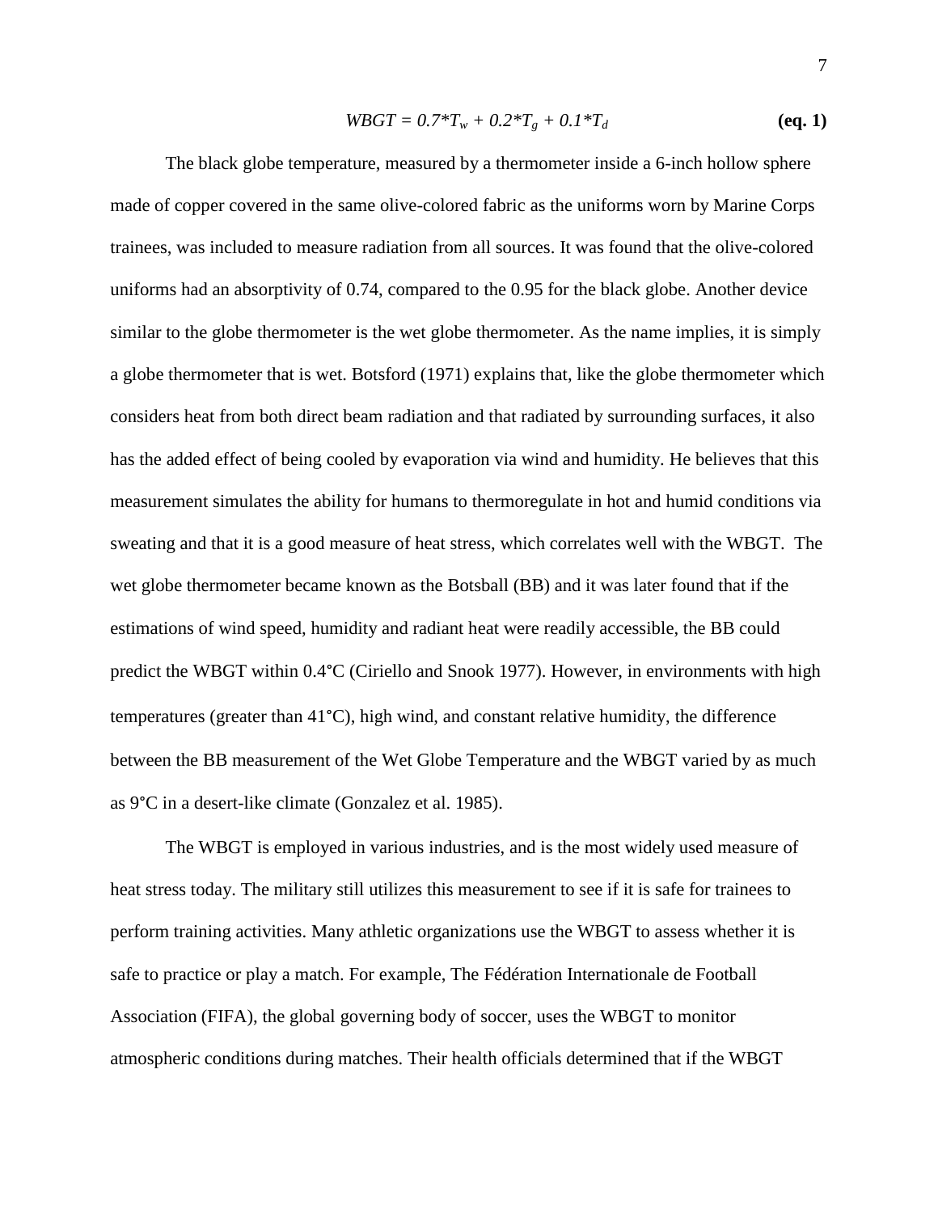$$WBGT = 0.7*T_w + 0.2*T_g + 0.1*T_d \qquad \textbf{(eq. 1)}$$

The black globe temperature, measured by a thermometer inside a 6-inch hollow sphere made of copper covered in the same olive-colored fabric as the uniforms worn by Marine Corps trainees, was included to measure radiation from all sources. It was found that the olive-colored uniforms had an absorptivity of 0.74, compared to the 0.95 for the black globe. Another device similar to the globe thermometer is the wet globe thermometer. As the name implies, it is simply a globe thermometer that is wet. Botsford (1971) explains that, like the globe thermometer which considers heat from both direct beam radiation and that radiated by surrounding surfaces, it also has the added effect of being cooled by evaporation via wind and humidity. He believes that this measurement simulates the ability for humans to thermoregulate in hot and humid conditions via sweating and that it is a good measure of heat stress, which correlates well with the WBGT. The wet globe thermometer became known as the Botsball (BB) and it was later found that if the estimations of wind speed, humidity and radiant heat were readily accessible, the BB could predict the WBGT within 0.4°C (Ciriello and Snook 1977). However, in environments with high temperatures (greater than 41°C), high wind, and constant relative humidity, the difference between the BB measurement of the Wet Globe Temperature and the WBGT varied by as much as 9°C in a desert-like climate (Gonzalez et al. 1985).

The WBGT is employed in various industries, and is the most widely used measure of heat stress today. The military still utilizes this measurement to see if it is safe for trainees to perform training activities. Many athletic organizations use the WBGT to assess whether it is safe to practice or play a match. For example, The Fédération Internationale de Football Association (FIFA), the global governing body of soccer, uses the WBGT to monitor atmospheric conditions during matches. Their health officials determined that if the WBGT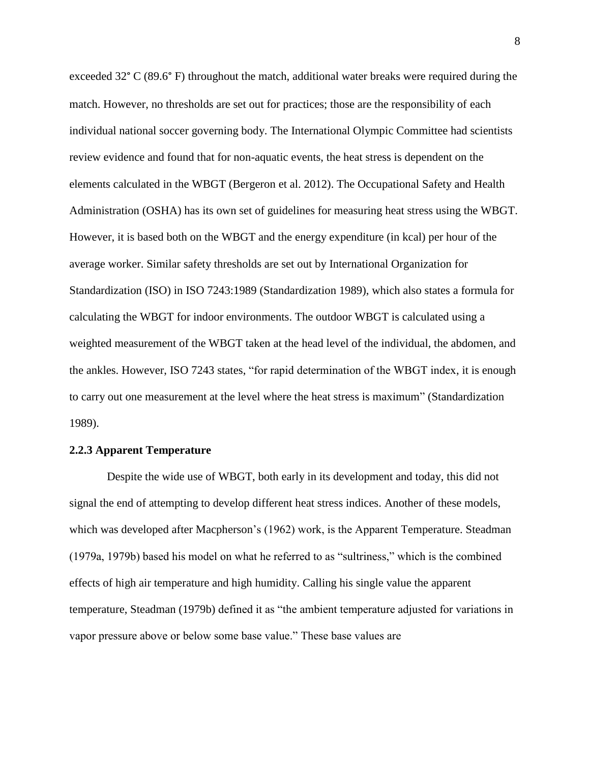exceeded 32° C (89.6° F) throughout the match, additional water breaks were required during the match. However, no thresholds are set out for practices; those are the responsibility of each individual national soccer governing body. The International Olympic Committee had scientists review evidence and found that for non-aquatic events, the heat stress is dependent on the elements calculated in the WBGT (Bergeron et al. 2012). The Occupational Safety and Health Administration (OSHA) has its own set of guidelines for measuring heat stress using the WBGT. However, it is based both on the WBGT and the energy expenditure (in kcal) per hour of the average worker. Similar safety thresholds are set out by International Organization for Standardization (ISO) in ISO 7243:1989 (Standardization 1989), which also states a formula for calculating the WBGT for indoor environments. The outdoor WBGT is calculated using a weighted measurement of the WBGT taken at the head level of the individual, the abdomen, and the ankles. However, ISO 7243 states, "for rapid determination of the WBGT index, it is enough to carry out one measurement at the level where the heat stress is maximum" (Standardization 1989).

### 2.2.3 Apparent Temperature

Despite the wide use of WBGT, both early in its development and today, this did not signal the end of attempting to develop different heat stress indices. Another of these models, which was developed after Macpherson's (1962) work, is the Apparent Temperature. Steadman (1979a, 1979b) based his model on what he referred to as "sultriness," which is the combined effects of high air temperature and high humidity. Calling his single value the apparent temperature, Steadman (1979b) defined it as "the ambient temperature adjusted for variations in vapor pressure above or below some base value." These base values are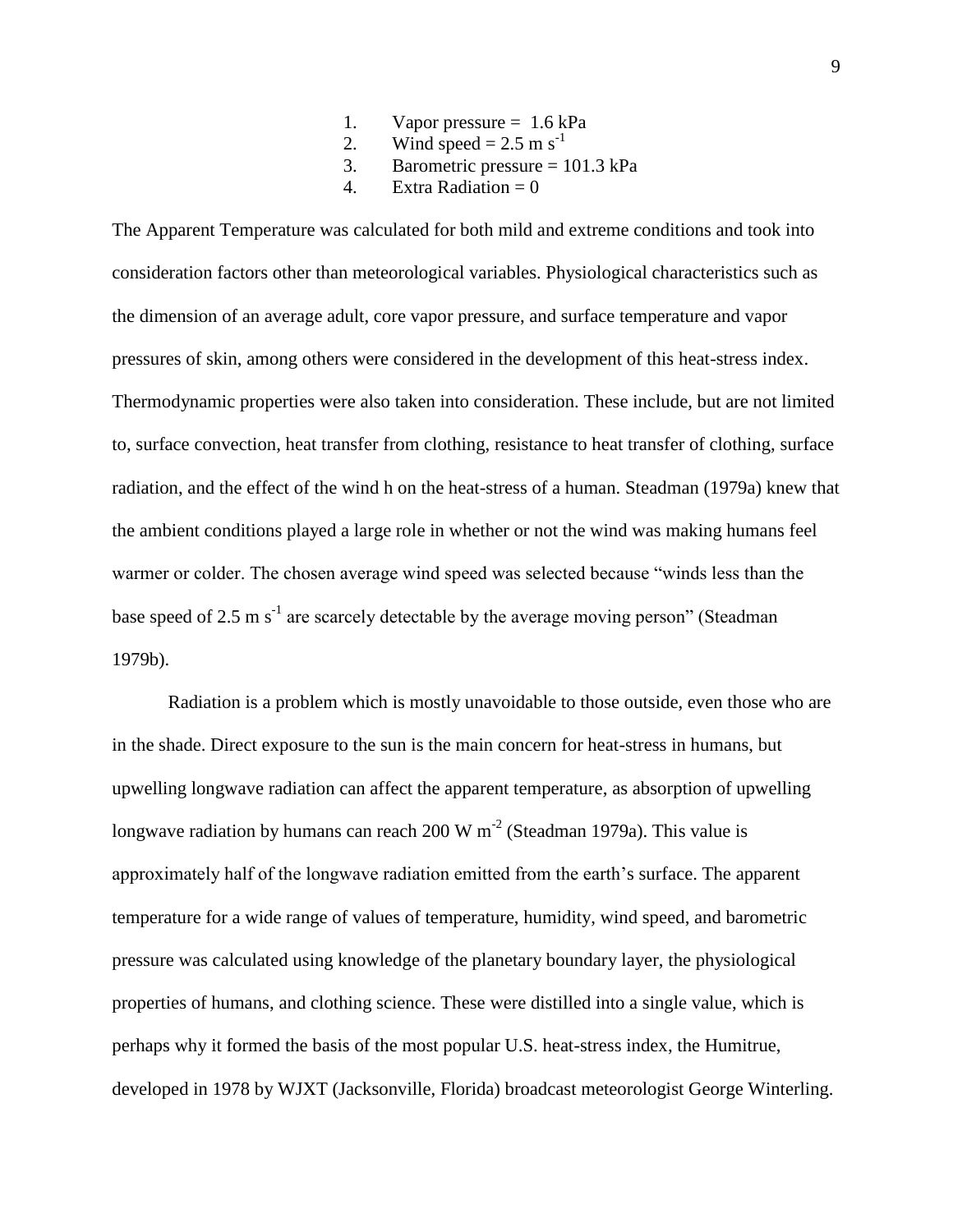1. Vapor pressure = 1.6 kPa
2. Wind speed = 2.5 m $s^{-1}$
3. Barometric pressure = 101.3 kPa
4. Extra Radiation = 0

The Apparent Temperature was calculated for both mild and extreme conditions and took into consideration factors other than meteorological variables. Physiological characteristics such as the dimension of an average adult, core vapor pressure, and surface temperature and vapor pressures of skin, among others were considered in the development of this heat-stress index. Thermodynamic properties were also taken into consideration. These include, but are not limited to, surface convection, heat transfer from clothing, resistance to heat transfer of clothing, surface radiation, and the effect of the wind h on the heat-stress of a human. Steadman (1979a) knew that the ambient conditions played a large role in whether or not the wind was making humans feel warmer or colder. The chosen average wind speed was selected because "winds less than the base speed of 2.5 m $s^{-1}$ are scarcely detectable by the average moving person" (Steadman 1979b).

Radiation is a problem which is mostly unavoidable to those outside, even those who are in the shade. Direct exposure to the sun is the main concern for heat-stress in humans, but upwelling longwave radiation can affect the apparent temperature, as absorption of upwelling longwave radiation by humans can reach 200 W $m^{-2}$ (Steadman 1979a). This value is approximately half of the longwave radiation emitted from the earth's surface. The apparent temperature for a wide range of values of temperature, humidity, wind speed, and barometric pressure was calculated using knowledge of the planetary boundary layer, the physiological properties of humans, and clothing science. These were distilled into a single value, which is perhaps why it formed the basis of the most popular U.S. heat-stress index, the Humitrue, developed in 1978 by WJXT (Jacksonville, Florida) broadcast meteorologist George Winterling.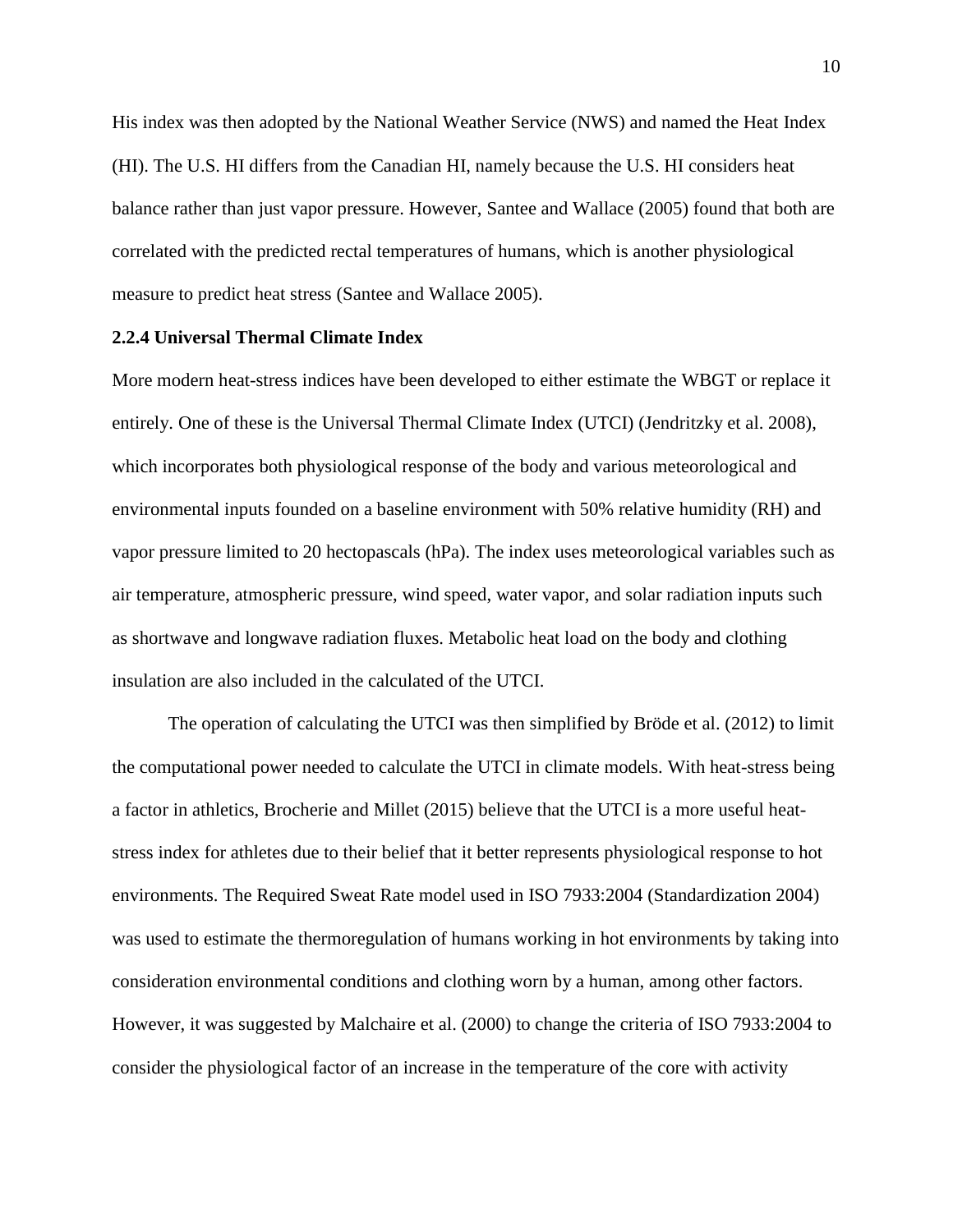His index was then adopted by the National Weather Service (NWS) and named the Heat Index (HI). The U.S. HI differs from the Canadian HI, namely because the U.S. HI considers heat balance rather than just vapor pressure. However, Santee and Wallace (2005) found that both are correlated with the predicted rectal temperatures of humans, which is another physiological measure to predict heat stress (Santee and Wallace 2005).

### 2.2.4 Universal Thermal Climate Index

More modern heat-stress indices have been developed to either estimate the WBGT or replace it entirely. One of these is the Universal Thermal Climate Index (UTCI) (Jendritzky et al. 2008), which incorporates both physiological response of the body and various meteorological and environmental inputs founded on a baseline environment with 50% relative humidity (RH) and vapor pressure limited to 20 hectopascals (hPa). The index uses meteorological variables such as air temperature, atmospheric pressure, wind speed, water vapor, and solar radiation inputs such as shortwave and longwave radiation fluxes. Metabolic heat load on the body and clothing insulation are also included in the calculated of the UTCI.

The operation of calculating the UTCI was then simplified by Bröde et al. (2012) to limit the computational power needed to calculate the UTCI in climate models. With heat-stress being a factor in athletics, Brocherie and Millet (2015) believe that the UTCI is a more useful heat-stress index for athletes due to their belief that it better represents physiological response to hot environments. The Required Sweat Rate model used in ISO 7933:2004 (Standardization 2004) was used to estimate the thermoregulation of humans working in hot environments by taking into consideration environmental conditions and clothing worn by a human, among other factors. However, it was suggested by Malchaire et al. (2000) to change the criteria of ISO 7933:2004 to consider the physiological factor of an increase in the temperature of the core with activity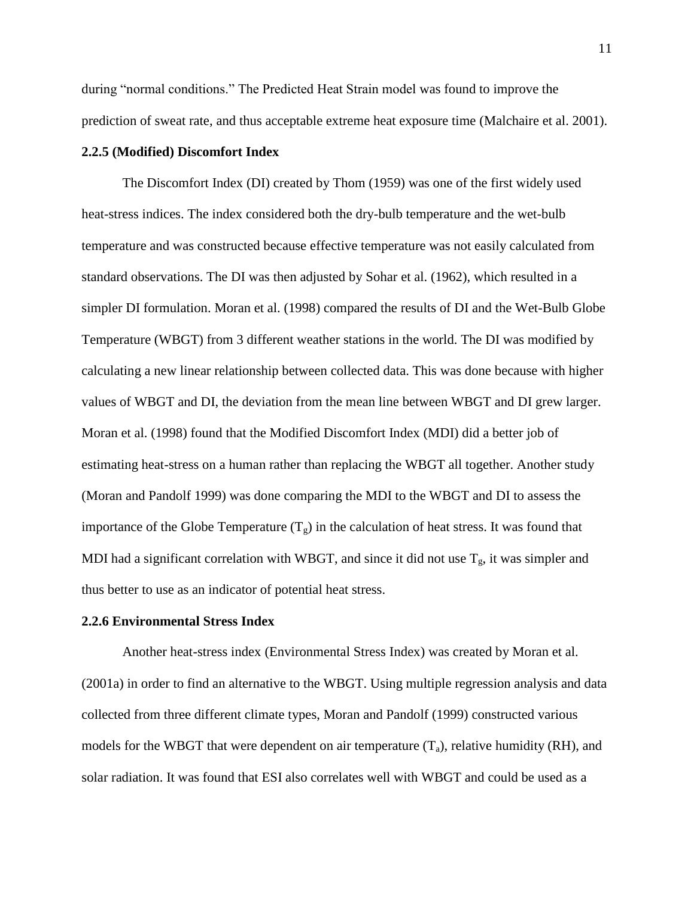during "normal conditions." The Predicted Heat Strain model was found to improve the prediction of sweat rate, and thus acceptable extreme heat exposure time (Malchaire et al. 2001).

### 2.2.5 (Modified) Discomfort Index

The Discomfort Index (DI) created by Thom (1959) was one of the first widely used heat-stress indices. The index considered both the dry-bulb temperature and the wet-bulb temperature and was constructed because effective temperature was not easily calculated from standard observations. The DI was then adjusted by Sohar et al. (1962), which resulted in a simpler DI formulation. Moran et al. (1998) compared the results of DI and the Wet-Bulb Globe Temperature (WBGT) from 3 different weather stations in the world. The DI was modified by calculating a new linear relationship between collected data. This was done because with higher values of WBGT and DI, the deviation from the mean line between WBGT and DI grew larger. Moran et al. (1998) found that the Modified Discomfort Index (MDI) did a better job of estimating heat-stress on a human rather than replacing the WBGT all together. Another study (Moran and Pandolf 1999) was done comparing the MDI to the WBGT and DI to assess the importance of the Globe Temperature ($T_g$) in the calculation of heat stress. It was found that MDI had a significant correlation with WBGT, and since it did not use $T_g$, it was simpler and thus better to use as an indicator of potential heat stress.

### 2.2.6 Environmental Stress Index

Another heat-stress index (Environmental Stress Index) was created by Moran et al. (2001a) in order to find an alternative to the WBGT. Using multiple regression analysis and data collected from three different climate types, Moran and Pandolf (1999) constructed various models for the WBGT that were dependent on air temperature ($T_a$), relative humidity (RH), and solar radiation. It was found that ESI also correlates well with WBGT and could be used as a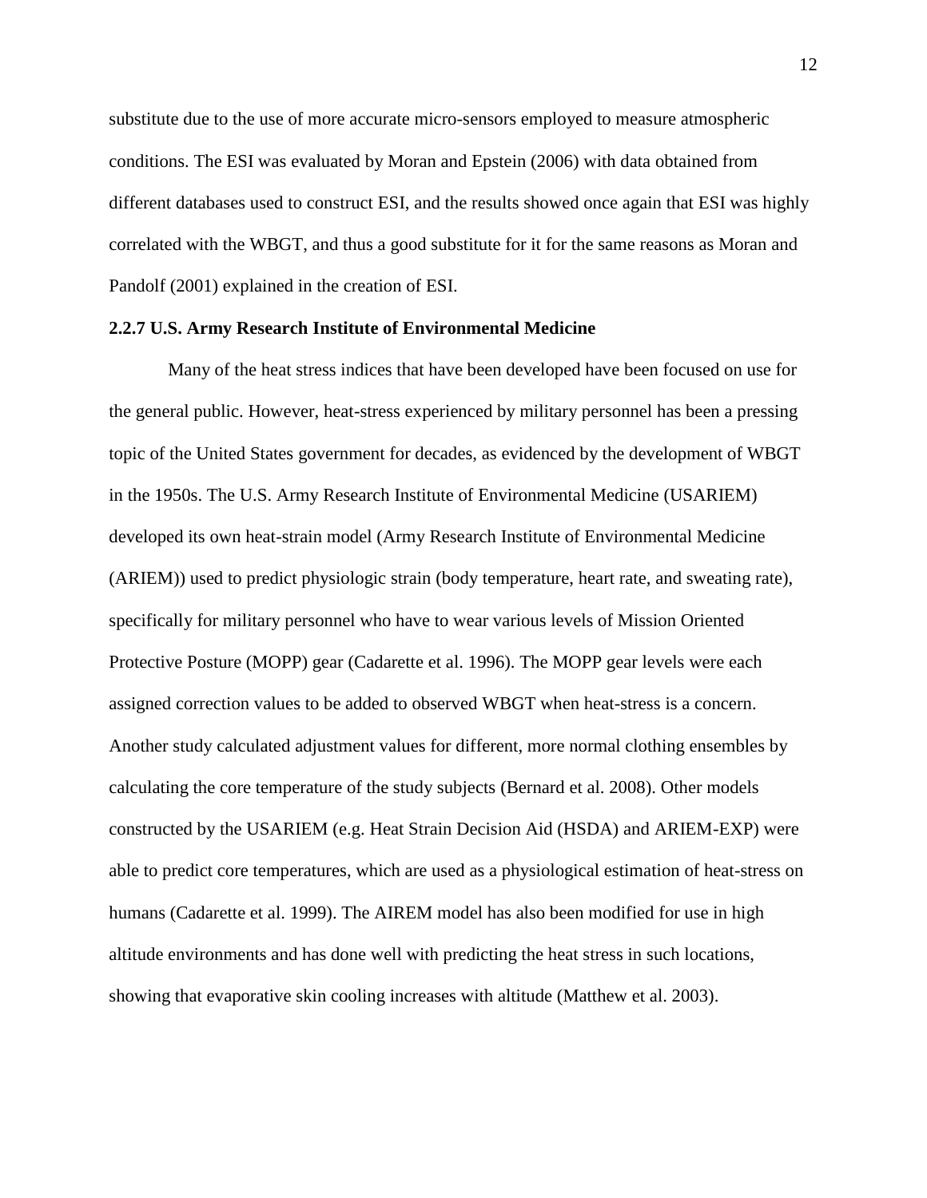substitute due to the use of more accurate micro-sensors employed to measure atmospheric conditions. The ESI was evaluated by Moran and Epstein (2006) with data obtained from different databases used to construct ESI, and the results showed once again that ESI was highly correlated with the WBGT, and thus a good substitute for it for the same reasons as Moran and Pandolf (2001) explained in the creation of ESI.

### 2.2.7 U.S. Army Research Institute of Environmental Medicine

Many of the heat stress indices that have been developed have been focused on use for the general public. However, heat-stress experienced by military personnel has been a pressing topic of the United States government for decades, as evidenced by the development of WBGT in the 1950s. The U.S. Army Research Institute of Environmental Medicine (USARIEM) developed its own heat-strain model (Army Research Institute of Environmental Medicine (ARIEM)) used to predict physiologic strain (body temperature, heart rate, and sweating rate), specifically for military personnel who have to wear various levels of Mission Oriented Protective Posture (MOPP) gear (Cadarette et al. 1996). The MOPP gear levels were each assigned correction values to be added to observed WBGT when heat-stress is a concern. Another study calculated adjustment values for different, more normal clothing ensembles by calculating the core temperature of the study subjects (Bernard et al. 2008). Other models constructed by the USARIEM (e.g. Heat Strain Decision Aid (HSDA) and ARIEM-EXP) were able to predict core temperatures, which are used as a physiological estimation of heat-stress on humans (Cadarette et al. 1999). The AIREM model has also been modified for use in high altitude environments and has done well with predicting the heat stress in such locations, showing that evaporative skin cooling increases with altitude (Matthew et al. 2003).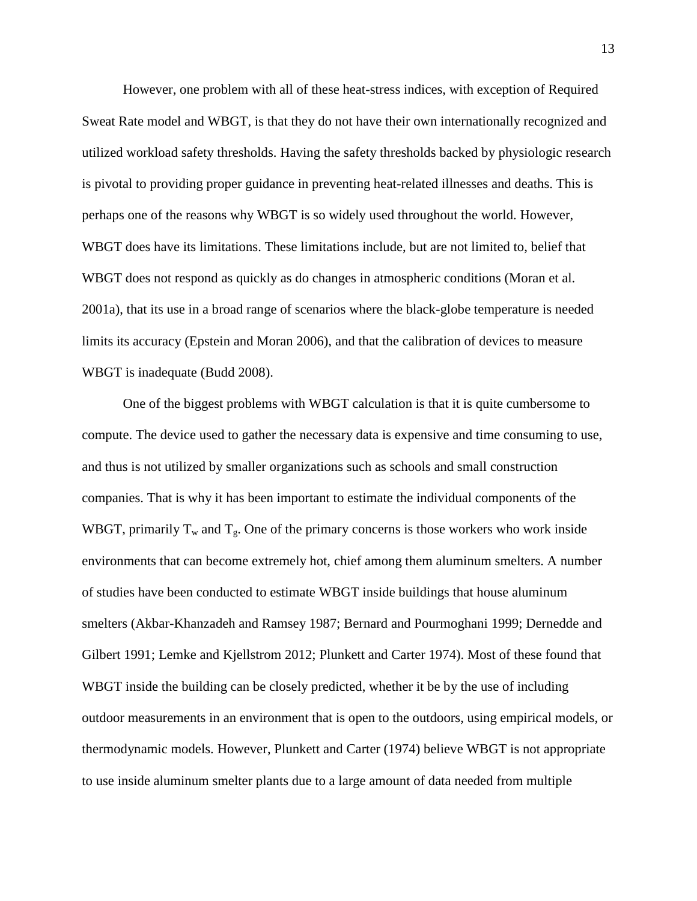However, one problem with all of these heat-stress indices, with exception of Required Sweat Rate model and WBGT, is that they do not have their own internationally recognized and utilized workload safety thresholds. Having the safety thresholds backed by physiologic research is pivotal to providing proper guidance in preventing heat-related illnesses and deaths. This is perhaps one of the reasons why WBGT is so widely used throughout the world. However, WBGT does have its limitations. These limitations include, but are not limited to, belief that WBGT does not respond as quickly as do changes in atmospheric conditions (Moran et al. 2001a), that its use in a broad range of scenarios where the black-globe temperature is needed limits its accuracy (Epstein and Moran 2006), and that the calibration of devices to measure WBGT is inadequate (Budd 2008).

One of the biggest problems with WBGT calculation is that it is quite cumbersome to compute. The device used to gather the necessary data is expensive and time consuming to use, and thus is not utilized by smaller organizations such as schools and small construction companies. That is why it has been important to estimate the individual components of the WBGT, primarily $T_w$ and $T_g$. One of the primary concerns is those workers who work inside environments that can become extremely hot, chief among them aluminum smelters. A number of studies have been conducted to estimate WBGT inside buildings that house aluminum smelters (Akbar-Khanzadeh and Ramsey 1987; Bernard and Pourmoghani 1999; Dernedde and Gilbert 1991; Lemke and Kjellstrom 2012; Plunkett and Carter 1974). Most of these found that WBGT inside the building can be closely predicted, whether it be by the use of including outdoor measurements in an environment that is open to the outdoors, using empirical models, or thermodynamic models. However, Plunkett and Carter (1974) believe WBGT is not appropriate to use inside aluminum smelter plants due to a large amount of data needed from multiple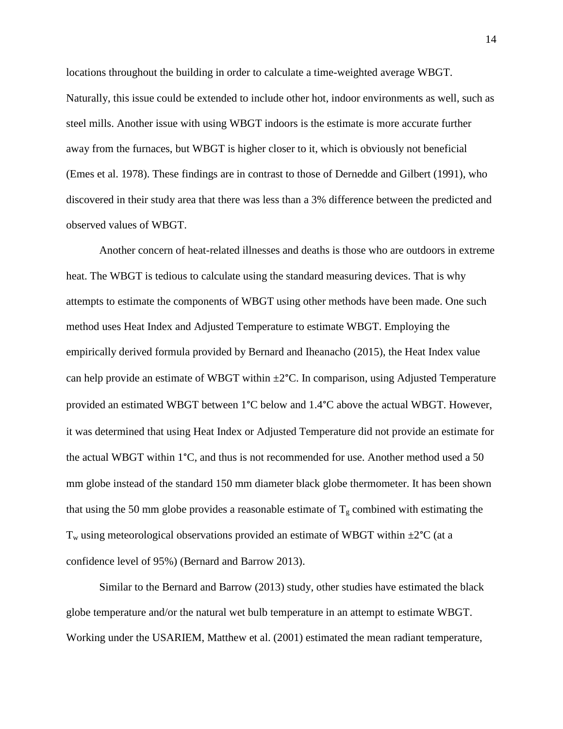locations throughout the building in order to calculate a time-weighted average WBGT. Naturally, this issue could be extended to include other hot, indoor environments as well, such as steel mills. Another issue with using WBGT indoors is the estimate is more accurate further away from the furnaces, but WBGT is higher closer to it, which is obviously not beneficial (Emes et al. 1978). These findings are in contrast to those of Dernedde and Gilbert (1991), who discovered in their study area that there was less than a 3% difference between the predicted and observed values of WBGT.

Another concern of heat-related illnesses and deaths is those who are outdoors in extreme heat. The WBGT is tedious to calculate using the standard measuring devices. That is why attempts to estimate the components of WBGT using other methods have been made. One such method uses Heat Index and Adjusted Temperature to estimate WBGT. Employing the empirically derived formula provided by Bernard and Iheanacho (2015), the Heat Index value can help provide an estimate of WBGT within ±2°C. In comparison, using Adjusted Temperature provided an estimated WBGT between 1°C below and 1.4°C above the actual WBGT. However, it was determined that using Heat Index or Adjusted Temperature did not provide an estimate for the actual WBGT within 1°C, and thus is not recommended for use. Another method used a 50 mm globe instead of the standard 150 mm diameter black globe thermometer. It has been shown that using the 50 mm globe provides a reasonable estimate of $T_g$ combined with estimating the $T_w$ using meteorological observations provided an estimate of WBGT within ±2°C (at a confidence level of 95%) (Bernard and Barrow 2013).

Similar to the Bernard and Barrow (2013) study, other studies have estimated the black globe temperature and/or the natural wet bulb temperature in an attempt to estimate WBGT. Working under the USARIEM, Matthew et al. (2001) estimated the mean radiant temperature,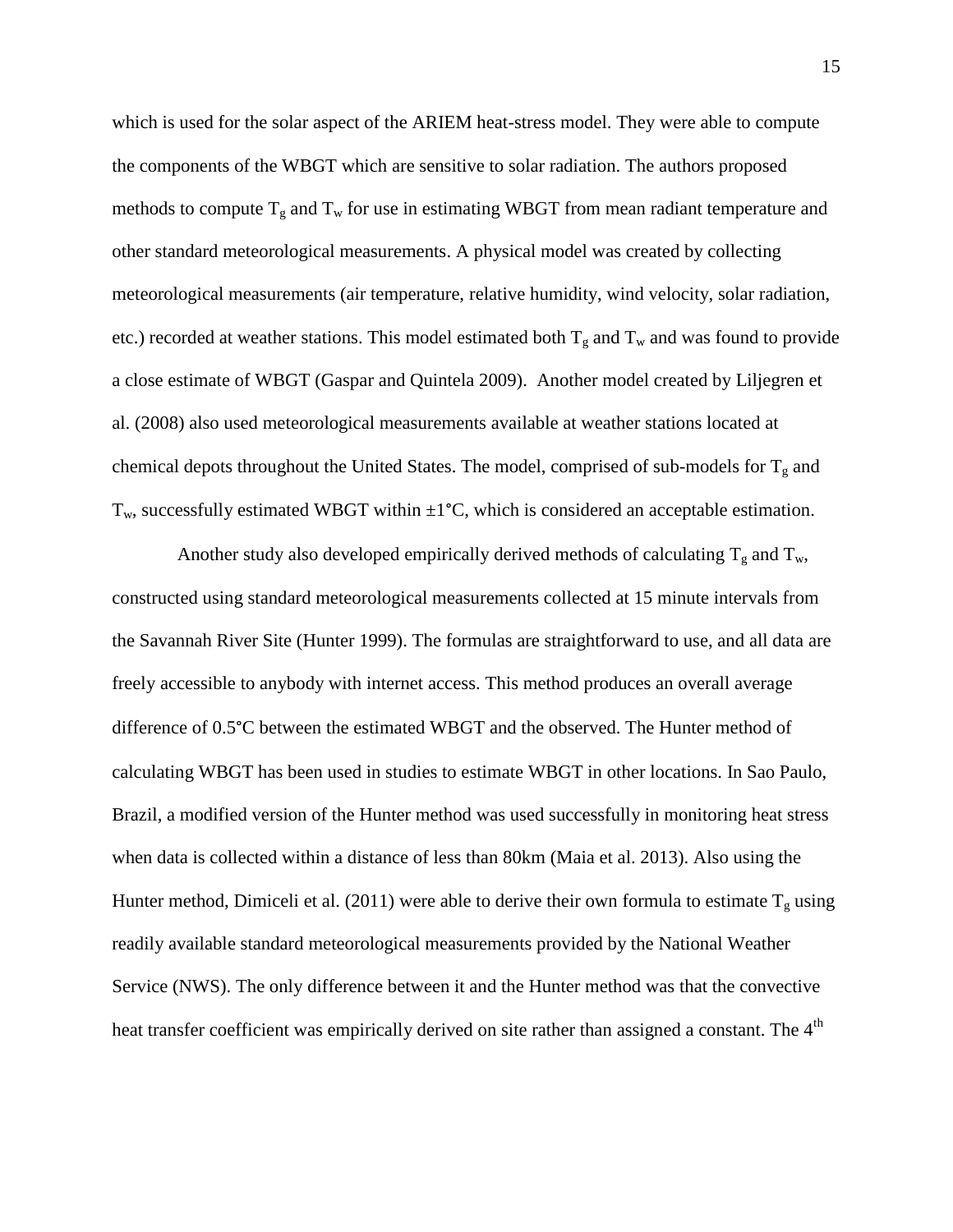which is used for the solar aspect of the ARIEM heat-stress model. They were able to compute the components of the WBGT which are sensitive to solar radiation. The authors proposed methods to compute $T_g$ and $T_w$ for use in estimating WBGT from mean radiant temperature and other standard meteorological measurements. A physical model was created by collecting meteorological measurements (air temperature, relative humidity, wind velocity, solar radiation, etc.) recorded at weather stations. This model estimated both $T_g$ and $T_w$ and was found to provide a close estimate of WBGT (Gaspar and Quintela 2009). Another model created by Liljegren et al. (2008) also used meteorological measurements available at weather stations located at chemical depots throughout the United States. The model, comprised of sub-models for $T_g$ and $T_w$, successfully estimated WBGT within ±1°C, which is considered an acceptable estimation.

Another study also developed empirically derived methods of calculating $T_g$ and $T_w$, constructed using standard meteorological measurements collected at 15 minute intervals from the Savannah River Site (Hunter 1999). The formulas are straightforward to use, and all data are freely accessible to anybody with internet access. This method produces an overall average difference of 0.5°C between the estimated WBGT and the observed. The Hunter method of calculating WBGT has been used in studies to estimate WBGT in other locations. In Sao Paulo, Brazil, a modified version of the Hunter method was used successfully in monitoring heat stress when data is collected within a distance of less than 80km (Maia et al. 2013). Also using the Hunter method, Dimiceli et al. (2011) were able to derive their own formula to estimate $T_g$ using readily available standard meteorological measurements provided by the National Weather Service (NWS). The only difference between it and the Hunter method was that the convective heat transfer coefficient was empirically derived on site rather than assigned a constant. The 4$^{th}$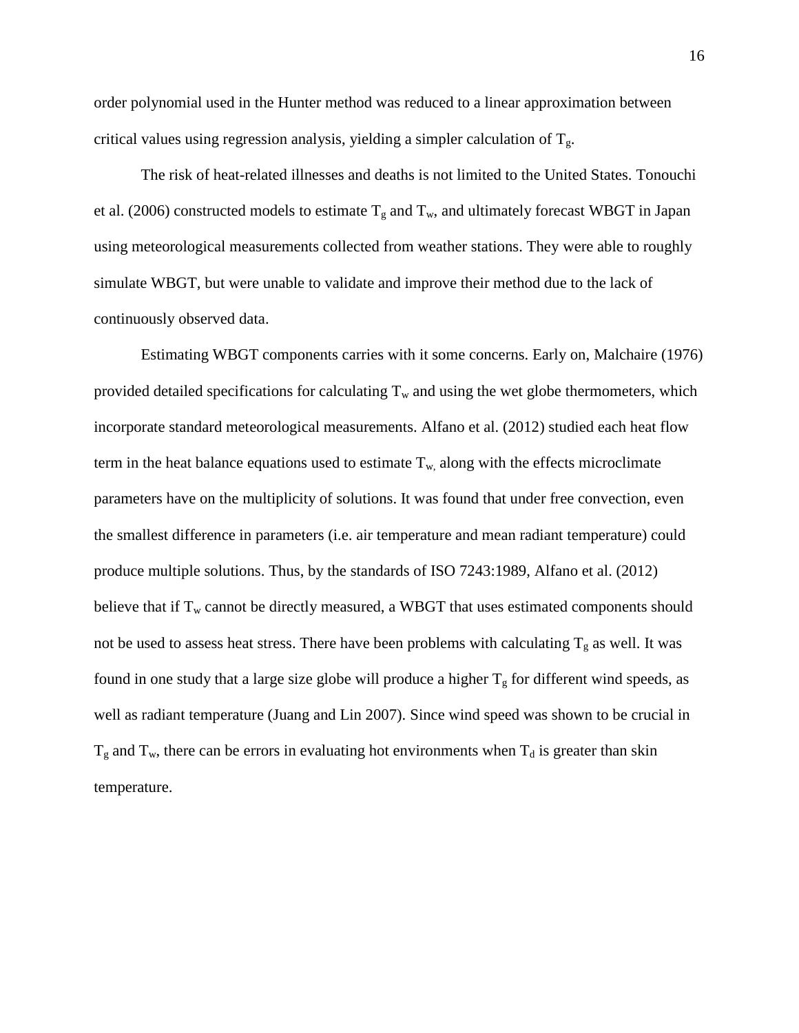order polynomial used in the Hunter method was reduced to a linear approximation between critical values using regression analysis, yielding a simpler calculation of $T_g$.

The risk of heat-related illnesses and deaths is not limited to the United States. Tonouchi et al. (2006) constructed models to estimate $T_g$ and $T_w$, and ultimately forecast WBGT in Japan using meteorological measurements collected from weather stations. They were able to roughly simulate WBGT, but were unable to validate and improve their method due to the lack of continuously observed data.

Estimating WBGT components carries with it some concerns. Early on, Malchaire (1976) provided detailed specifications for calculating $T_w$ and using the wet globe thermometers, which incorporate standard meteorological measurements. Alfano et al. (2012) studied each heat flow term in the heat balance equations used to estimate $T_{w,}$ along with the effects microclimate parameters have on the multiplicity of solutions. It was found that under free convection, even the smallest difference in parameters (i.e. air temperature and mean radiant temperature) could produce multiple solutions. Thus, by the standards of ISO 7243:1989, Alfano et al. (2012) believe that if $T_w$ cannot be directly measured, a WBGT that uses estimated components should not be used to assess heat stress. There have been problems with calculating $T_g$ as well. It was found in one study that a large size globe will produce a higher $T_g$ for different wind speeds, as well as radiant temperature (Juang and Lin 2007). Since wind speed was shown to be crucial in $T_g$ and $T_w$, there can be errors in evaluating hot environments when $T_d$ is greater than skin temperature.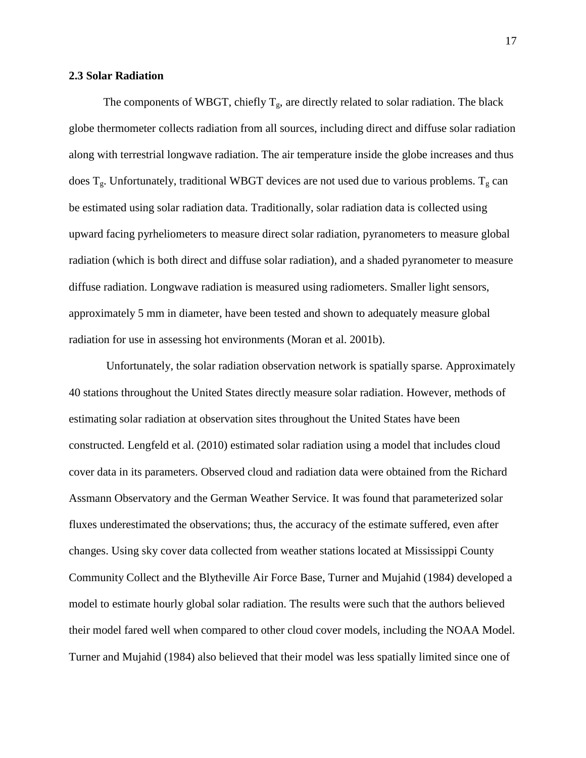### 2.3 Solar Radiation

The components of WBGT, chiefly $T_g$, are directly related to solar radiation. The black globe thermometer collects radiation from all sources, including direct and diffuse solar radiation along with terrestrial longwave radiation. The air temperature inside the globe increases and thus does $T_g$. Unfortunately, traditional WBGT devices are not used due to various problems. $T_g$ can be estimated using solar radiation data. Traditionally, solar radiation data is collected using upward facing pyrheliometers to measure direct solar radiation, pyranometers to measure global radiation (which is both direct and diffuse solar radiation), and a shaded pyranometer to measure diffuse radiation. Longwave radiation is measured using radiometers. Smaller light sensors, approximately 5 mm in diameter, have been tested and shown to adequately measure global radiation for use in assessing hot environments (Moran et al. 2001b).

Unfortunately, the solar radiation observation network is spatially sparse. Approximately 40 stations throughout the United States directly measure solar radiation. However, methods of estimating solar radiation at observation sites throughout the United States have been constructed. Lengfeld et al. (2010) estimated solar radiation using a model that includes cloud cover data in its parameters. Observed cloud and radiation data were obtained from the Richard Assmann Observatory and the German Weather Service. It was found that parameterized solar fluxes underestimated the observations; thus, the accuracy of the estimate suffered, even after changes. Using sky cover data collected from weather stations located at Mississippi County Community Collect and the Blytheville Air Force Base, Turner and Mujahid (1984) developed a model to estimate hourly global solar radiation. The results were such that the authors believed their model fared well when compared to other cloud cover models, including the NOAA Model. Turner and Mujahid (1984) also believed that their model was less spatially limited since one of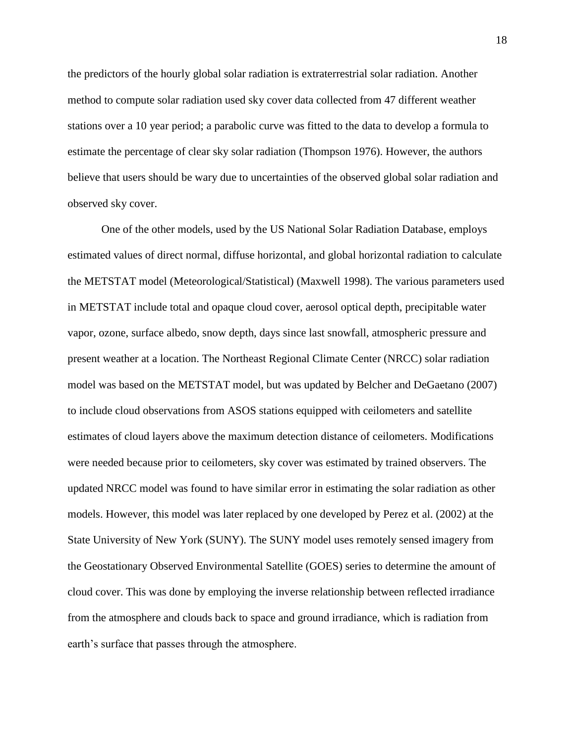the predictors of the hourly global solar radiation is extraterrestrial solar radiation. Another method to compute solar radiation used sky cover data collected from 47 different weather stations over a 10 year period; a parabolic curve was fitted to the data to develop a formula to estimate the percentage of clear sky solar radiation (Thompson 1976). However, the authors believe that users should be wary due to uncertainties of the observed global solar radiation and observed sky cover.

One of the other models, used by the US National Solar Radiation Database, employs estimated values of direct normal, diffuse horizontal, and global horizontal radiation to calculate the METSTAT model (Meteorological/Statistical) (Maxwell 1998). The various parameters used in METSTAT include total and opaque cloud cover, aerosol optical depth, precipitable water vapor, ozone, surface albedo, snow depth, days since last snowfall, atmospheric pressure and present weather at a location. The Northeast Regional Climate Center (NRCC) solar radiation model was based on the METSTAT model, but was updated by Belcher and DeGaetano (2007) to include cloud observations from ASOS stations equipped with ceilometers and satellite estimates of cloud layers above the maximum detection distance of ceilometers. Modifications were needed because prior to ceilometers, sky cover was estimated by trained observers. The updated NRCC model was found to have similar error in estimating the solar radiation as other models. However, this model was later replaced by one developed by Perez et al. (2002) at the State University of New York (SUNY). The SUNY model uses remotely sensed imagery from the Geostationary Observed Environmental Satellite (GOES) series to determine the amount of cloud cover. This was done by employing the inverse relationship between reflected irradiance from the atmosphere and clouds back to space and ground irradiance, which is radiation from earth's surface that passes through the atmosphere.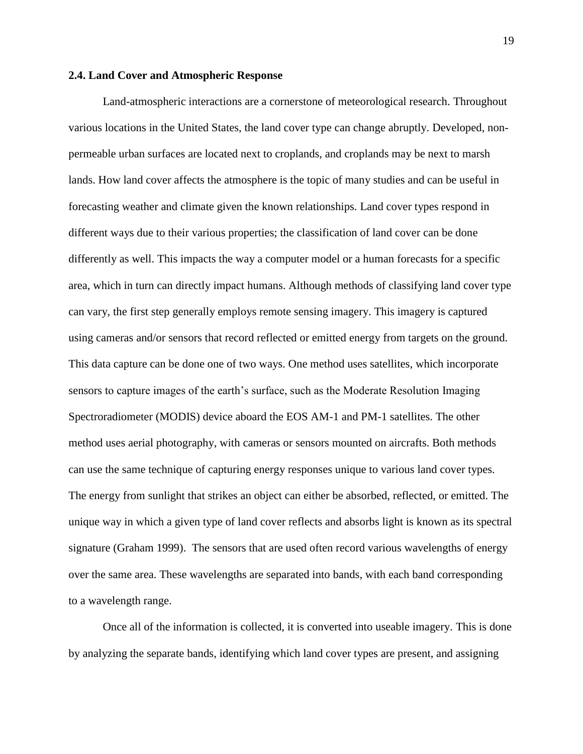### 2.4. Land Cover and Atmospheric Response

Land-atmospheric interactions are a cornerstone of meteorological research. Throughout various locations in the United States, the land cover type can change abruptly. Developed, non-permeable urban surfaces are located next to croplands, and croplands may be next to marsh lands. How land cover affects the atmosphere is the topic of many studies and can be useful in forecasting weather and climate given the known relationships. Land cover types respond in different ways due to their various properties; the classification of land cover can be done differently as well. This impacts the way a computer model or a human forecasts for a specific area, which in turn can directly impact humans. Although methods of classifying land cover type can vary, the first step generally employs remote sensing imagery. This imagery is captured using cameras and/or sensors that record reflected or emitted energy from targets on the ground. This data capture can be done one of two ways. One method uses satellites, which incorporate sensors to capture images of the earth's surface, such as the Moderate Resolution Imaging Spectroradiometer (MODIS) device aboard the EOS AM-1 and PM-1 satellites. The other method uses aerial photography, with cameras or sensors mounted on aircrafts. Both methods can use the same technique of capturing energy responses unique to various land cover types. The energy from sunlight that strikes an object can either be absorbed, reflected, or emitted. The unique way in which a given type of land cover reflects and absorbs light is known as its spectral signature (Graham 1999). The sensors that are used often record various wavelengths of energy over the same area. These wavelengths are separated into bands, with each band corresponding to a wavelength range.

Once all of the information is collected, it is converted into useable imagery. This is done by analyzing the separate bands, identifying which land cover types are present, and assigning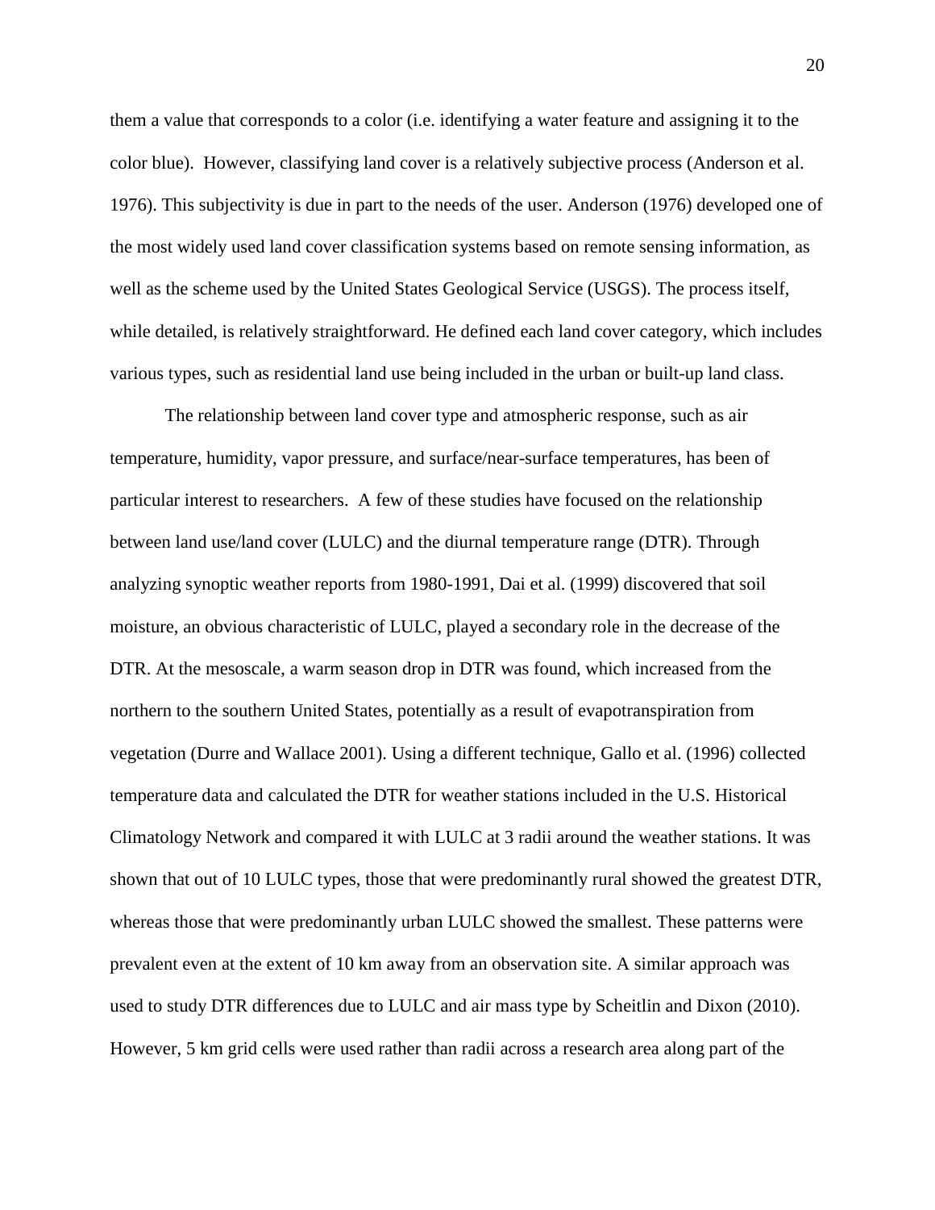them a value that corresponds to a color (i.e. identifying a water feature and assigning it to the color blue). However, classifying land cover is a relatively subjective process (Anderson et al. 1976). This subjectivity is due in part to the needs of the user. Anderson (1976) developed one of the most widely used land cover classification systems based on remote sensing information, as well as the scheme used by the United States Geological Service (USGS). The process itself, while detailed, is relatively straightforward. He defined each land cover category, which includes various types, such as residential land use being included in the urban or built-up land class.

The relationship between land cover type and atmospheric response, such as air temperature, humidity, vapor pressure, and surface/near-surface temperatures, has been of particular interest to researchers. A few of these studies have focused on the relationship between land use/land cover (LULC) and the diurnal temperature range (DTR). Through analyzing synoptic weather reports from 1980-1991, Dai et al. (1999) discovered that soil moisture, an obvious characteristic of LULC, played a secondary role in the decrease of the DTR. At the mesoscale, a warm season drop in DTR was found, which increased from the northern to the southern United States, potentially as a result of evapotranspiration from vegetation (Durre and Wallace 2001). Using a different technique, Gallo et al. (1996) collected temperature data and calculated the DTR for weather stations included in the U.S. Historical Climatology Network and compared it with LULC at 3 radii around the weather stations. It was shown that out of 10 LULC types, those that were predominantly rural showed the greatest DTR, whereas those that were predominantly urban LULC showed the smallest. These patterns were prevalent even at the extent of 10 km away from an observation site. A similar approach was used to study DTR differences due to LULC and air mass type by Scheitlin and Dixon (2010). However, 5 km grid cells were used rather than radii across a research area along part of the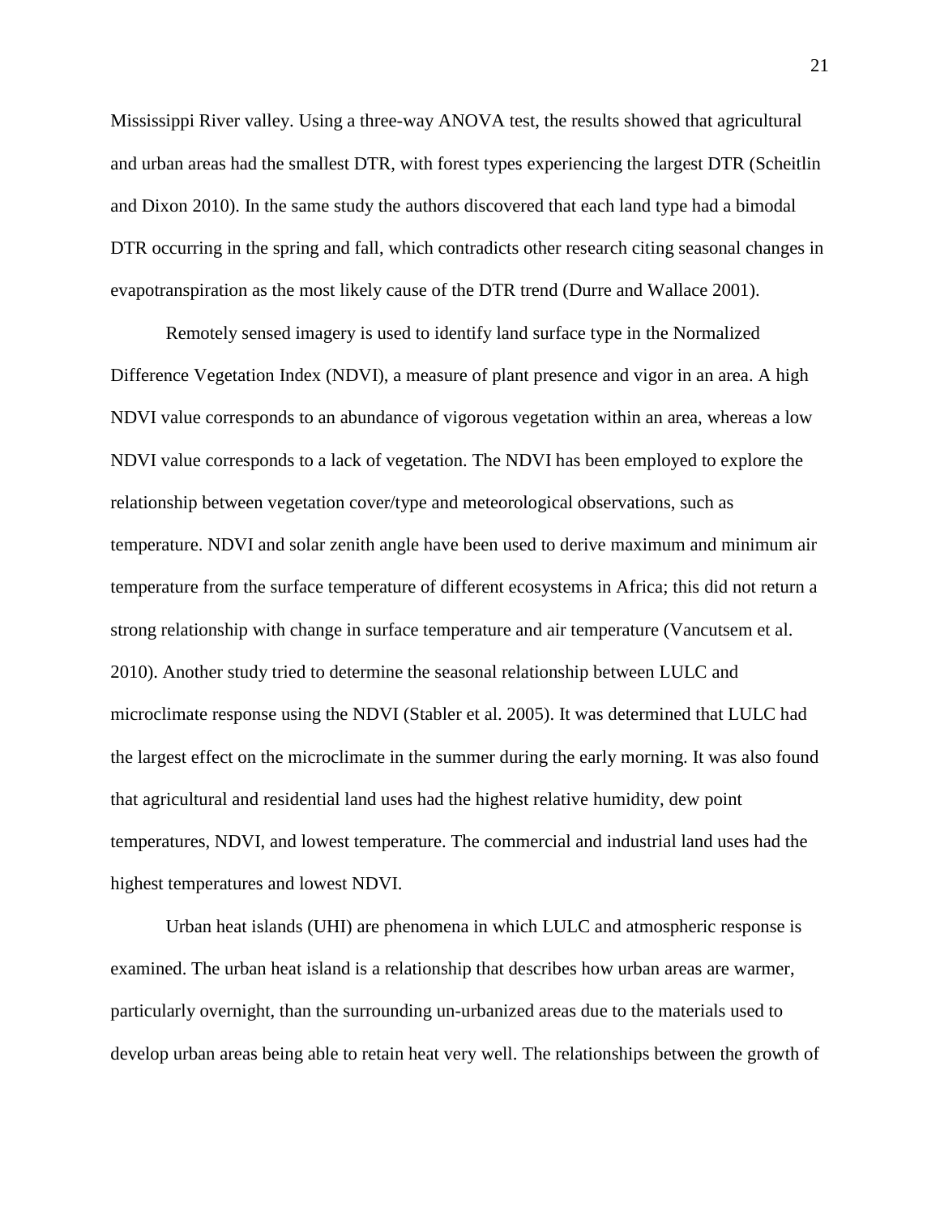Mississippi River valley. Using a three-way ANOVA test, the results showed that agricultural and urban areas had the smallest DTR, with forest types experiencing the largest DTR (Scheitlin and Dixon 2010). In the same study the authors discovered that each land type had a bimodal DTR occurring in the spring and fall, which contradicts other research citing seasonal changes in evapotranspiration as the most likely cause of the DTR trend (Durre and Wallace 2001).

Remotely sensed imagery is used to identify land surface type in the Normalized Difference Vegetation Index (NDVI), a measure of plant presence and vigor in an area. A high NDVI value corresponds to an abundance of vigorous vegetation within an area, whereas a low NDVI value corresponds to a lack of vegetation. The NDVI has been employed to explore the relationship between vegetation cover/type and meteorological observations, such as temperature. NDVI and solar zenith angle have been used to derive maximum and minimum air temperature from the surface temperature of different ecosystems in Africa; this did not return a strong relationship with change in surface temperature and air temperature (Vancutsem et al. 2010). Another study tried to determine the seasonal relationship between LULC and microclimate response using the NDVI (Stabler et al. 2005). It was determined that LULC had the largest effect on the microclimate in the summer during the early morning. It was also found that agricultural and residential land uses had the highest relative humidity, dew point temperatures, NDVI, and lowest temperature. The commercial and industrial land uses had the highest temperatures and lowest NDVI.

Urban heat islands (UHI) are phenomena in which LULC and atmospheric response is examined. The urban heat island is a relationship that describes how urban areas are warmer, particularly overnight, than the surrounding un-urbanized areas due to the materials used to develop urban areas being able to retain heat very well. The relationships between the growth of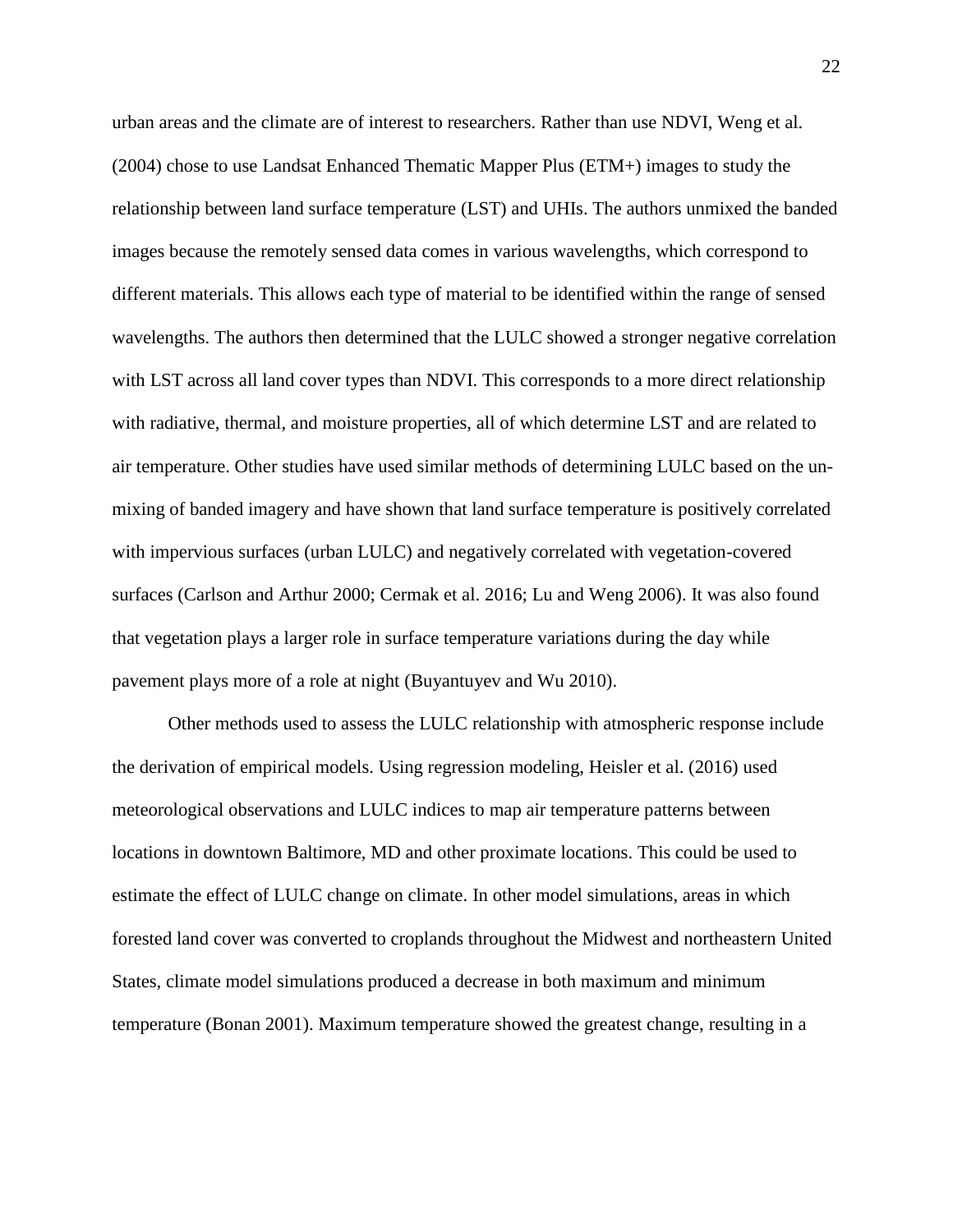urban areas and the climate are of interest to researchers. Rather than use NDVI, Weng et al. (2004) chose to use Landsat Enhanced Thematic Mapper Plus (ETM+) images to study the relationship between land surface temperature (LST) and UHIs. The authors unmixed the banded images because the remotely sensed data comes in various wavelengths, which correspond to different materials. This allows each type of material to be identified within the range of sensed wavelengths. The authors then determined that the LULC showed a stronger negative correlation with LST across all land cover types than NDVI. This corresponds to a more direct relationship with radiative, thermal, and moisture properties, all of which determine LST and are related to air temperature. Other studies have used similar methods of determining LULC based on the un-mixing of banded imagery and have shown that land surface temperature is positively correlated with impervious surfaces (urban LULC) and negatively correlated with vegetation-covered surfaces (Carlson and Arthur 2000; Cermak et al. 2016; Lu and Weng 2006). It was also found that vegetation plays a larger role in surface temperature variations during the day while pavement plays more of a role at night (Buyantuyev and Wu 2010).

Other methods used to assess the LULC relationship with atmospheric response include the derivation of empirical models. Using regression modeling, Heisler et al. (2016) used meteorological observations and LULC indices to map air temperature patterns between locations in downtown Baltimore, MD and other proximate locations. This could be used to estimate the effect of LULC change on climate. In other model simulations, areas in which forested land cover was converted to croplands throughout the Midwest and northeastern United States, climate model simulations produced a decrease in both maximum and minimum temperature (Bonan 2001). Maximum temperature showed the greatest change, resulting in a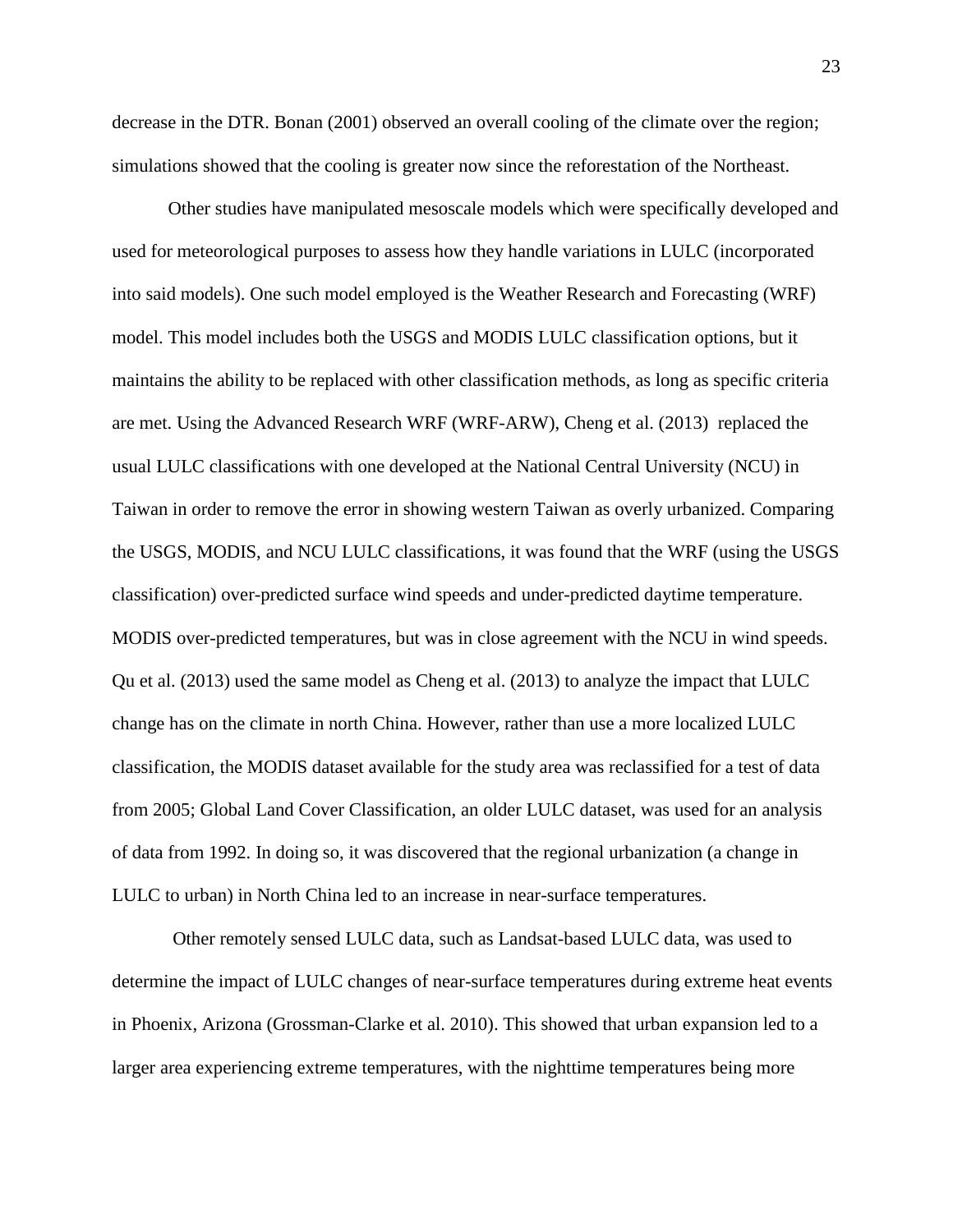decrease in the DTR. Bonan (2001) observed an overall cooling of the climate over the region; simulations showed that the cooling is greater now since the reforestation of the Northeast.

Other studies have manipulated mesoscale models which were specifically developed and used for meteorological purposes to assess how they handle variations in LULC (incorporated into said models). One such model employed is the Weather Research and Forecasting (WRF) model. This model includes both the USGS and MODIS LULC classification options, but it maintains the ability to be replaced with other classification methods, as long as specific criteria are met. Using the Advanced Research WRF (WRF-ARW), Cheng et al. (2013) replaced the usual LULC classifications with one developed at the National Central University (NCU) in Taiwan in order to remove the error in showing western Taiwan as overly urbanized. Comparing the USGS, MODIS, and NCU LULC classifications, it was found that the WRF (using the USGS classification) over-predicted surface wind speeds and under-predicted daytime temperature. MODIS over-predicted temperatures, but was in close agreement with the NCU in wind speeds. Qu et al. (2013) used the same model as Cheng et al. (2013) to analyze the impact that LULC change has on the climate in north China. However, rather than use a more localized LULC classification, the MODIS dataset available for the study area was reclassified for a test of data from 2005; Global Land Cover Classification, an older LULC dataset, was used for an analysis of data from 1992. In doing so, it was discovered that the regional urbanization (a change in LULC to urban) in North China led to an increase in near-surface temperatures.

Other remotely sensed LULC data, such as Landsat-based LULC data, was used to determine the impact of LULC changes of near-surface temperatures during extreme heat events in Phoenix, Arizona (Grossman-Clarke et al. 2010). This showed that urban expansion led to a larger area experiencing extreme temperatures, with the nighttime temperatures being more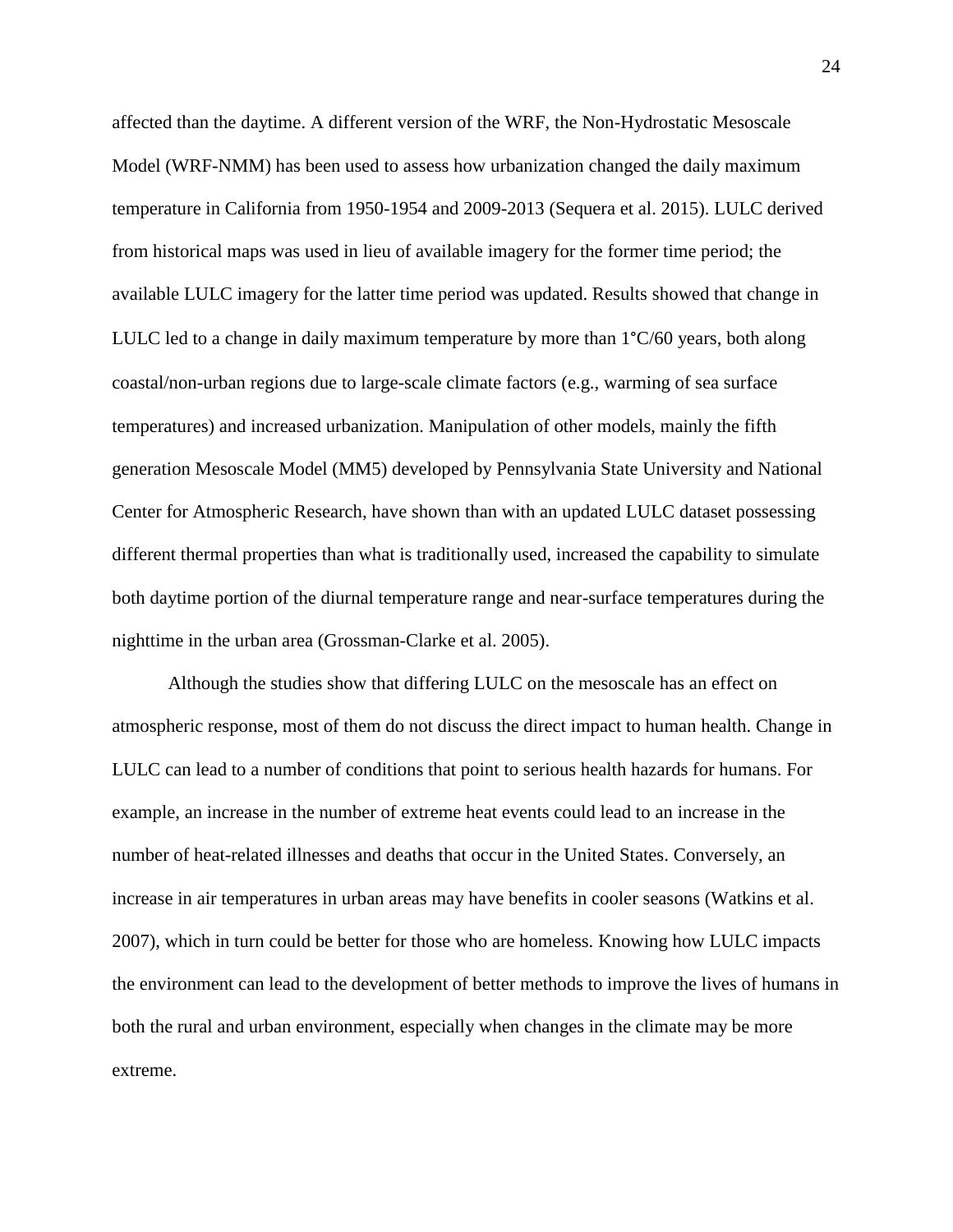affected than the daytime. A different version of the WRF, the Non-Hydrostatic Mesoscale Model (WRF-NMM) has been used to assess how urbanization changed the daily maximum temperature in California from 1950-1954 and 2009-2013 (Sequera et al. 2015). LULC derived from historical maps was used in lieu of available imagery for the former time period; the available LULC imagery for the latter time period was updated. Results showed that change in LULC led to a change in daily maximum temperature by more than 1°C/60 years, both along coastal/non-urban regions due to large-scale climate factors (e.g., warming of sea surface temperatures) and increased urbanization. Manipulation of other models, mainly the fifth generation Mesoscale Model (MM5) developed by Pennsylvania State University and National Center for Atmospheric Research, have shown than with an updated LULC dataset possessing different thermal properties than what is traditionally used, increased the capability to simulate both daytime portion of the diurnal temperature range and near-surface temperatures during the nighttime in the urban area (Grossman-Clarke et al. 2005).

Although the studies show that differing LULC on the mesoscale has an effect on atmospheric response, most of them do not discuss the direct impact to human health. Change in LULC can lead to a number of conditions that point to serious health hazards for humans. For example, an increase in the number of extreme heat events could lead to an increase in the number of heat-related illnesses and deaths that occur in the United States. Conversely, an increase in air temperatures in urban areas may have benefits in cooler seasons (Watkins et al. 2007), which in turn could be better for those who are homeless. Knowing how LULC impacts the environment can lead to the development of better methods to improve the lives of humans in both the rural and urban environment, especially when changes in the climate may be more extreme.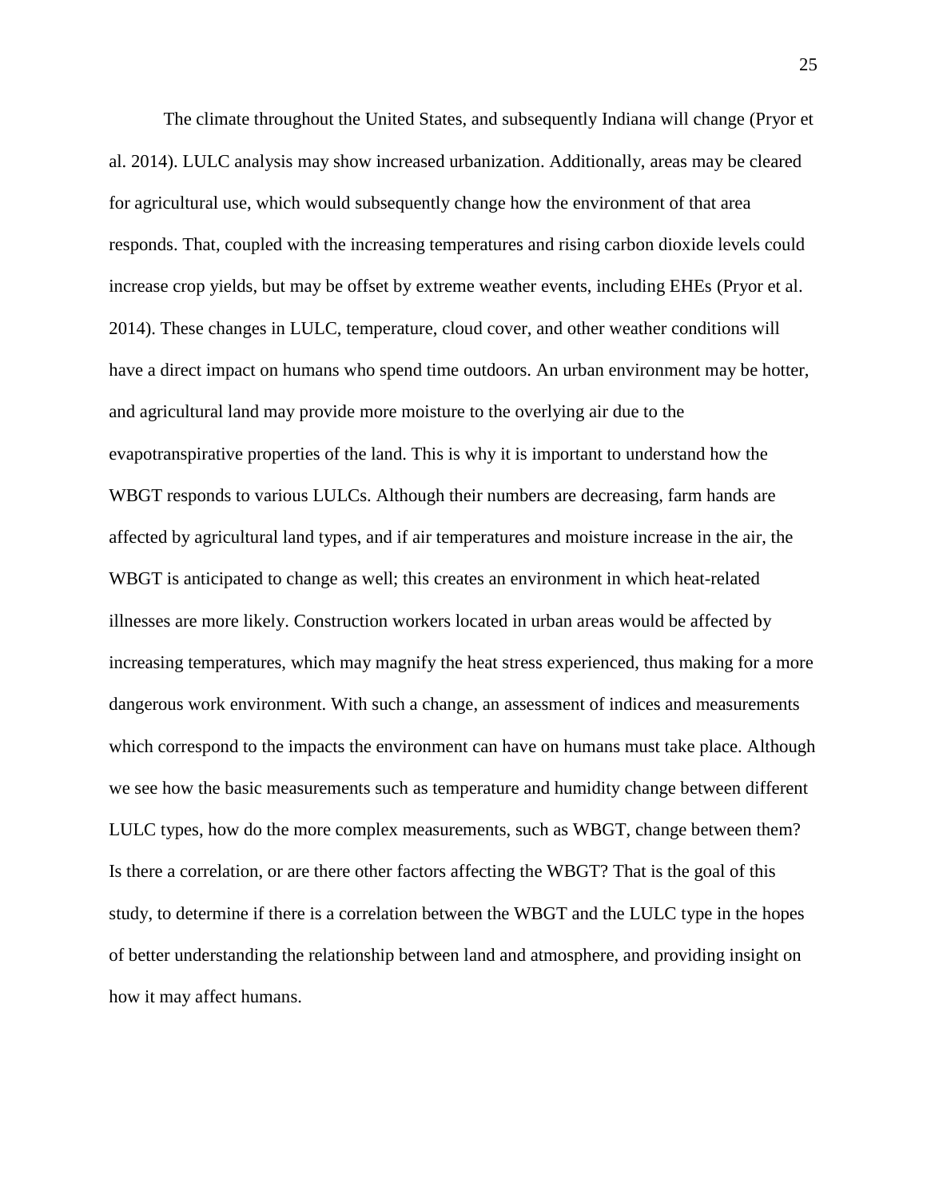The climate throughout the United States, and subsequently Indiana will change (Pryor et al. 2014). LULC analysis may show increased urbanization. Additionally, areas may be cleared for agricultural use, which would subsequently change how the environment of that area responds. That, coupled with the increasing temperatures and rising carbon dioxide levels could increase crop yields, but may be offset by extreme weather events, including EHEs (Pryor et al. 2014). These changes in LULC, temperature, cloud cover, and other weather conditions will have a direct impact on humans who spend time outdoors. An urban environment may be hotter, and agricultural land may provide more moisture to the overlying air due to the evapotranspirative properties of the land. This is why it is important to understand how the WBGT responds to various LULCs. Although their numbers are decreasing, farm hands are affected by agricultural land types, and if air temperatures and moisture increase in the air, the WBGT is anticipated to change as well; this creates an environment in which heat-related illnesses are more likely. Construction workers located in urban areas would be affected by increasing temperatures, which may magnify the heat stress experienced, thus making for a more dangerous work environment. With such a change, an assessment of indices and measurements which correspond to the impacts the environment can have on humans must take place. Although we see how the basic measurements such as temperature and humidity change between different LULC types, how do the more complex measurements, such as WBGT, change between them? Is there a correlation, or are there other factors affecting the WBGT? That is the goal of this study, to determine if there is a correlation between the WBGT and the LULC type in the hopes of better understanding the relationship between land and atmosphere, and providing insight on how it may affect humans.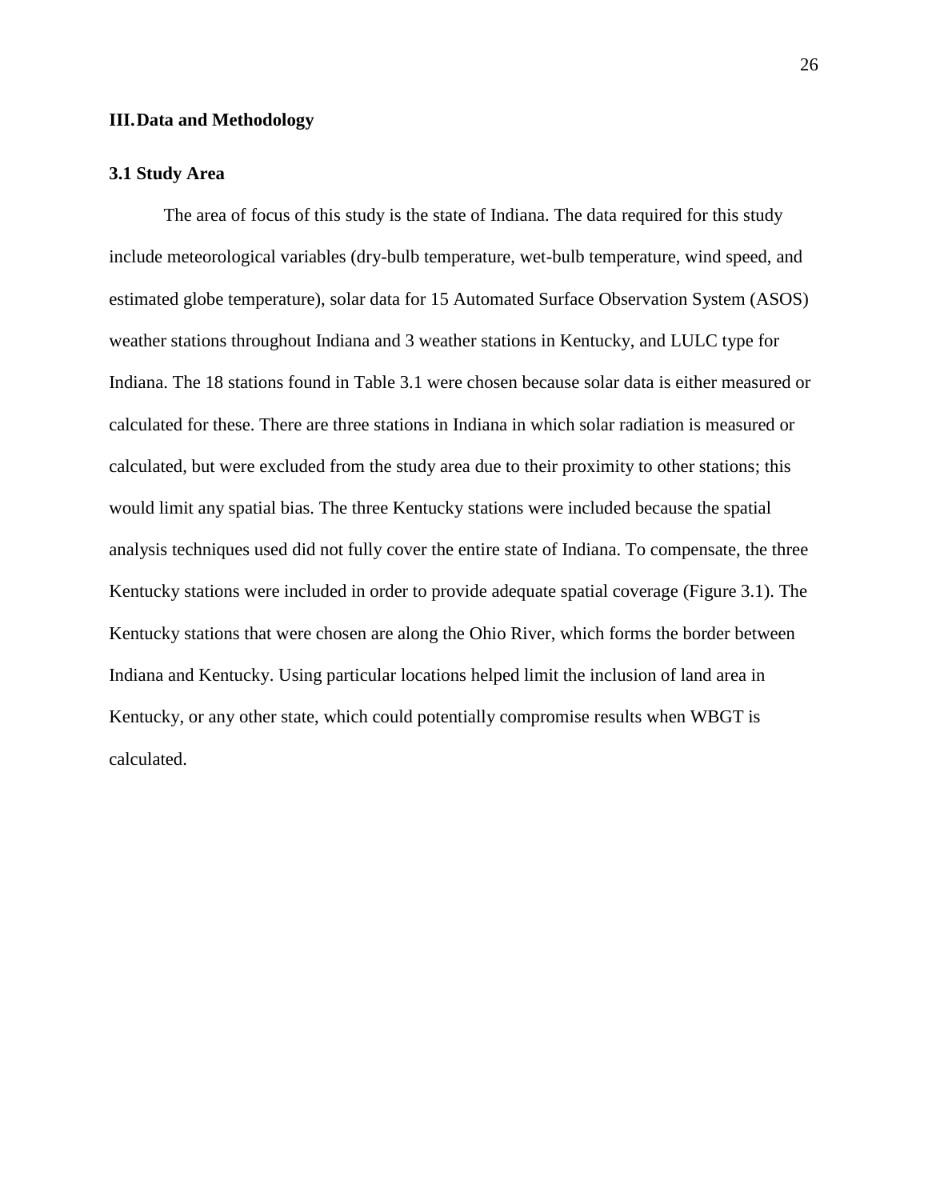# III. Data and Methodology

## 3.1 Study Area

The area of focus of this study is the state of Indiana. The data required for this study include meteorological variables (dry-bulb temperature, wet-bulb temperature, wind speed, and estimated globe temperature), solar data for 15 Automated Surface Observation System (ASOS) weather stations throughout Indiana and 3 weather stations in Kentucky, and LULC type for Indiana. The 18 stations found in Table 3.1 were chosen because solar data is either measured or calculated for these. There are three stations in Indiana in which solar radiation is measured or calculated, but were excluded from the study area due to their proximity to other stations; this would limit any spatial bias. The three Kentucky stations were included because the spatial analysis techniques used did not fully cover the entire state of Indiana. To compensate, the three Kentucky stations were included in order to provide adequate spatial coverage (Figure 3.1). The Kentucky stations that were chosen are along the Ohio River, which forms the border between Indiana and Kentucky. Using particular locations helped limit the inclusion of land area in Kentucky, or any other state, which could potentially compromise results when WBGT is calculated.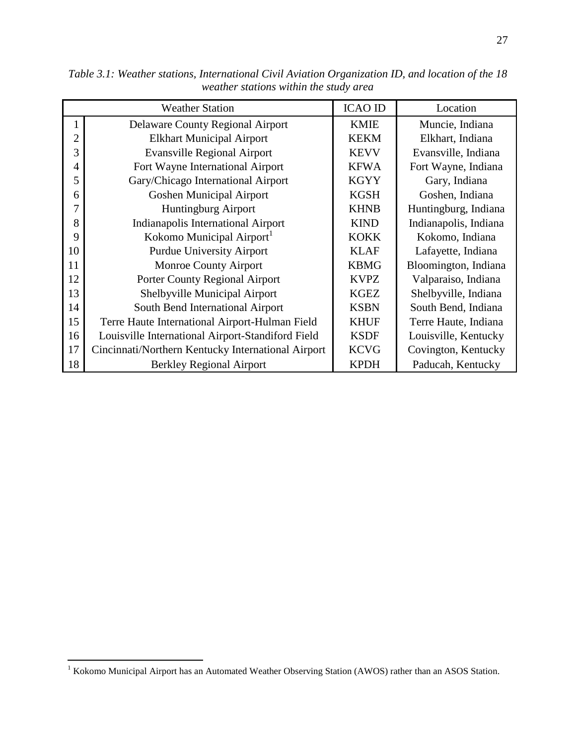*Table 3.1: Weather stations, International Civil Aviation Organization ID, and location of the 18 weather stations within the study area*

| | Weather Station | ICAO ID | Location |
|---|---|---|---|
| 1 | Delaware County Regional Airport | KMIE | Muncie, Indiana |
| 2 | Elkhart Municipal Airport | KEKM | Elkhart, Indiana |
| 3 | Evansville Regional Airport | KEVV | Evansville, Indiana |
| 4 | Fort Wayne International Airport | KFWA | Fort Wayne, Indiana |
| 5 | Gary/Chicago International Airport | KGYY | Gary, Indiana |
| 6 | Goshen Municipal Airport | KGSH | Goshen, Indiana |
| 7 | Huntingburg Airport | KHNB | Huntingburg, Indiana |
| 8 | Indianapolis International Airport | KIND | Indianapolis, Indiana |
| 9 | Kokomo Municipal Airport[1] | KOKK | Kokomo, Indiana |
| 10 | Purdue University Airport | KLAF | Lafayette, Indiana |
| 11 | Monroe County Airport | KBMG | Bloomington, Indiana |
| 12 | Porter County Regional Airport | KVPZ | Valparaiso, Indiana |
| 13 | Shelbyville Municipal Airport | KGEZ | Shelbyville, Indiana |
| 14 | South Bend International Airport | KSBN | South Bend, Indiana |
| 15 | Terre Haute International Airport-Hulman Field | KHUF | Terre Haute, Indiana |
| 16 | Louisville International Airport-Standiford Field | KSDF | Louisville, Kentucky |
| 17 | Cincinnati/Northern Kentucky International Airport | KCVG | Covington, Kentucky |
| 18 | Berkley Regional Airport | KPDH | Paducah, Kentucky |

[1] Kokomo Municipal Airport has an Automated Weather Observing Station (AWOS) rather than an ASOS Station.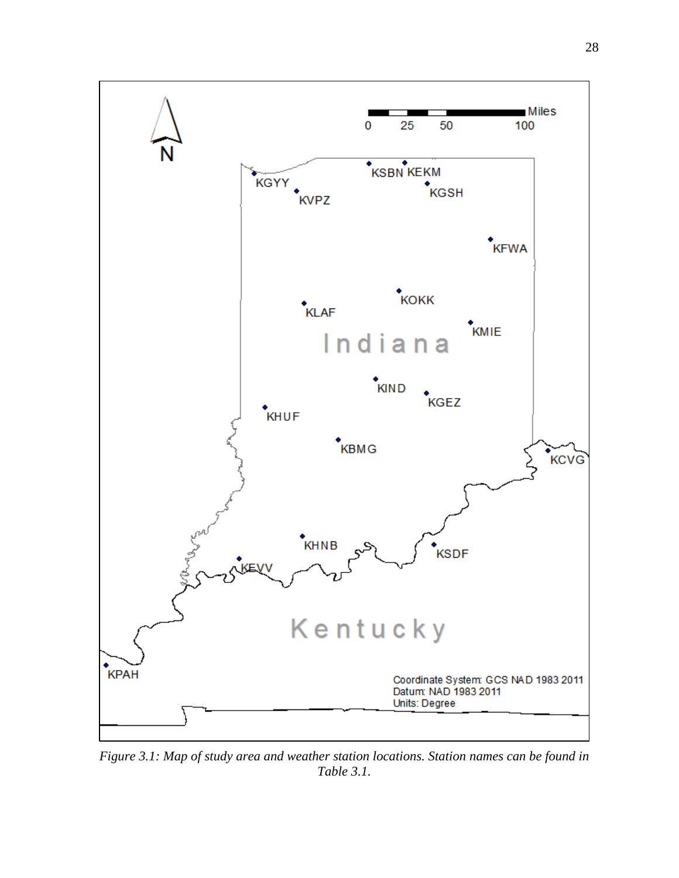Miles
0 25 50 100

N

KGYY
KVPZ
KSBN
KEKM
KGSH
KFWA
KOKK
KLAF
KMIE
Indiana
KIND
KGEZ
KHUF
KBMG
KCVG
KHNB
KSDF
KEVV
Kentucky
KPAH

Coordinate System: GCS NAD 1983 2011
Datum: NAD 1983 2011
Units: Degree

*Figure 3.1: Map of study area and weather station locations. Station names can be found in Table 3.1.*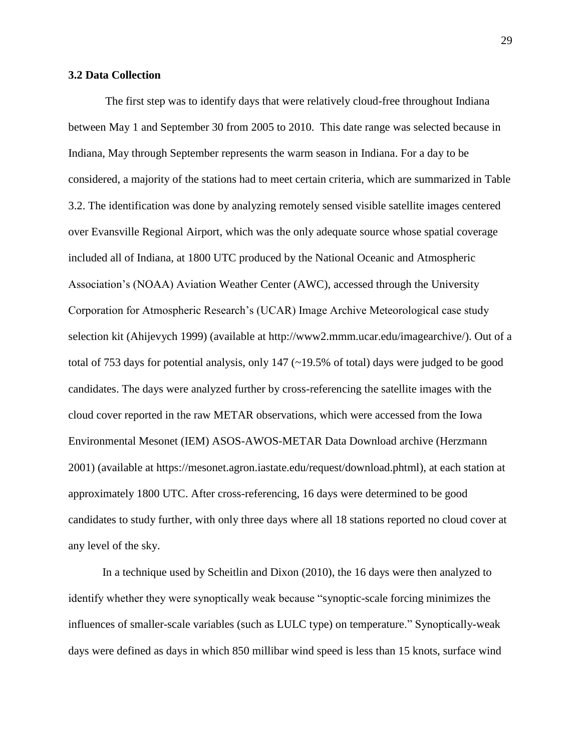### 3.2 Data Collection

The first step was to identify days that were relatively cloud-free throughout Indiana between May 1 and September 30 from 2005 to 2010. This date range was selected because in Indiana, May through September represents the warm season in Indiana. For a day to be considered, a majority of the stations had to meet certain criteria, which are summarized in Table 3.2. The identification was done by analyzing remotely sensed visible satellite images centered over Evansville Regional Airport, which was the only adequate source whose spatial coverage included all of Indiana, at 1800 UTC produced by the National Oceanic and Atmospheric Association's (NOAA) Aviation Weather Center (AWC), accessed through the University Corporation for Atmospheric Research's (UCAR) Image Archive Meteorological case study selection kit (Ahijevych 1999) (available at http://www2.mmm.ucar.edu/imagearchive/). Out of a total of 753 days for potential analysis, only 147 (~19.5% of total) days were judged to be good candidates. The days were analyzed further by cross-referencing the satellite images with the cloud cover reported in the raw METAR observations, which were accessed from the Iowa Environmental Mesonet (IEM) ASOS-AWOS-METAR Data Download archive (Herzmann 2001) (available at https://mesonet.agron.iastate.edu/request/download.phtml), at each station at approximately 1800 UTC. After cross-referencing, 16 days were determined to be good candidates to study further, with only three days where all 18 stations reported no cloud cover at any level of the sky.

In a technique used by Scheitlin and Dixon (2010), the 16 days were then analyzed to identify whether they were synoptically weak because "synoptic-scale forcing minimizes the influences of smaller-scale variables (such as LULC type) on temperature." Synoptically-weak days were defined as days in which 850 millibar wind speed is less than 15 knots, surface wind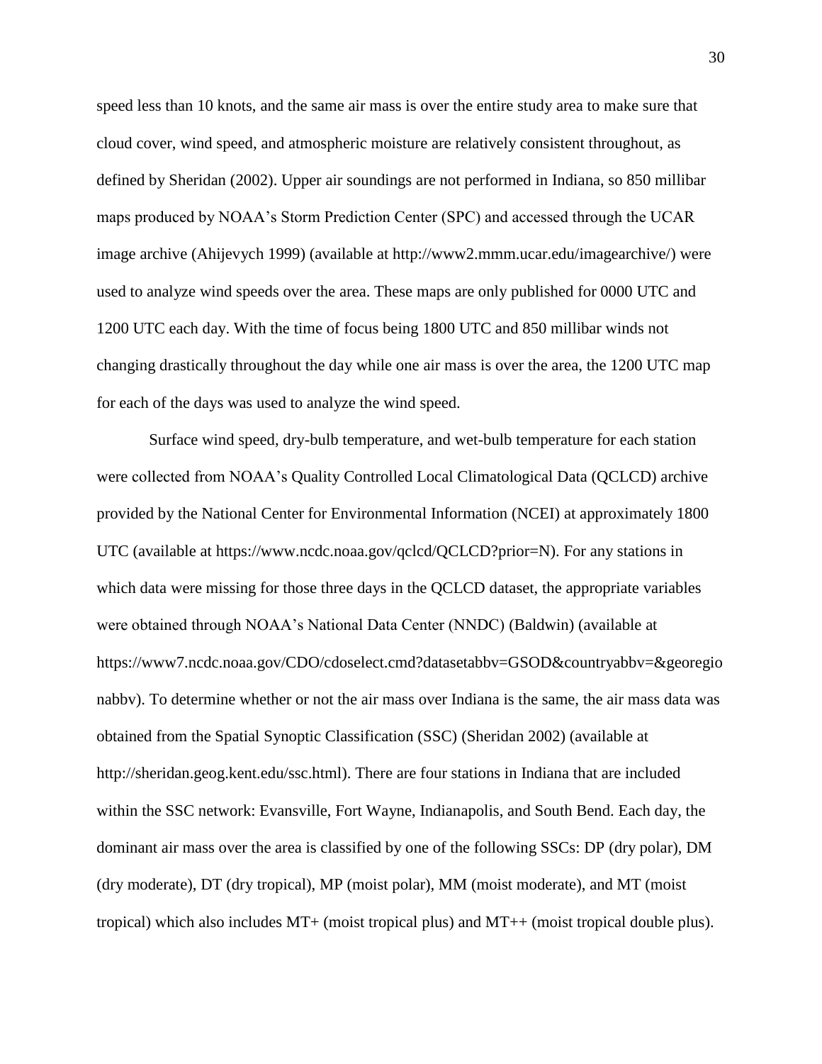speed less than 10 knots, and the same air mass is over the entire study area to make sure that cloud cover, wind speed, and atmospheric moisture are relatively consistent throughout, as defined by Sheridan (2002). Upper air soundings are not performed in Indiana, so 850 millibar maps produced by NOAA's Storm Prediction Center (SPC) and accessed through the UCAR image archive (Ahijevych 1999) (available at http://www2.mmm.ucar.edu/imagearchive/) were used to analyze wind speeds over the area. These maps are only published for 0000 UTC and 1200 UTC each day. With the time of focus being 1800 UTC and 850 millibar winds not changing drastically throughout the day while one air mass is over the area, the 1200 UTC map for each of the days was used to analyze the wind speed.

Surface wind speed, dry-bulb temperature, and wet-bulb temperature for each station were collected from NOAA's Quality Controlled Local Climatological Data (QCLCD) archive provided by the National Center for Environmental Information (NCEI) at approximately 1800 UTC (available at https://www.ncdc.noaa.gov/qclcd/QCLCD?prior=N). For any stations in which data were missing for those three days in the QCLCD dataset, the appropriate variables were obtained through NOAA's National Data Center (NNDC) (Baldwin) (available at https://www7.ncdc.noaa.gov/CDO/cdoselect.cmd?datasetabbv=GSOD&countryabbv=&georegionabbv). To determine whether or not the air mass over Indiana is the same, the air mass data was obtained from the Spatial Synoptic Classification (SSC) (Sheridan 2002) (available at http://sheridan.geog.kent.edu/ssc.html). There are four stations in Indiana that are included within the SSC network: Evansville, Fort Wayne, Indianapolis, and South Bend. Each day, the dominant air mass over the area is classified by one of the following SSCs: DP (dry polar), DM (dry moderate), DT (dry tropical), MP (moist polar), MM (moist moderate), and MT (moist tropical) which also includes MT+ (moist tropical plus) and MT++ (moist tropical double plus).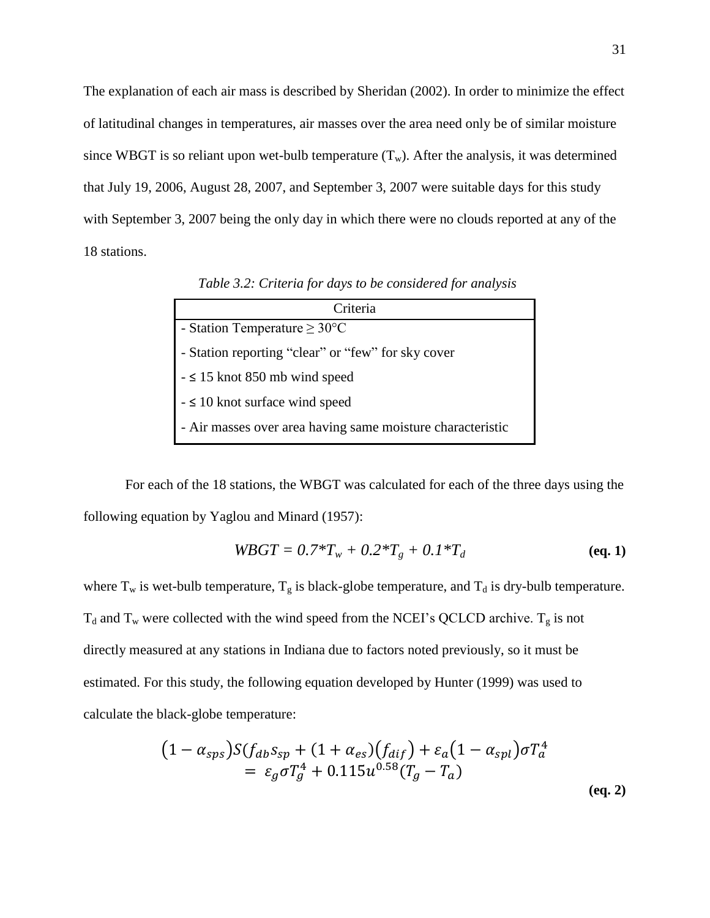The explanation of each air mass is described by Sheridan (2002). In order to minimize the effect of latitudinal changes in temperatures, air masses over the area need only be of similar moisture since WBGT is so reliant upon wet-bulb temperature ($T_w$). After the analysis, it was determined that July 19, 2006, August 28, 2007, and September 3, 2007 were suitable days for this study with September 3, 2007 being the only day in which there were no clouds reported at any of the 18 stations.

*Table 3.2: Criteria for days to be considered for analysis*

| Criteria |
| --- |
| - Station Temperature ≥ 30°C |
| - Station reporting "clear" or "few" for sky cover |
| - ≤ 15 knot 850 mb wind speed |
| - ≤ 10 knot surface wind speed |
| - Air masses over area having same moisture characteristic |

For each of the 18 stations, the WBGT was calculated for each of the three days using the following equation by Yaglou and Minard (1957):

$$WBGT = 0.7*T_w + 0.2*T_g + 0.1*T_d \quad \textbf{(eq. 1)}$$

where $T_w$ is wet-bulb temperature, $T_g$ is black-globe temperature, and $T_d$ is dry-bulb temperature. $T_d$ and $T_w$ were collected with the wind speed from the NCEI's QCLCD archive. $T_g$ is not directly measured at any stations in Indiana due to factors noted previously, so it must be estimated. For this study, the following equation developed by Hunter (1999) was used to calculate the black-globe temperature:

$$(1 - \alpha_{sps})S(f_{db}s_{sp} + (1 + \alpha_{es})(f_{dif}) + \varepsilon_a(1 - \alpha_{spl})\sigma T_a^4 = \varepsilon_g \sigma T_g^4 + 0.115u^{0.58}(T_g - T_a) \quad \textbf{(eq. 2)}$$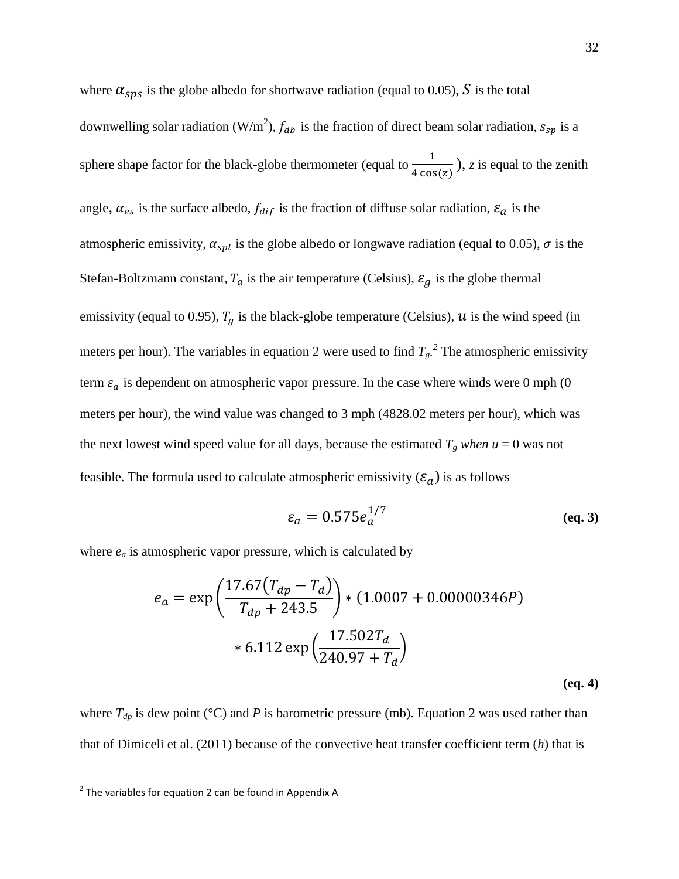where $\alpha_{sps}$ is the globe albedo for shortwave radiation (equal to 0.05), $S$ is the total downwelling solar radiation (W/m$^2$), $f_{db}$ is the fraction of direct beam solar radiation, $s_{sp}$ is a sphere shape factor for the black-globe thermometer (equal to $\frac{1}{4\cos(z)}$ ), $z$ is equal to the zenith angle, $\alpha_{es}$ is the surface albedo, $f_{dif}$ is the fraction of diffuse solar radiation, $\varepsilon_a$ is the atmospheric emissivity, $\alpha_{spl}$ is the globe albedo or longwave radiation (equal to 0.05), $\sigma$ is the Stefan-Boltzmann constant, $T_a$ is the air temperature (Celsius), $\varepsilon_g$ is the globe thermal emissivity (equal to 0.95), $T_g$ is the black-globe temperature (Celsius), $u$ is the wind speed (in meters per hour). The variables in equation 2 were used to find $T_g$.[2] The atmospheric emissivity term $\varepsilon_a$ is dependent on atmospheric vapor pressure. In the case where winds were 0 mph (0 meters per hour), the wind value was changed to 3 mph (4828.02 meters per hour), which was the next lowest wind speed value for all days, because the estimated $T_g$ *when* $u = 0$ was not feasible. The formula used to calculate atmospheric emissivity ($\varepsilon_a$) is as follows

$$\varepsilon_a = 0.575 e_a^{1/7} \qquad \textbf{(eq. 3)}$$

where $e_a$ is atmospheric vapor pressure, which is calculated by

$$e_a = \exp\left(\frac{17.67(T_{dp} - T_d)}{T_{dp} + 243.5}\right) * (1.0007 + 0.00000346P) * 6.112 \exp\left(\frac{17.502 T_d}{240.97 + T_d}\right) \qquad \textbf{(eq. 4)}$$

where $T_{dp}$ is dew point (°C) and $P$ is barometric pressure (mb). Equation 2 was used rather than that of Dimiceli et al. (2011) because of the convective heat transfer coefficient term ($h$) that is

[2] The variables for equation 2 can be found in Appendix A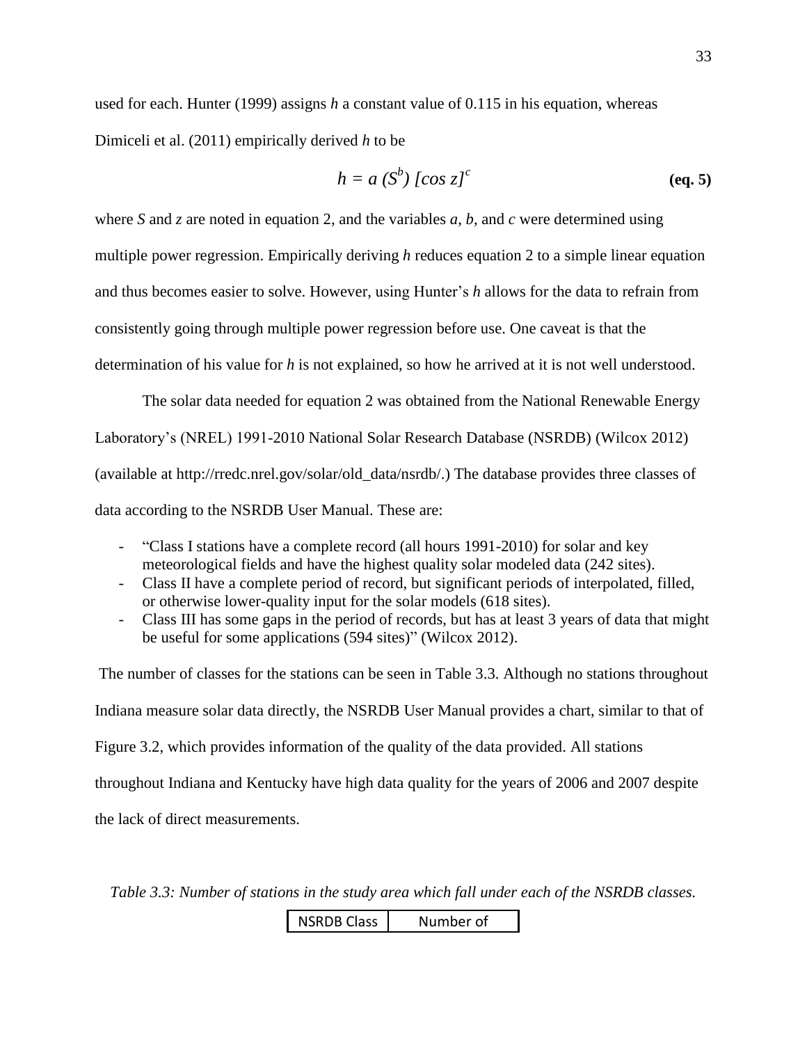used for each. Hunter (1999) assigns $h$ a constant value of 0.115 in his equation, whereas Dimiceli et al. (2011) empirically derived $h$ to be

$$h = a\,(S^b)\,[\cos z]^c \qquad \textbf{(eq. 5)}$$

where $S$ and $z$ are noted in equation 2, and the variables $a$, $b$, and $c$ were determined using multiple power regression. Empirically deriving $h$ reduces equation 2 to a simple linear equation and thus becomes easier to solve. However, using Hunter's $h$ allows for the data to refrain from consistently going through multiple power regression before use. One caveat is that the determination of his value for $h$ is not explained, so how he arrived at it is not well understood.

The solar data needed for equation 2 was obtained from the National Renewable Energy Laboratory's (NREL) 1991-2010 National Solar Research Database (NSRDB) (Wilcox 2012) (available at http://rredc.nrel.gov/solar/old_data/nsrdb/.) The database provides three classes of data according to the NSRDB User Manual. These are:

- "Class I stations have a complete record (all hours 1991-2010) for solar and key meteorological fields and have the highest quality solar modeled data (242 sites).
- Class II have a complete period of record, but significant periods of interpolated, filled, or otherwise lower-quality input for the solar models (618 sites).
- Class III has some gaps in the period of records, but has at least 3 years of data that might be useful for some applications (594 sites)" (Wilcox 2012).

The number of classes for the stations can be seen in Table 3.3. Although no stations throughout Indiana measure solar data directly, the NSRDB User Manual provides a chart, similar to that of Figure 3.2, which provides information of the quality of the data provided. All stations throughout Indiana and Kentucky have high data quality for the years of 2006 and 2007 despite the lack of direct measurements.

*Table 3.3: Number of stations in the study area which fall under each of the NSRDB classes.*

| NSRDB Class | Number of |
|---|---|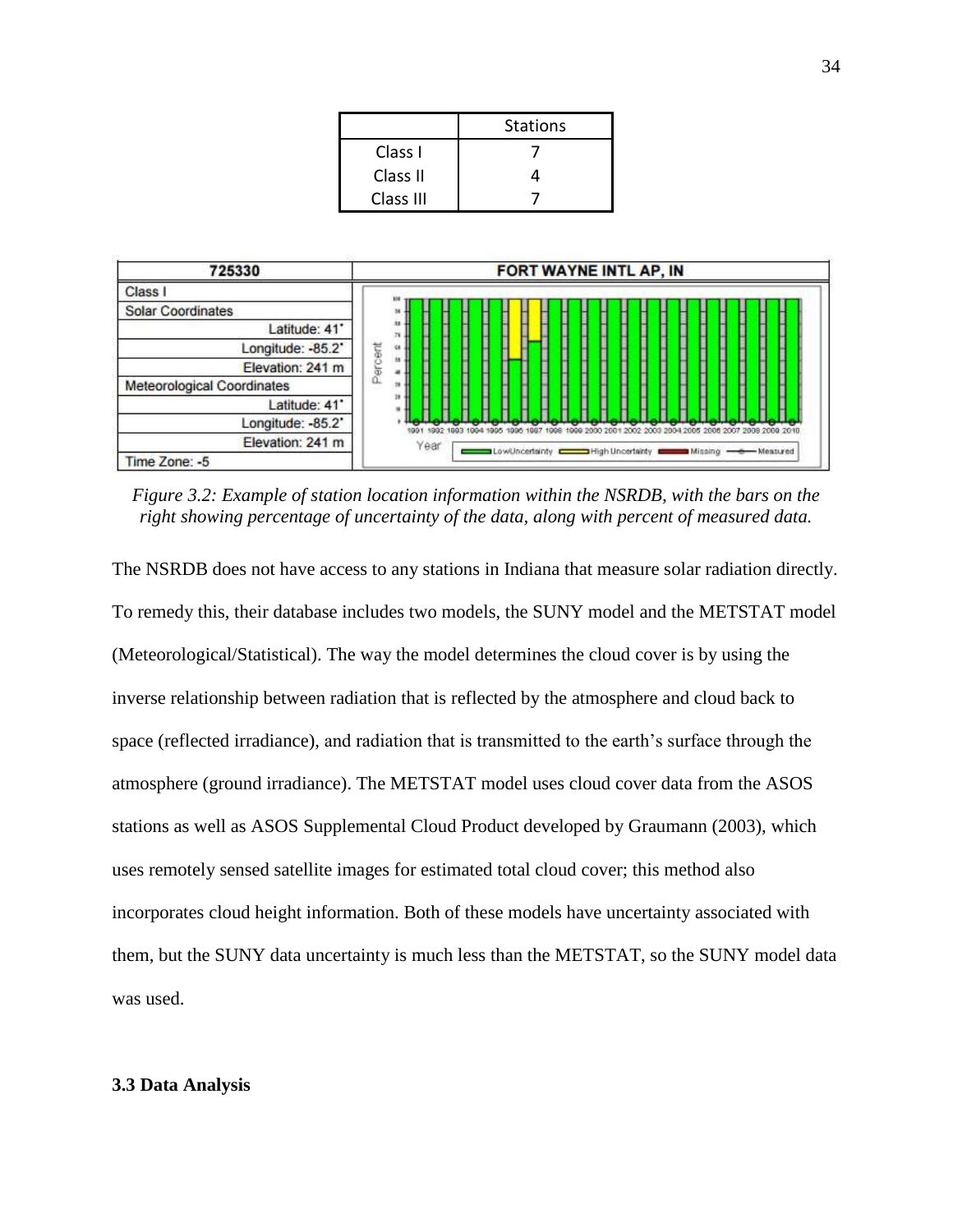| | Stations |
|---|---|
| Class I | 7 |
| Class II | 4 |
| Class III | 7 |

| 725330 |
|---|
| Class I |
| Solar Coordinates |
| Latitude: 41° |
| Longitude: -85.2° |
| Elevation: 241 m |
| Meteorological Coordinates |
| Latitude: 41° |
| Longitude: -85.2° |
| Elevation: 241 m |
| Time Zone: -5 |

FORT WAYNE INTL AP, IN

Percent

1991 1992 1993 1994 1995 1996 1997 1998 1999 2000 2001 2002 2003 2004 2005 2006 2007 2008 2009 2010

Year

LowUncertainty High Uncertainty Missing Measured

*Figure 3.2: Example of station location information within the NSRDB, with the bars on the right showing percentage of uncertainty of the data, along with percent of measured data.*

The NSRDB does not have access to any stations in Indiana that measure solar radiation directly. To remedy this, their database includes two models, the SUNY model and the METSTAT model (Meteorological/Statistical). The way the model determines the cloud cover is by using the inverse relationship between radiation that is reflected by the atmosphere and cloud back to space (reflected irradiance), and radiation that is transmitted to the earth's surface through the atmosphere (ground irradiance). The METSTAT model uses cloud cover data from the ASOS stations as well as ASOS Supplemental Cloud Product developed by Graumann (2003), which uses remotely sensed satellite images for estimated total cloud cover; this method also incorporates cloud height information. Both of these models have uncertainty associated with them, but the SUNY data uncertainty is much less than the METSTAT, so the SUNY model data was used.

### 3.3 Data Analysis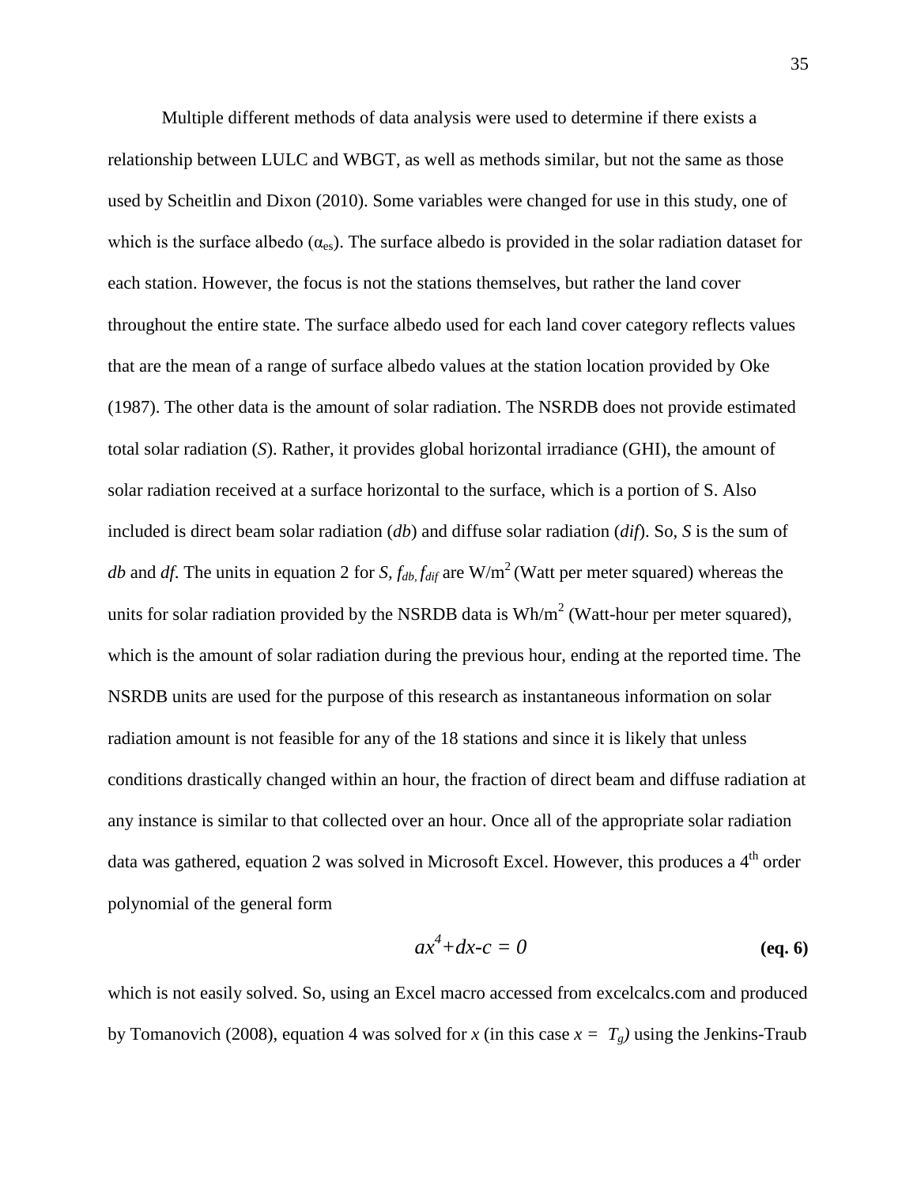Multiple different methods of data analysis were used to determine if there exists a relationship between LULC and WBGT, as well as methods similar, but not the same as those used by Scheitlin and Dixon (2010). Some variables were changed for use in this study, one of which is the surface albedo ($\alpha_{es}$). The surface albedo is provided in the solar radiation dataset for each station. However, the focus is not the stations themselves, but rather the land cover throughout the entire state. The surface albedo used for each land cover category reflects values that are the mean of a range of surface albedo values at the station location provided by Oke (1987). The other data is the amount of solar radiation. The NSRDB does not provide estimated total solar radiation (*S*). Rather, it provides global horizontal irradiance (GHI), the amount of solar radiation received at a surface horizontal to the surface, which is a portion of S. Also included is direct beam solar radiation (*db*) and diffuse solar radiation (*dif*). So, *S* is the sum of *db* and *df*. The units in equation 2 for $S$, $f_{db}$, $f_{dif}$ are $W/m^2$ (Watt per meter squared) whereas the units for solar radiation provided by the NSRDB data is $Wh/m^2$ (Watt-hour per meter squared), which is the amount of solar radiation during the previous hour, ending at the reported time. The NSRDB units are used for the purpose of this research as instantaneous information on solar radiation amount is not feasible for any of the 18 stations and since it is likely that unless conditions drastically changed within an hour, the fraction of direct beam and diffuse radiation at any instance is similar to that collected over an hour. Once all of the appropriate solar radiation data was gathered, equation 2 was solved in Microsoft Excel. However, this produces a 4th order polynomial of the general form

$$ax^4+dx-c = 0 \qquad \textbf{(eq. 6)}$$

which is not easily solved. So, using an Excel macro accessed from excelcalcs.com and produced by Tomanovich (2008), equation 4 was solved for $x$ (in this case $x = T_g$) using the Jenkins-Traub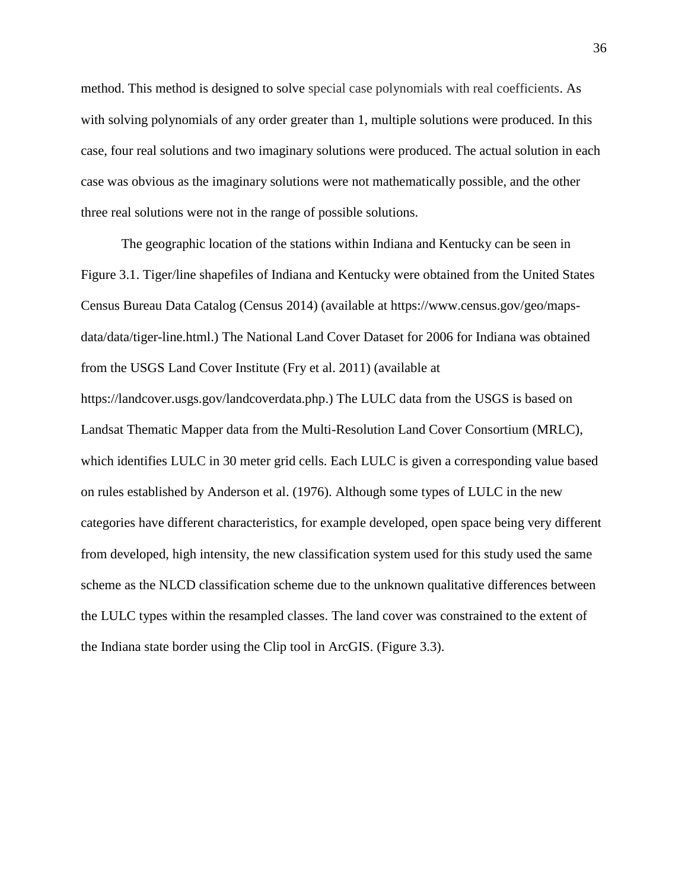method. This method is designed to solve special case polynomials with real coefficients. As with solving polynomials of any order greater than 1, multiple solutions were produced. In this case, four real solutions and two imaginary solutions were produced. The actual solution in each case was obvious as the imaginary solutions were not mathematically possible, and the other three real solutions were not in the range of possible solutions.

The geographic location of the stations within Indiana and Kentucky can be seen in Figure 3.1. Tiger/line shapefiles of Indiana and Kentucky were obtained from the United States Census Bureau Data Catalog (Census 2014) (available at https://www.census.gov/geo/maps-data/data/tiger-line.html.) The National Land Cover Dataset for 2006 for Indiana was obtained from the USGS Land Cover Institute (Fry et al. 2011) (available at https://landcover.usgs.gov/landcoverdata.php.) The LULC data from the USGS is based on Landsat Thematic Mapper data from the Multi-Resolution Land Cover Consortium (MRLC), which identifies LULC in 30 meter grid cells. Each LULC is given a corresponding value based on rules established by Anderson et al. (1976). Although some types of LULC in the new categories have different characteristics, for example developed, open space being very different from developed, high intensity, the new classification system used for this study used the same scheme as the NLCD classification scheme due to the unknown qualitative differences between the LULC types within the resampled classes. The land cover was constrained to the extent of the Indiana state border using the Clip tool in ArcGIS. (Figure 3.3).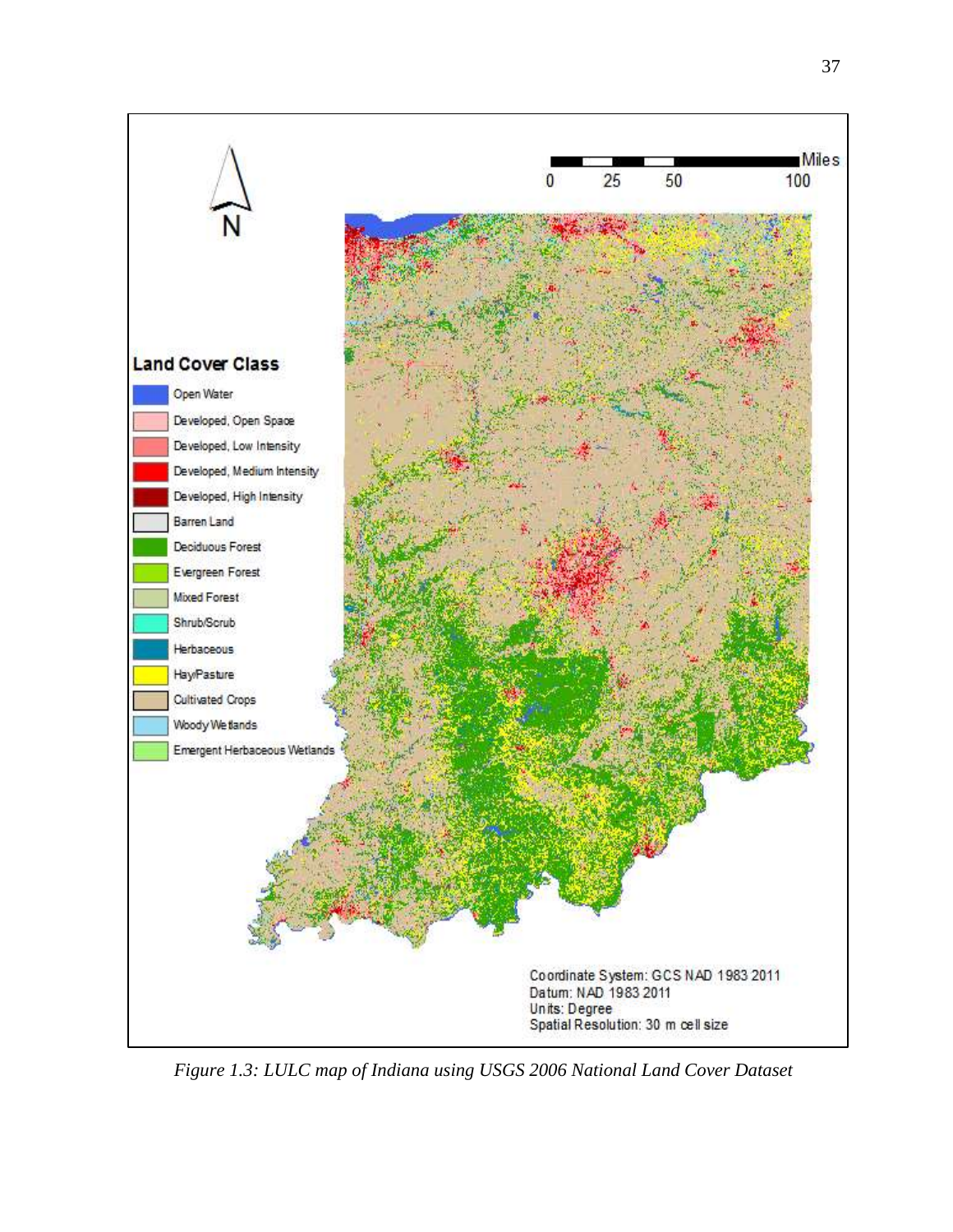Miles
0 25 50 100

N

Land Cover Class
Open Water
Developed, Open Space
Developed, Low Intensity
Developed, Medium Intensity
Developed, High Intensity
Barren Land
Deciduous Forest
Evergreen Forest
Mixed Forest
Shrub/Scrub
Herbaceous
Hay/Pasture
Cultivated Crops
Woody Wetlands
Emergent Herbaceous Wetlands

Coordinate System: GCS NAD 1983 2011
Datum: NAD 1983 2011
Units: Degree
Spatial Resolution: 30 m cell size

*Figure 1.3: LULC map of Indiana using USGS 2006 National Land Cover Dataset*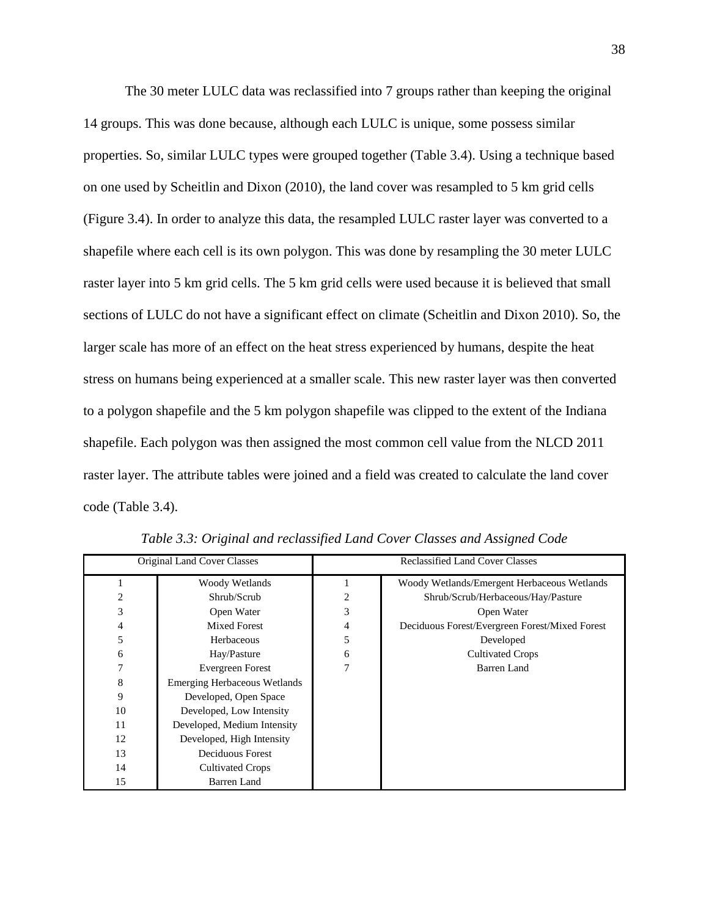The 30 meter LULC data was reclassified into 7 groups rather than keeping the original 14 groups. This was done because, although each LULC is unique, some possess similar properties. So, similar LULC types were grouped together (Table 3.4). Using a technique based on one used by Scheitlin and Dixon (2010), the land cover was resampled to 5 km grid cells (Figure 3.4). In order to analyze this data, the resampled LULC raster layer was converted to a shapefile where each cell is its own polygon. This was done by resampling the 30 meter LULC raster layer into 5 km grid cells. The 5 km grid cells were used because it is believed that small sections of LULC do not have a significant effect on climate (Scheitlin and Dixon 2010). So, the larger scale has more of an effect on the heat stress experienced by humans, despite the heat stress on humans being experienced at a smaller scale. This new raster layer was then converted to a polygon shapefile and the 5 km polygon shapefile was clipped to the extent of the Indiana shapefile. Each polygon was then assigned the most common cell value from the NLCD 2011 raster layer. The attribute tables were joined and a field was created to calculate the land cover code (Table 3.4).

*Table 3.3: Original and reclassified Land Cover Classes and Assigned Code*

| Original Land Cover Classes | | Reclassified Land Cover Classes | |
|---|---|---|---|
| 1 | Woody Wetlands | 1 | Woody Wetlands/Emergent Herbaceous Wetlands |
| 2 | Shrub/Scrub | 2 | Shrub/Scrub/Herbaceous/Hay/Pasture |
| 3 | Open Water | 3 | Open Water |
| 4 | Mixed Forest | 4 | Deciduous Forest/Evergreen Forest/Mixed Forest |
| 5 | Herbaceous | 5 | Developed |
| 6 | Hay/Pasture | 6 | Cultivated Crops |
| 7 | Evergreen Forest | 7 | Barren Land |
| 8 | Emerging Herbaceous Wetlands | | |
| 9 | Developed, Open Space | | |
| 10 | Developed, Low Intensity | | |
| 11 | Developed, Medium Intensity | | |
| 12 | Developed, High Intensity | | |
| 13 | Deciduous Forest | | |
| 14 | Cultivated Crops | | |
| 15 | Barren Land | | |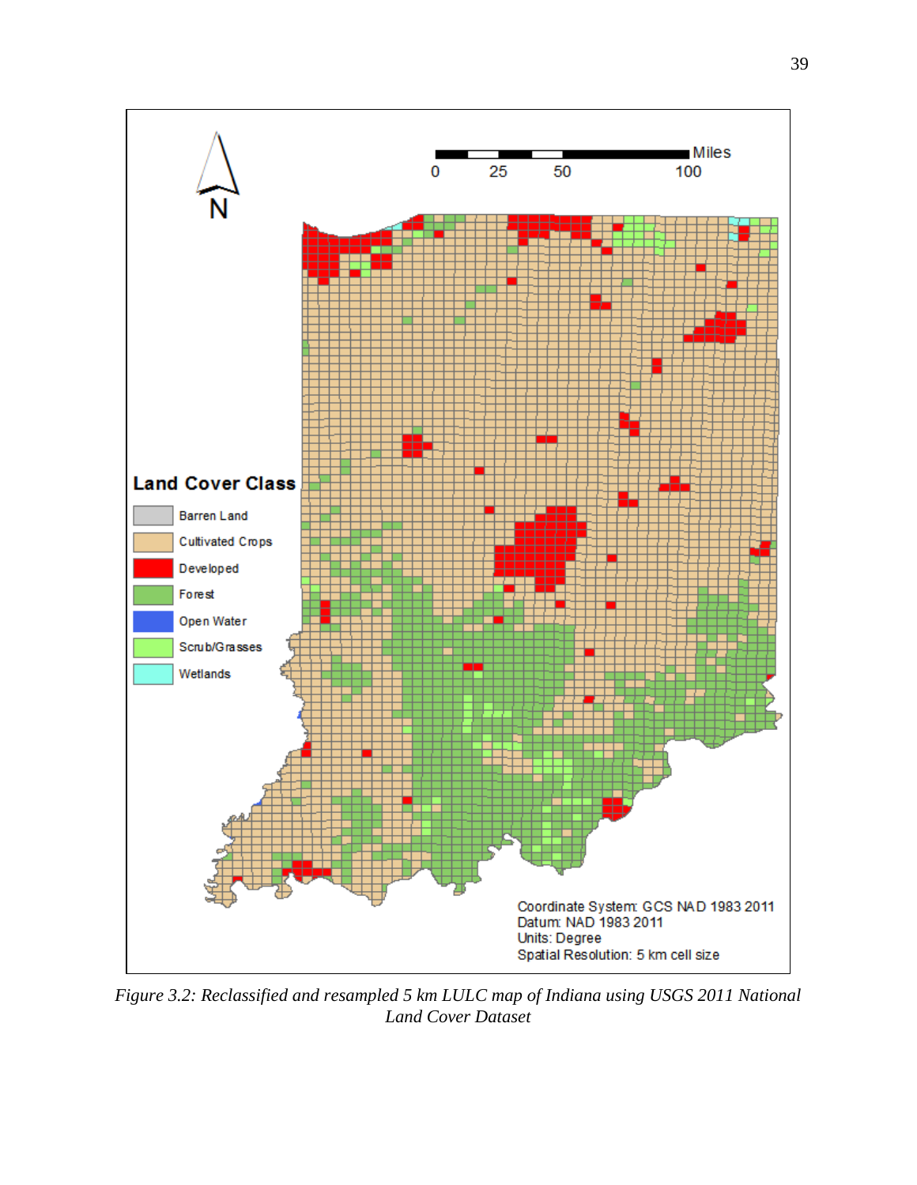Miles

0 25 50 100

N

Land Cover Class

Barren Land

Cultivated Crops

Developed

Forest

Open Water

Scrub/Grasses

Wetlands

Coordinate System: GCS NAD 1983 2011
Datum: NAD 1983 2011
Units: Degree
Spatial Resolution: 5 km cell size

*Figure 3.2: Reclassified and resampled 5 km LULC map of Indiana using USGS 2011 National Land Cover Dataset*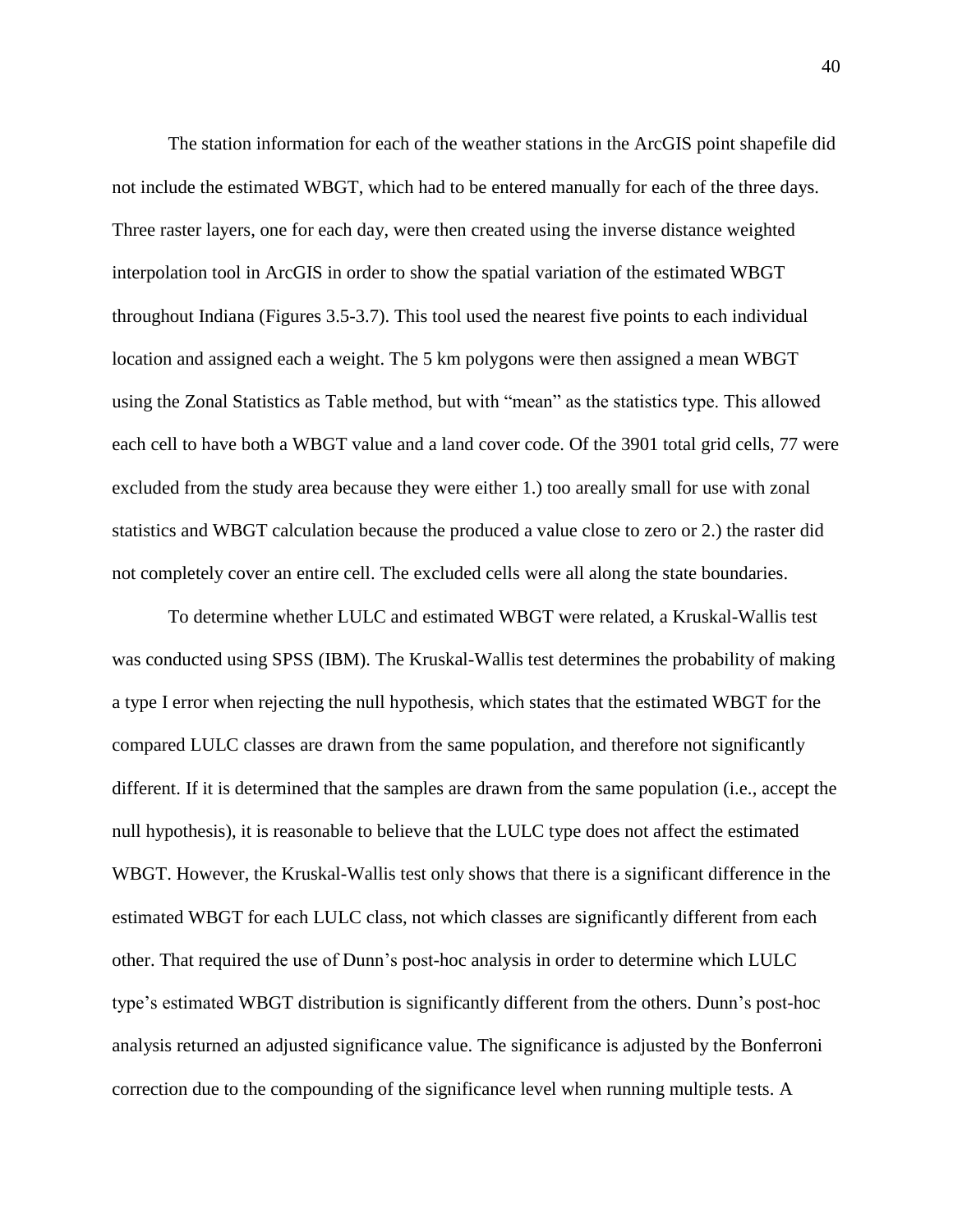The station information for each of the weather stations in the ArcGIS point shapefile did not include the estimated WBGT, which had to be entered manually for each of the three days. Three raster layers, one for each day, were then created using the inverse distance weighted interpolation tool in ArcGIS in order to show the spatial variation of the estimated WBGT throughout Indiana (Figures 3.5-3.7). This tool used the nearest five points to each individual location and assigned each a weight. The 5 km polygons were then assigned a mean WBGT using the Zonal Statistics as Table method, but with "mean" as the statistics type. This allowed each cell to have both a WBGT value and a land cover code. Of the 3901 total grid cells, 77 were excluded from the study area because they were either 1.) too areally small for use with zonal statistics and WBGT calculation because the produced a value close to zero or 2.) the raster did not completely cover an entire cell. The excluded cells were all along the state boundaries.

To determine whether LULC and estimated WBGT were related, a Kruskal-Wallis test was conducted using SPSS (IBM). The Kruskal-Wallis test determines the probability of making a type I error when rejecting the null hypothesis, which states that the estimated WBGT for the compared LULC classes are drawn from the same population, and therefore not significantly different. If it is determined that the samples are drawn from the same population (i.e., accept the null hypothesis), it is reasonable to believe that the LULC type does not affect the estimated WBGT. However, the Kruskal-Wallis test only shows that there is a significant difference in the estimated WBGT for each LULC class, not which classes are significantly different from each other. That required the use of Dunn's post-hoc analysis in order to determine which LULC type's estimated WBGT distribution is significantly different from the others. Dunn's post-hoc analysis returned an adjusted significance value. The significance is adjusted by the Bonferroni correction due to the compounding of the significance level when running multiple tests. A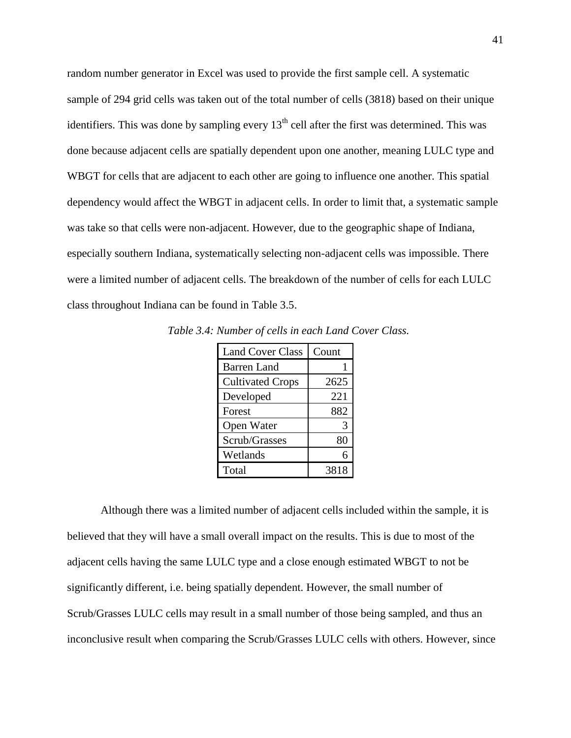random number generator in Excel was used to provide the first sample cell. A systematic sample of 294 grid cells was taken out of the total number of cells (3818) based on their unique identifiers. This was done by sampling every 13$^{th}$ cell after the first was determined. This was done because adjacent cells are spatially dependent upon one another, meaning LULC type and WBGT for cells that are adjacent to each other are going to influence one another. This spatial dependency would affect the WBGT in adjacent cells. In order to limit that, a systematic sample was take so that cells were non-adjacent. However, due to the geographic shape of Indiana, especially southern Indiana, systematically selecting non-adjacent cells was impossible. There were a limited number of adjacent cells. The breakdown of the number of cells for each LULC class throughout Indiana can be found in Table 3.5.

*Table 3.4: Number of cells in each Land Cover Class.*

| Land Cover Class | Count |
|---|---|
| Barren Land | 1 |
| Cultivated Crops | 2625 |
| Developed | 221 |
| Forest | 882 |
| Open Water | 3 |
| Scrub/Grasses | 80 |
| Wetlands | 6 |
| Total | 3818 |

Although there was a limited number of adjacent cells included within the sample, it is believed that they will have a small overall impact on the results. This is due to most of the adjacent cells having the same LULC type and a close enough estimated WBGT to not be significantly different, i.e. being spatially dependent. However, the small number of Scrub/Grasses LULC cells may result in a small number of those being sampled, and thus an inconclusive result when comparing the Scrub/Grasses LULC cells with others. However, since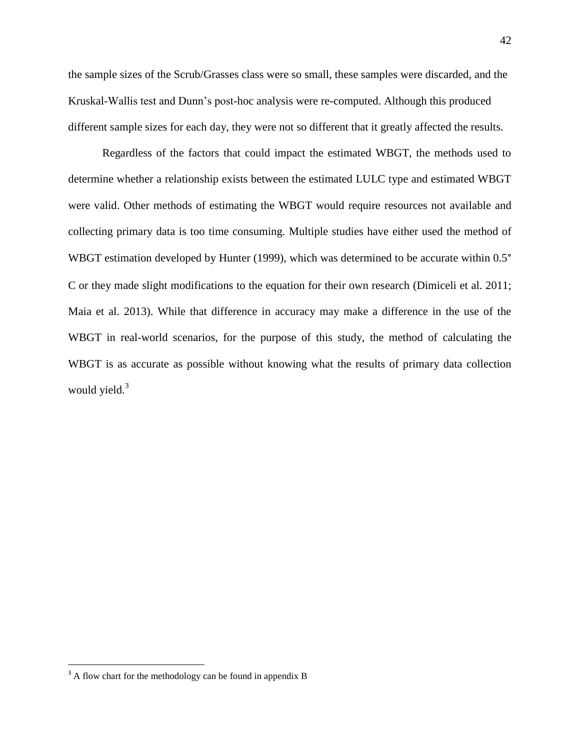the sample sizes of the Scrub/Grasses class were so small, these samples were discarded, and the Kruskal-Wallis test and Dunn's post-hoc analysis were re-computed. Although this produced different sample sizes for each day, they were not so different that it greatly affected the results.

Regardless of the factors that could impact the estimated WBGT, the methods used to determine whether a relationship exists between the estimated LULC type and estimated WBGT were valid. Other methods of estimating the WBGT would require resources not available and collecting primary data is too time consuming. Multiple studies have either used the method of WBGT estimation developed by Hunter (1999), which was determined to be accurate within 0.5° C or they made slight modifications to the equation for their own research (Dimiceli et al. 2011; Maia et al. 2013). While that difference in accuracy may make a difference in the use of the WBGT in real-world scenarios, for the purpose of this study, the method of calculating the WBGT is as accurate as possible without knowing what the results of primary data collection would yield.[3]

[3] A flow chart for the methodology can be found in appendix B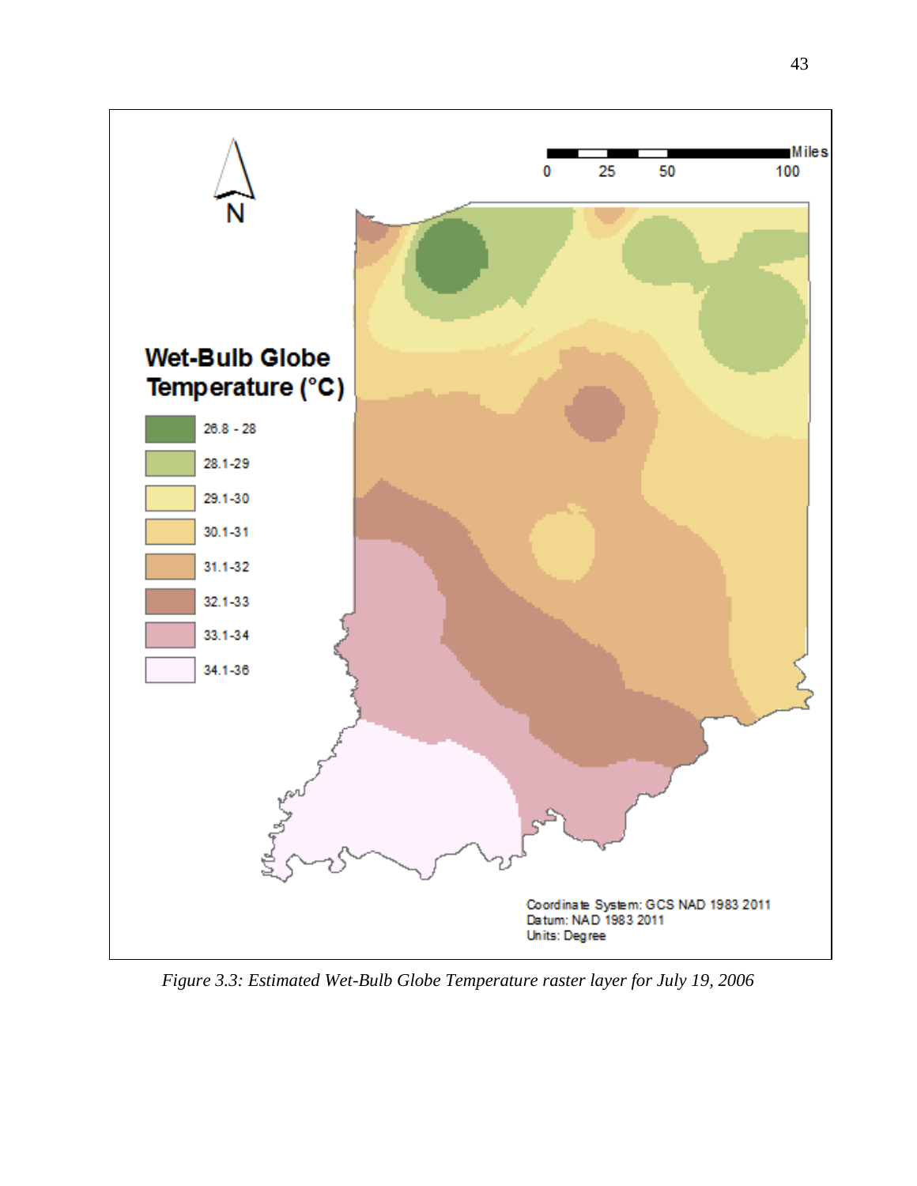N

Miles

0 25 50 100

Wet-Bulb Globe Temperature (°C)

26.8 - 28

28.1-29

29.1-30

30.1-31

31.1-32

32.1-33

33.1-34

34.1-36

Coordinate System: GCS NAD 1983 2011
Datum: NAD 1983 2011
Units: Degree

*Figure 3.3: Estimated Wet-Bulb Globe Temperature raster layer for July 19, 2006*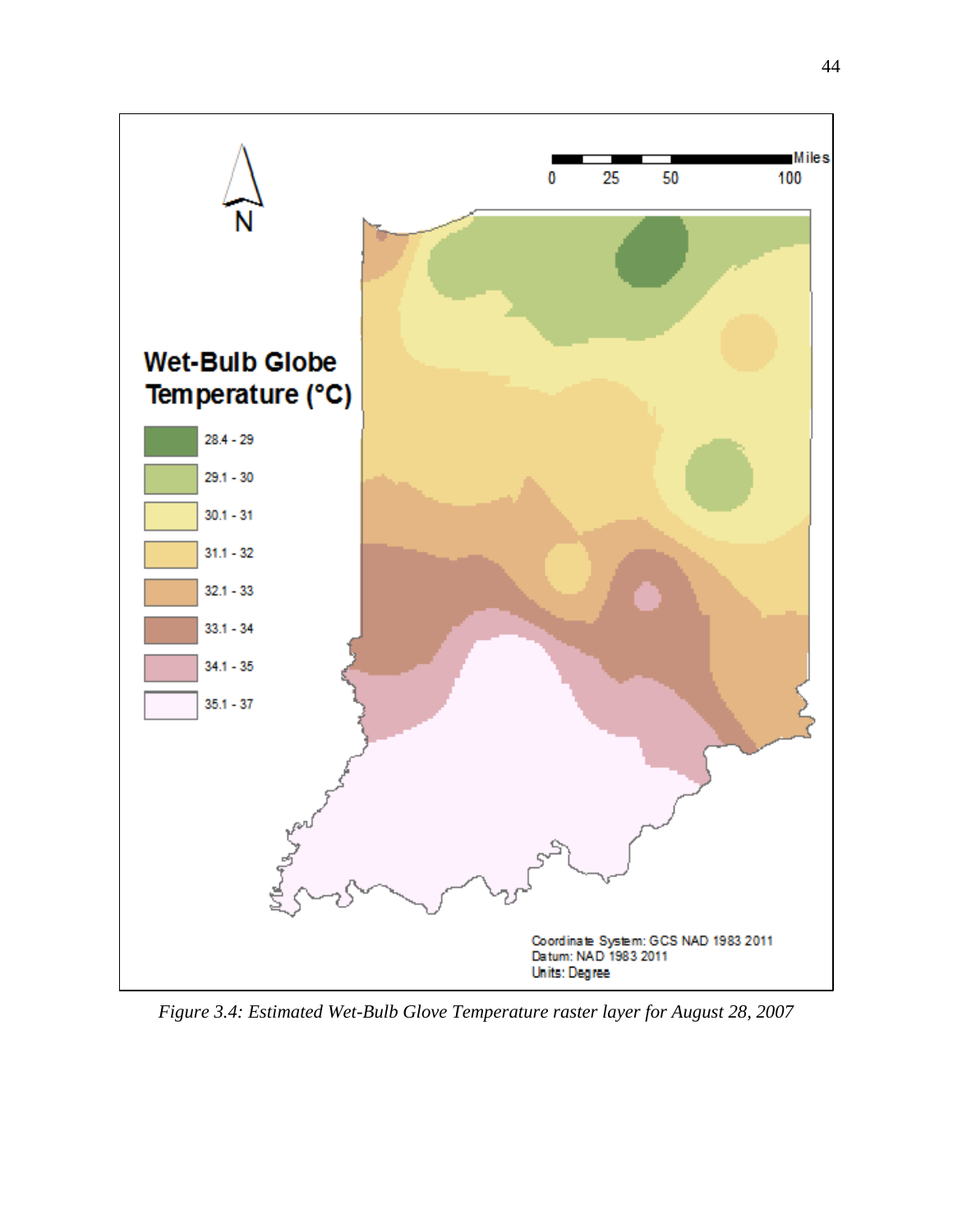N

Miles

0 25 50 100

Wet-Bulb Globe Temperature (°C)

28.4 - 29

29.1 - 30

30.1 - 31

31.1 - 32

32.1 - 33

33.1 - 34

34.1 - 35

35.1 - 37

Coordinate System: GCS NAD 1983 2011
Datum: NAD 1983 2011
Units: Degree

*Figure 3.4: Estimated Wet-Bulb Glove Temperature raster layer for August 28, 2007*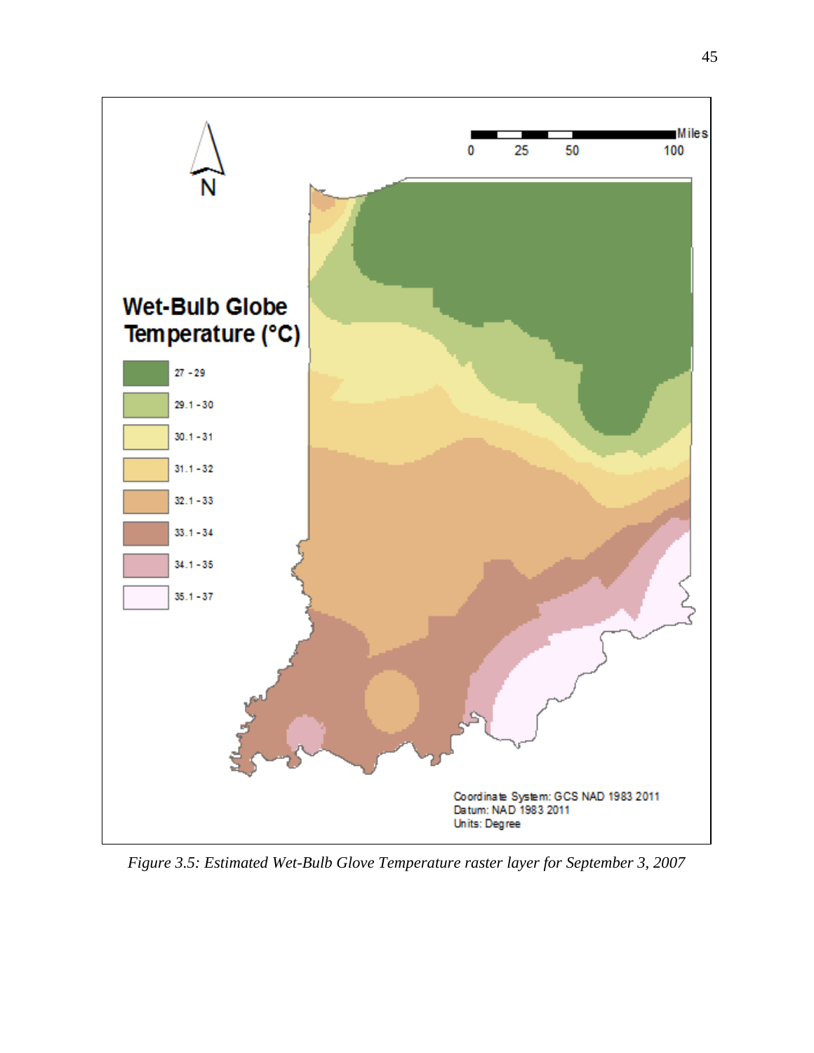Miles
0 25 50 100

N

Wet-Bulb Globe Temperature (°C)

27 - 29
29.1 - 30
30.1 - 31
31.1 - 32
32.1 - 33
33.1 - 34
34.1 - 35
35.1 - 37

Coordinate System: GCS NAD 1983 2011
Datum: NAD 1983 2011
Units: Degree

*Figure 3.5: Estimated Wet-Bulb Glove Temperature raster layer for September 3, 2007*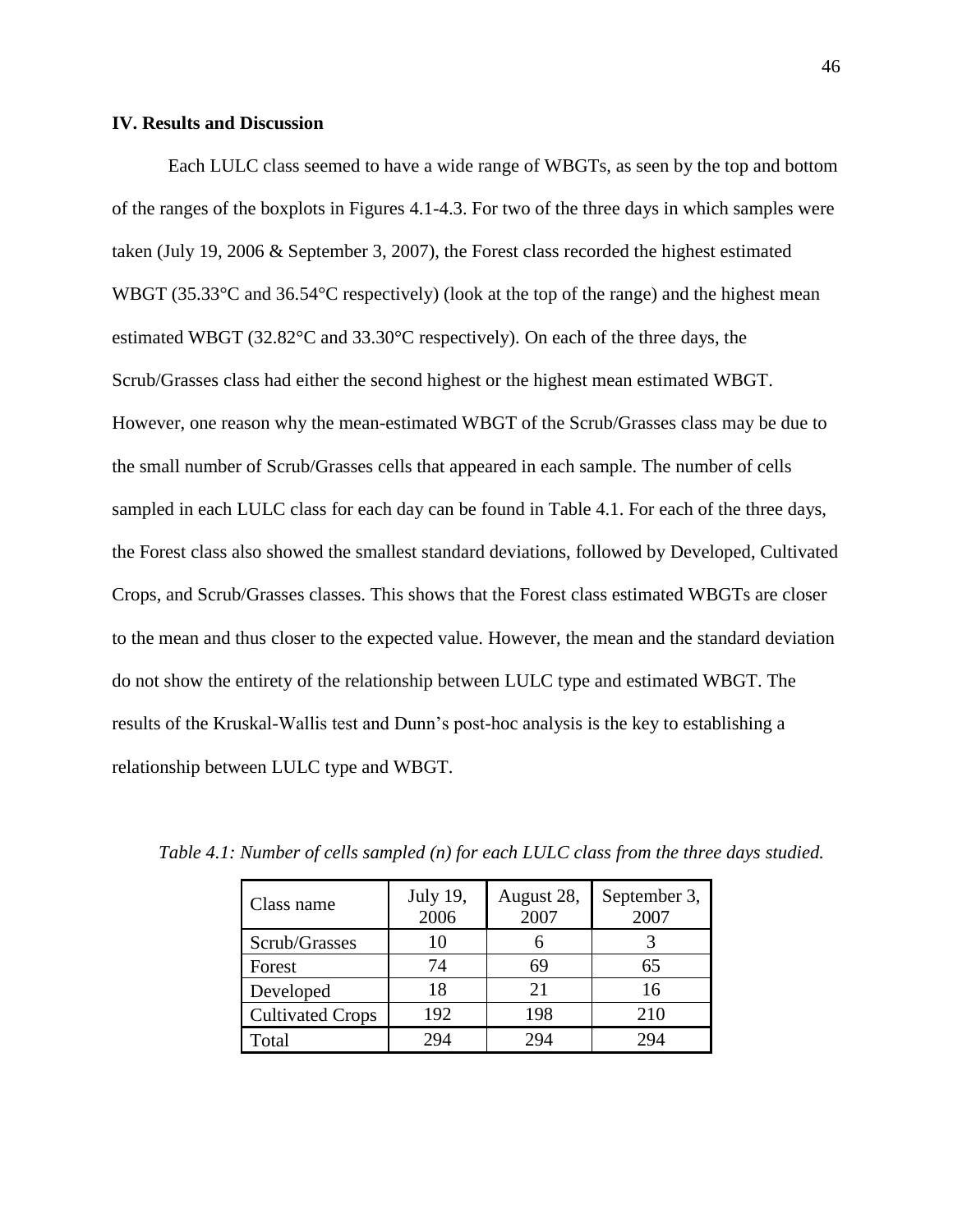### IV. Results and Discussion

Each LULC class seemed to have a wide range of WBGTs, as seen by the top and bottom of the ranges of the boxplots in Figures 4.1-4.3. For two of the three days in which samples were taken (July 19, 2006 & September 3, 2007), the Forest class recorded the highest estimated WBGT (35.33°C and 36.54°C respectively) (look at the top of the range) and the highest mean estimated WBGT (32.82°C and 33.30°C respectively). On each of the three days, the Scrub/Grasses class had either the second highest or the highest mean estimated WBGT. However, one reason why the mean-estimated WBGT of the Scrub/Grasses class may be due to the small number of Scrub/Grasses cells that appeared in each sample. The number of cells sampled in each LULC class for each day can be found in Table 4.1. For each of the three days, the Forest class also showed the smallest standard deviations, followed by Developed, Cultivated Crops, and Scrub/Grasses classes. This shows that the Forest class estimated WBGTs are closer to the mean and thus closer to the expected value. However, the mean and the standard deviation do not show the entirety of the relationship between LULC type and estimated WBGT. The results of the Kruskal-Wallis test and Dunn's post-hoc analysis is the key to establishing a relationship between LULC type and WBGT.

*Table 4.1: Number of cells sampled (n) for each LULC class from the three days studied.*

| Class name | July 19, 2006 | August 28, 2007 | September 3, 2007 |
|---|---|---|---|
| Scrub/Grasses | 10 | 6 | 3 |
| Forest | 74 | 69 | 65 |
| Developed | 18 | 21 | 16 |
| Cultivated Crops | 192 | 198 | 210 |
| Total | 294 | 294 | 294 |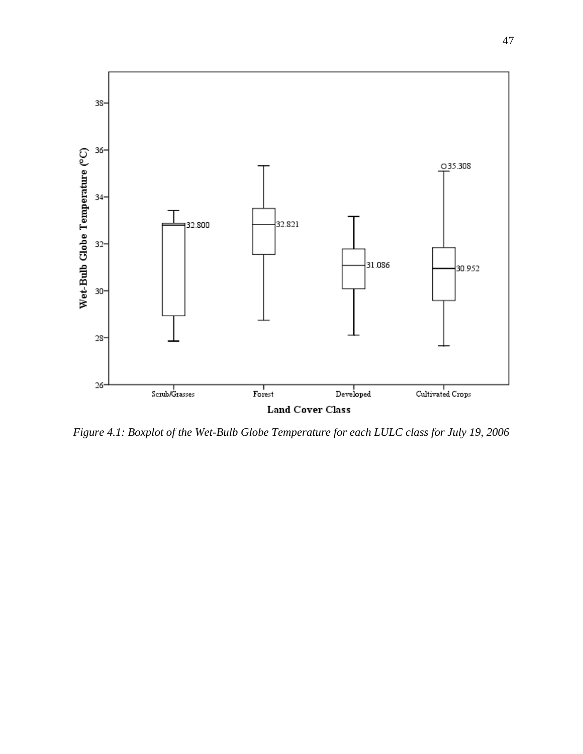Wet-Bulb Globe Temperature (°C)

38
36
34
32
30
28
26

32.800
32.821
31.086
30.952
35.308

Scrub/Grasses
Forest
Developed
Cultivated Crops

Land Cover Class

*Figure 4.1: Boxplot of the Wet-Bulb Globe Temperature for each LULC class for July 19, 2006*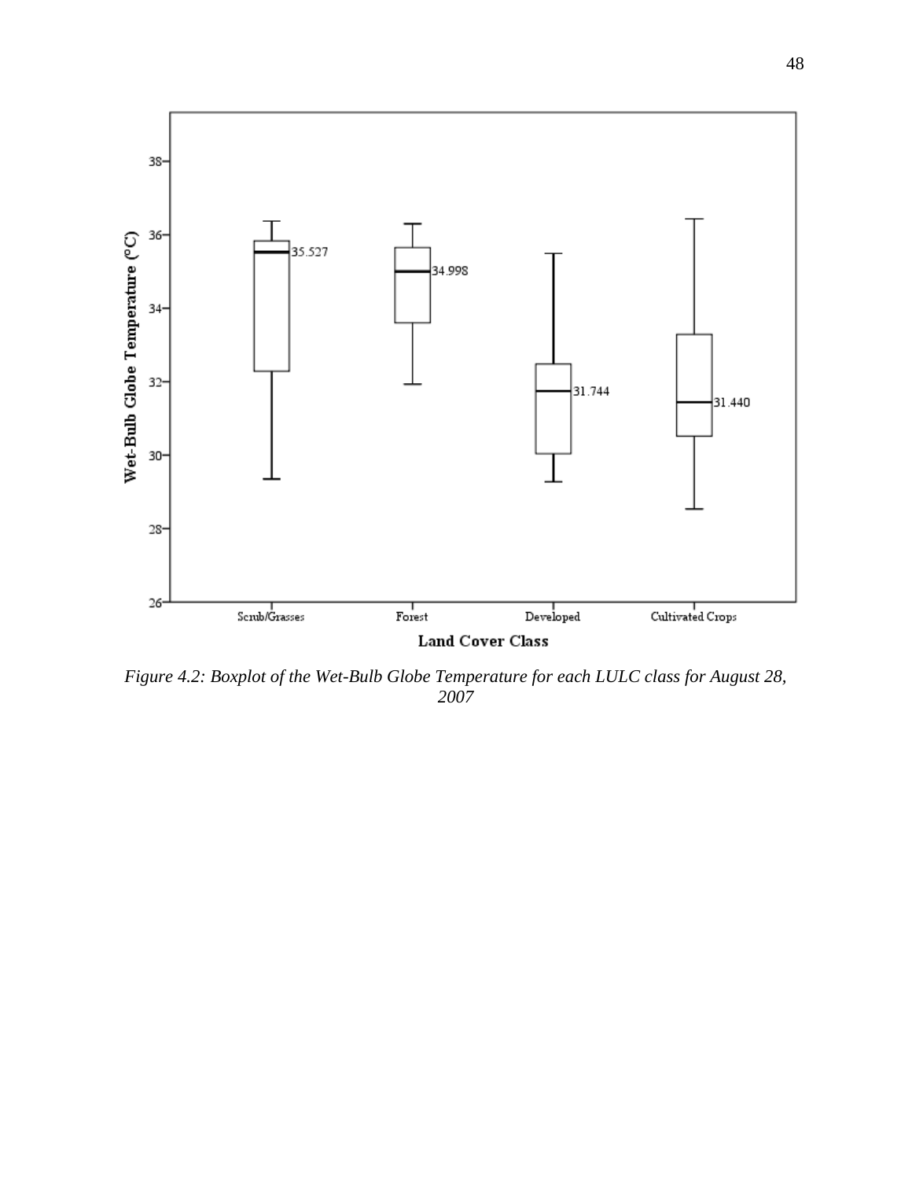38
36
34
32
30
28
26

Wet-Bulb Globe Temperature (°C)

35.527
34.998
31.744
31.440

Scrub/Grasses
Forest
Developed
Cultivated Crops

Land Cover Class

*Figure 4.2: Boxplot of the Wet-Bulb Globe Temperature for each LULC class for August 28, 2007*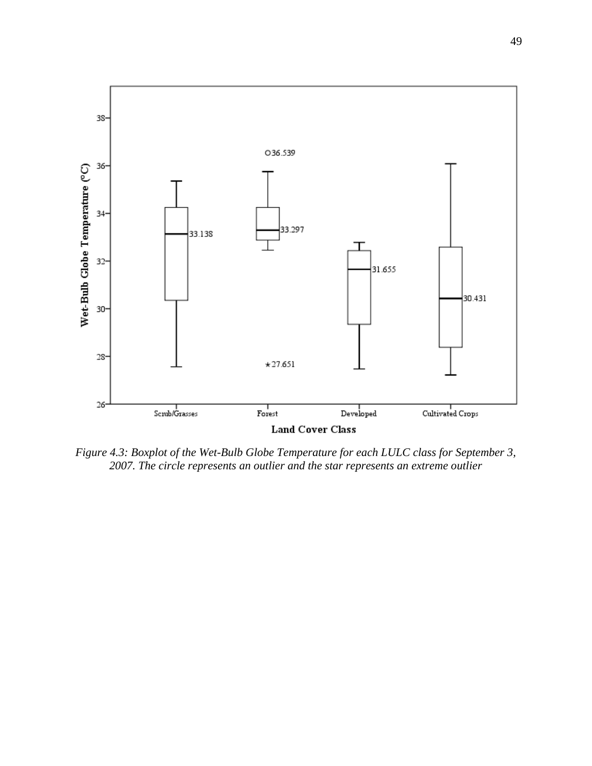Wet-Bulb Globe Temperature (°C)

38
36
34
32
30
28
26

36.539
33.138
33.297
31.655
30.431
27.651

Scrub/Grasses
Forest
Developed
Cultivated Crops

Land Cover Class

*Figure 4.3: Boxplot of the Wet-Bulb Globe Temperature for each LULC class for September 3, 2007. The circle represents an outlier and the star represents an extreme outlier*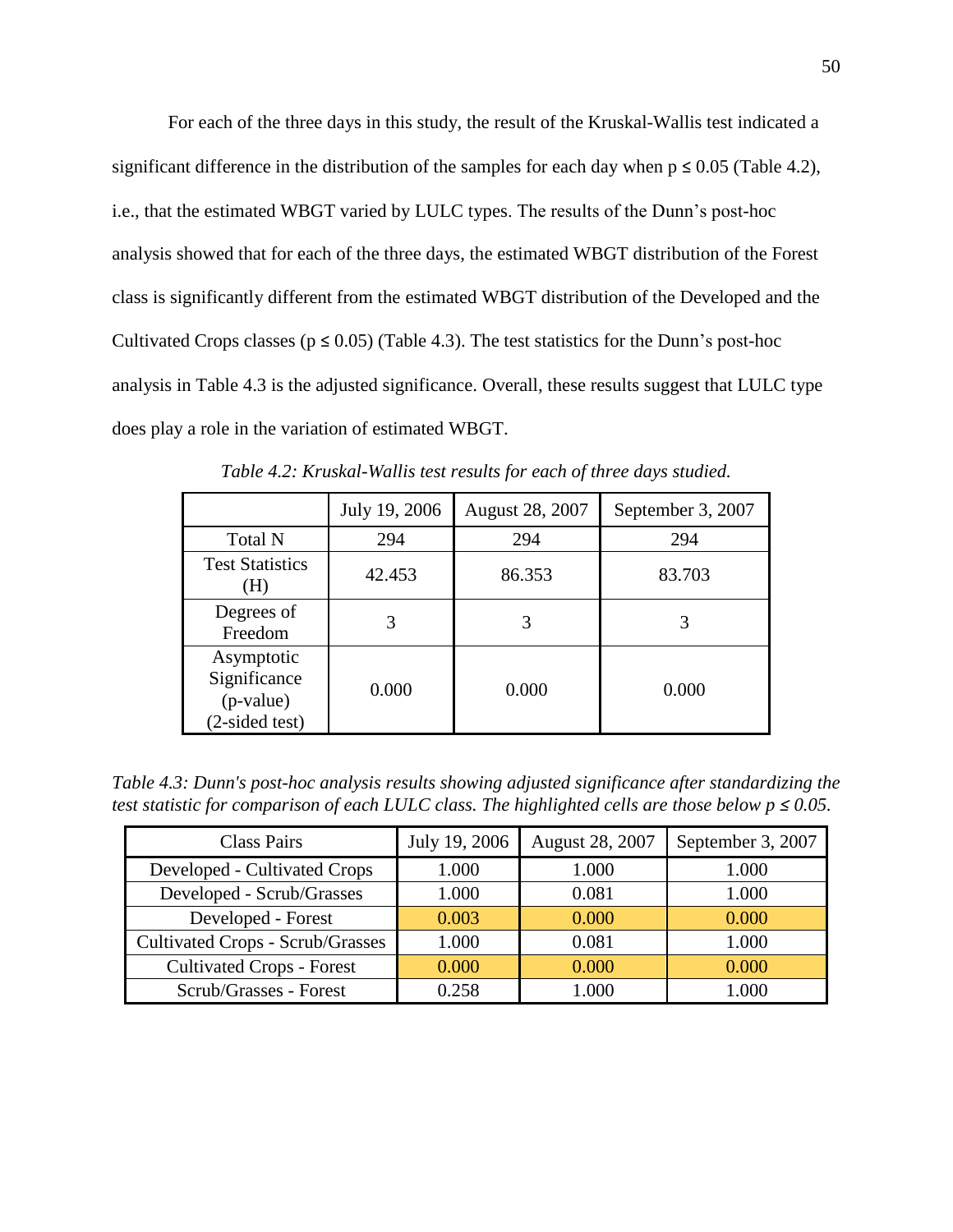For each of the three days in this study, the result of the Kruskal-Wallis test indicated a significant difference in the distribution of the samples for each day when $p \leq 0.05$ (Table 4.2), i.e., that the estimated WBGT varied by LULC types. The results of the Dunn's post-hoc analysis showed that for each of the three days, the estimated WBGT distribution of the Forest class is significantly different from the estimated WBGT distribution of the Developed and the Cultivated Crops classes ($p \leq 0.05$) (Table 4.3). The test statistics for the Dunn's post-hoc analysis in Table 4.3 is the adjusted significance. Overall, these results suggest that LULC type does play a role in the variation of estimated WBGT.

*Table 4.2: Kruskal-Wallis test results for each of three days studied.*

| | July 19, 2006 | August 28, 2007 | September 3, 2007 |
|---|---|---|---|
| Total N | 294 | 294 | 294 |
| Test Statistics (H) | 42.453 | 86.353 | 83.703 |
| Degrees of Freedom | 3 | 3 | 3 |
| Asymptotic Significance (p-value) (2-sided test) | 0.000 | 0.000 | 0.000 |

*Table 4.3: Dunn's post-hoc analysis results showing adjusted significance after standardizing the test statistic for comparison of each LULC class. The highlighted cells are those below $p \leq 0.05$.*

| Class Pairs | July 19, 2006 | August 28, 2007 | September 3, 2007 |
|---|---|---|---|
| Developed - Cultivated Crops | 1.000 | 1.000 | 1.000 |
| Developed - Scrub/Grasses | 1.000 | 0.081 | 1.000 |
| Developed - Forest | 0.003 | 0.000 | 0.000 |
| Cultivated Crops - Scrub/Grasses | 1.000 | 0.081 | 1.000 |
| Cultivated Crops - Forest | 0.000 | 0.000 | 0.000 |
| Scrub/Grasses - Forest | 0.258 | 1.000 | 1.000 |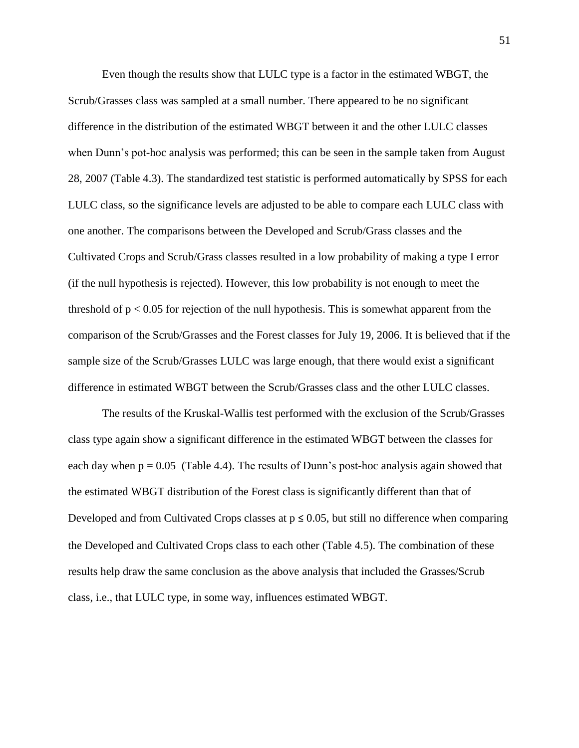Even though the results show that LULC type is a factor in the estimated WBGT, the Scrub/Grasses class was sampled at a small number. There appeared to be no significant difference in the distribution of the estimated WBGT between it and the other LULC classes when Dunn's pot-hoc analysis was performed; this can be seen in the sample taken from August 28, 2007 (Table 4.3). The standardized test statistic is performed automatically by SPSS for each LULC class, so the significance levels are adjusted to be able to compare each LULC class with one another. The comparisons between the Developed and Scrub/Grass classes and the Cultivated Crops and Scrub/Grass classes resulted in a low probability of making a type I error (if the null hypothesis is rejected). However, this low probability is not enough to meet the threshold of $p < 0.05$ for rejection of the null hypothesis. This is somewhat apparent from the comparison of the Scrub/Grasses and the Forest classes for July 19, 2006. It is believed that if the sample size of the Scrub/Grasses LULC was large enough, that there would exist a significant difference in estimated WBGT between the Scrub/Grasses class and the other LULC classes.

The results of the Kruskal-Wallis test performed with the exclusion of the Scrub/Grasses class type again show a significant difference in the estimated WBGT between the classes for each day when $p = 0.05$ (Table 4.4). The results of Dunn's post-hoc analysis again showed that the estimated WBGT distribution of the Forest class is significantly different than that of Developed and from Cultivated Crops classes at $p \leq 0.05$, but still no difference when comparing the Developed and Cultivated Crops class to each other (Table 4.5). The combination of these results help draw the same conclusion as the above analysis that included the Grasses/Scrub class, i.e., that LULC type, in some way, influences estimated WBGT.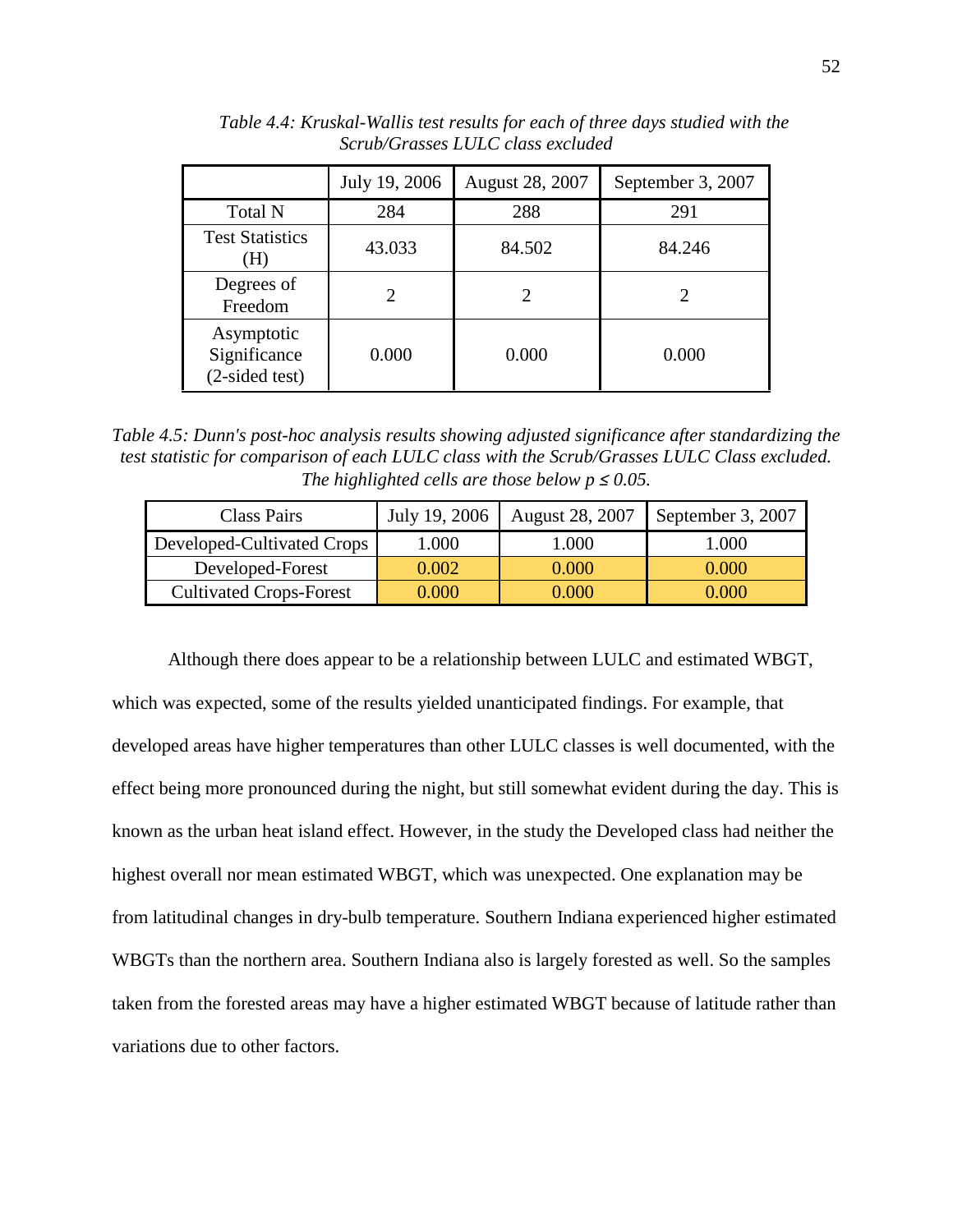*Table 4.4: Kruskal-Wallis test results for each of three days studied with the Scrub/Grasses LULC class excluded*

| | July 19, 2006 | August 28, 2007 | September 3, 2007 |
|---|---|---|---|
| Total N | 284 | 288 | 291 |
| Test Statistics (H) | 43.033 | 84.502 | 84.246 |
| Degrees of Freedom | 2 | 2 | 2 |
| Asymptotic Significance (2-sided test) | 0.000 | 0.000 | 0.000 |

*Table 4.5: Dunn's post-hoc analysis results showing adjusted significance after standardizing the test statistic for comparison of each LULC class with the Scrub/Grasses LULC Class excluded. The highlighted cells are those below $p \leq 0.05$.*

| Class Pairs | July 19, 2006 | August 28, 2007 | September 3, 2007 |
|---|---|---|---|
| Developed-Cultivated Crops | 1.000 | 1.000 | 1.000 |
| Developed-Forest | 0.002 | 0.000 | 0.000 |
| Cultivated Crops-Forest | 0.000 | 0.000 | 0.000 |

Although there does appear to be a relationship between LULC and estimated WBGT, which was expected, some of the results yielded unanticipated findings. For example, that developed areas have higher temperatures than other LULC classes is well documented, with the effect being more pronounced during the night, but still somewhat evident during the day. This is known as the urban heat island effect. However, in the study the Developed class had neither the highest overall nor mean estimated WBGT, which was unexpected. One explanation may be from latitudinal changes in dry-bulb temperature. Southern Indiana experienced higher estimated WBGTs than the northern area. Southern Indiana also is largely forested as well. So the samples taken from the forested areas may have a higher estimated WBGT because of latitude rather than variations due to other factors.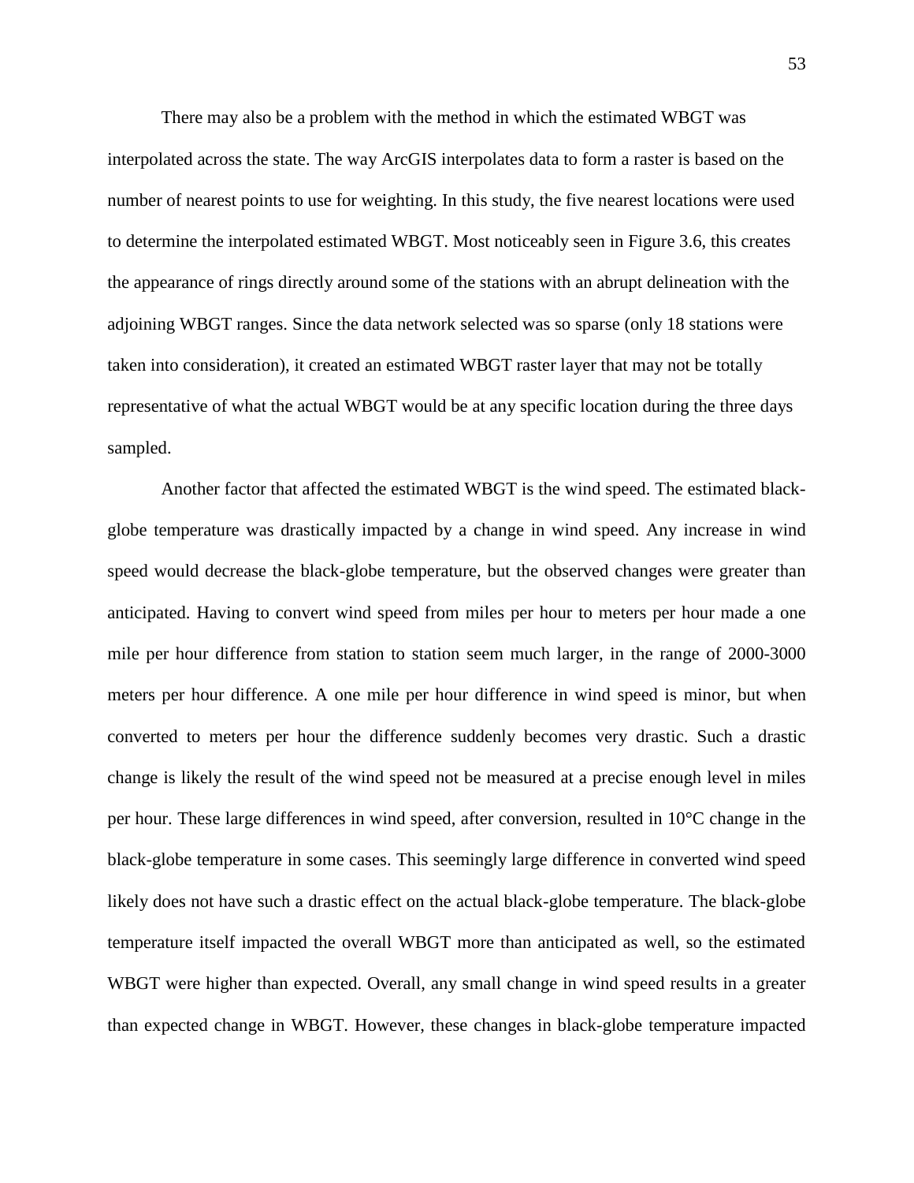There may also be a problem with the method in which the estimated WBGT was interpolated across the state. The way ArcGIS interpolates data to form a raster is based on the number of nearest points to use for weighting. In this study, the five nearest locations were used to determine the interpolated estimated WBGT. Most noticeably seen in Figure 3.6, this creates the appearance of rings directly around some of the stations with an abrupt delineation with the adjoining WBGT ranges. Since the data network selected was so sparse (only 18 stations were taken into consideration), it created an estimated WBGT raster layer that may not be totally representative of what the actual WBGT would be at any specific location during the three days sampled.

Another factor that affected the estimated WBGT is the wind speed. The estimated black-globe temperature was drastically impacted by a change in wind speed. Any increase in wind speed would decrease the black-globe temperature, but the observed changes were greater than anticipated. Having to convert wind speed from miles per hour to meters per hour made a one mile per hour difference from station to station seem much larger, in the range of 2000-3000 meters per hour difference. A one mile per hour difference in wind speed is minor, but when converted to meters per hour the difference suddenly becomes very drastic. Such a drastic change is likely the result of the wind speed not be measured at a precise enough level in miles per hour. These large differences in wind speed, after conversion, resulted in 10°C change in the black-globe temperature in some cases. This seemingly large difference in converted wind speed likely does not have such a drastic effect on the actual black-globe temperature. The black-globe temperature itself impacted the overall WBGT more than anticipated as well, so the estimated WBGT were higher than expected. Overall, any small change in wind speed results in a greater than expected change in WBGT. However, these changes in black-globe temperature impacted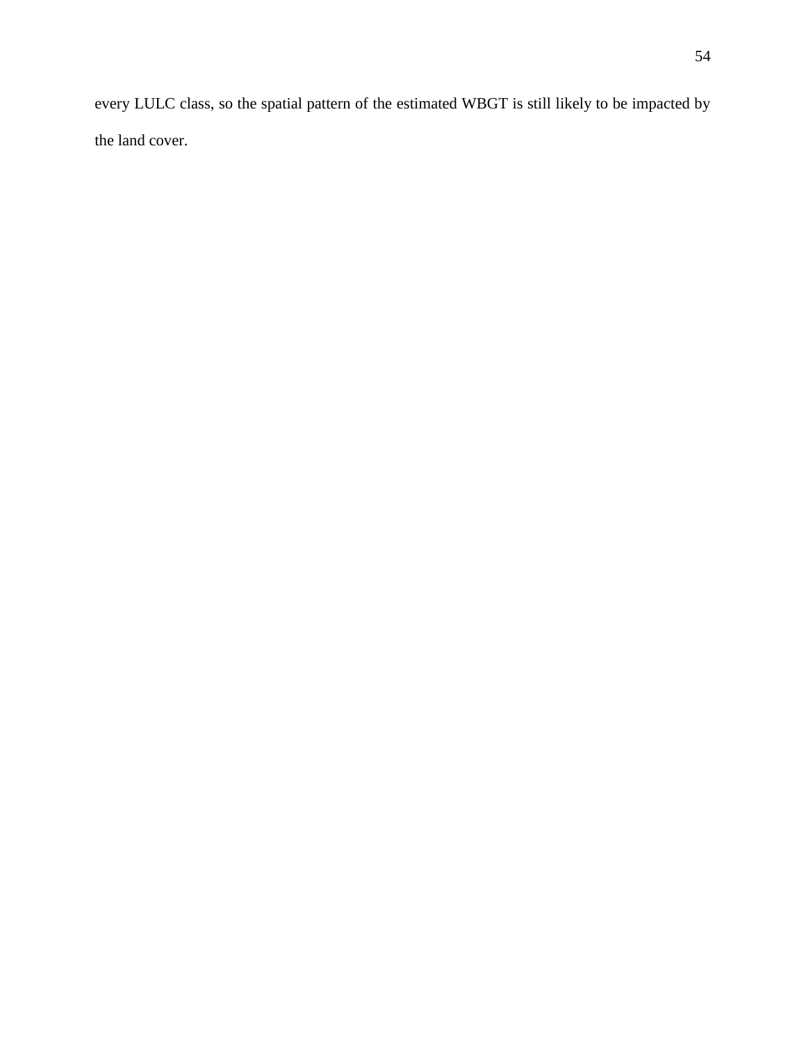every LULC class, so the spatial pattern of the estimated WBGT is still likely to be impacted by the land cover.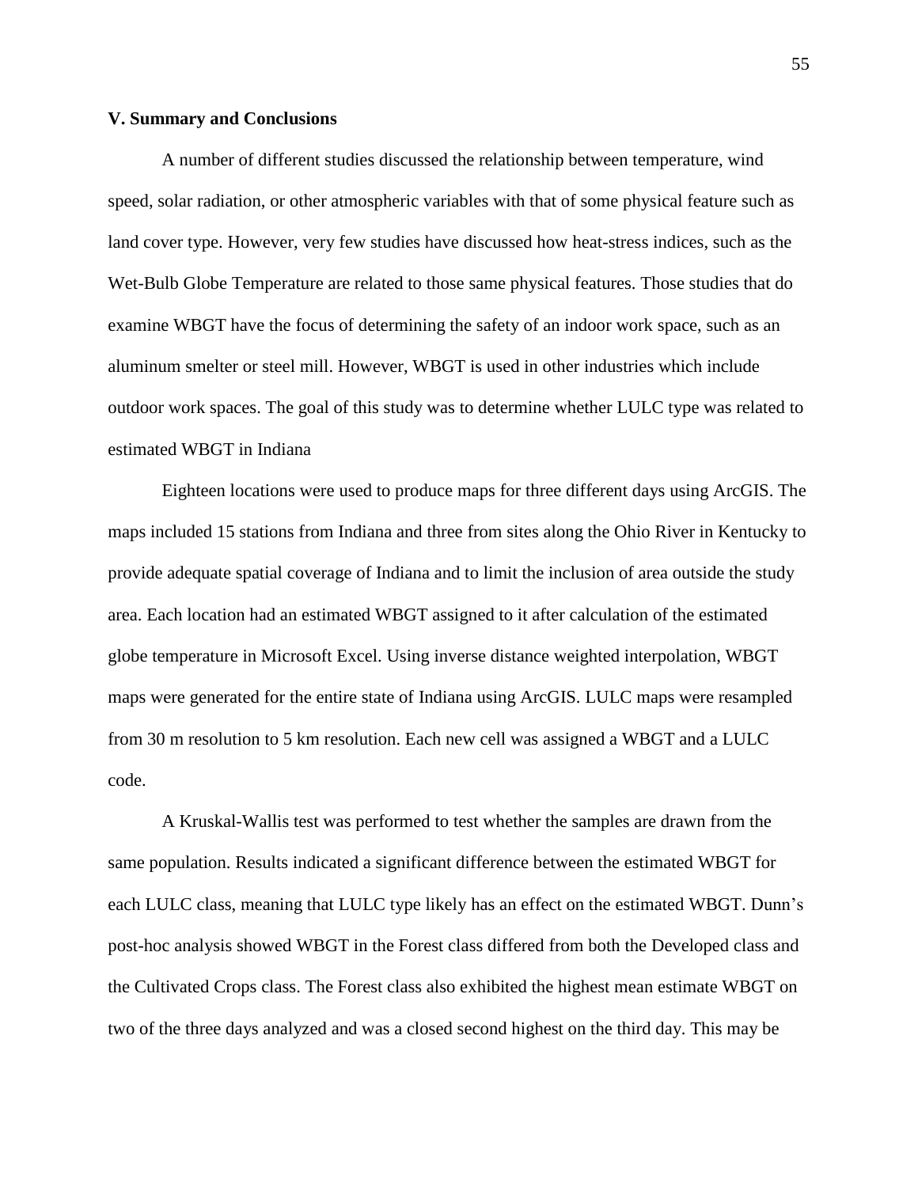### V. Summary and Conclusions

A number of different studies discussed the relationship between temperature, wind speed, solar radiation, or other atmospheric variables with that of some physical feature such as land cover type. However, very few studies have discussed how heat-stress indices, such as the Wet-Bulb Globe Temperature are related to those same physical features. Those studies that do examine WBGT have the focus of determining the safety of an indoor work space, such as an aluminum smelter or steel mill. However, WBGT is used in other industries which include outdoor work spaces. The goal of this study was to determine whether LULC type was related to estimated WBGT in Indiana

Eighteen locations were used to produce maps for three different days using ArcGIS. The maps included 15 stations from Indiana and three from sites along the Ohio River in Kentucky to provide adequate spatial coverage of Indiana and to limit the inclusion of area outside the study area. Each location had an estimated WBGT assigned to it after calculation of the estimated globe temperature in Microsoft Excel. Using inverse distance weighted interpolation, WBGT maps were generated for the entire state of Indiana using ArcGIS. LULC maps were resampled from 30 m resolution to 5 km resolution. Each new cell was assigned a WBGT and a LULC code.

A Kruskal-Wallis test was performed to test whether the samples are drawn from the same population. Results indicated a significant difference between the estimated WBGT for each LULC class, meaning that LULC type likely has an effect on the estimated WBGT. Dunn's post-hoc analysis showed WBGT in the Forest class differed from both the Developed class and the Cultivated Crops class. The Forest class also exhibited the highest mean estimate WBGT on two of the three days analyzed and was a closed second highest on the third day. This may be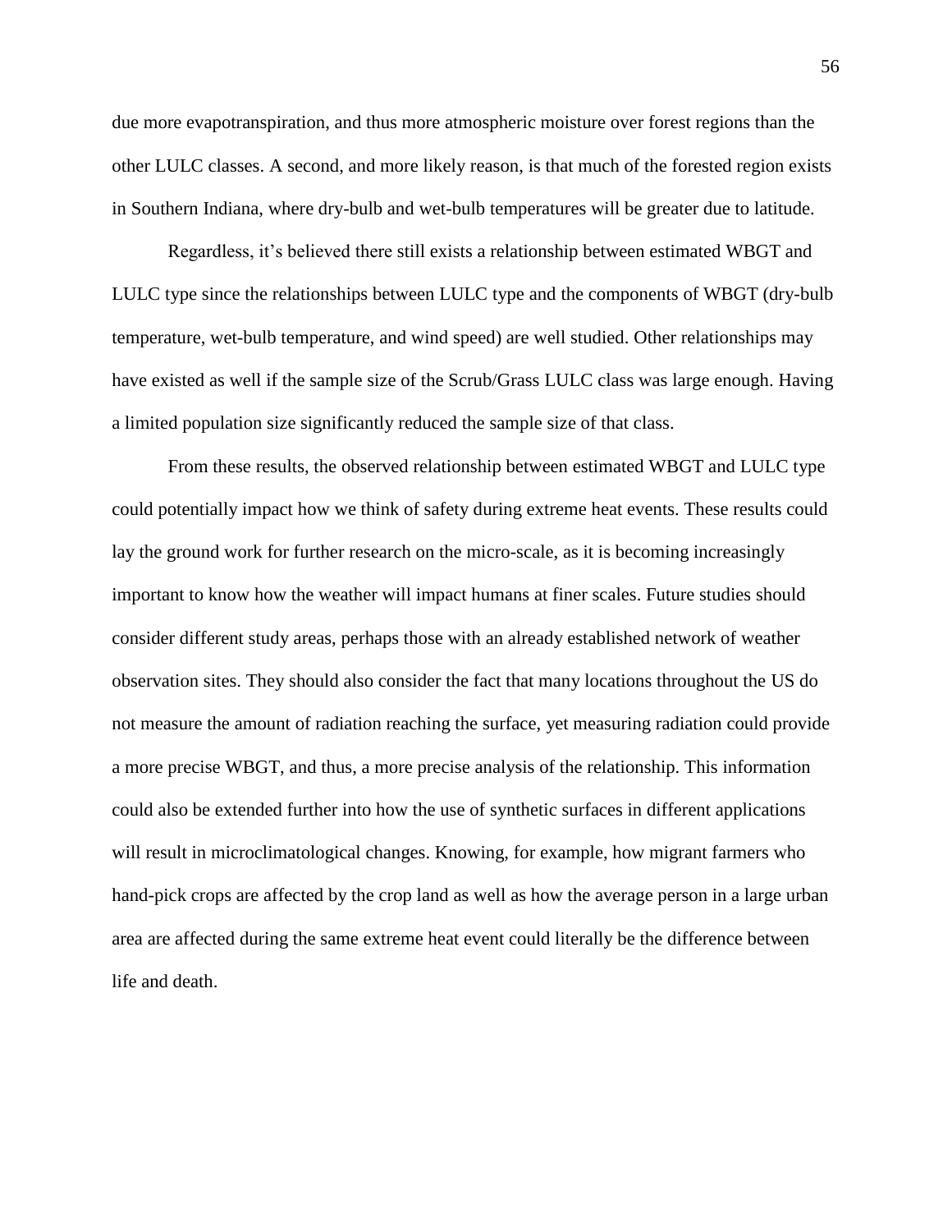due more evapotranspiration, and thus more atmospheric moisture over forest regions than the other LULC classes. A second, and more likely reason, is that much of the forested region exists in Southern Indiana, where dry-bulb and wet-bulb temperatures will be greater due to latitude.

Regardless, it's believed there still exists a relationship between estimated WBGT and LULC type since the relationships between LULC type and the components of WBGT (dry-bulb temperature, wet-bulb temperature, and wind speed) are well studied. Other relationships may have existed as well if the sample size of the Scrub/Grass LULC class was large enough. Having a limited population size significantly reduced the sample size of that class.

From these results, the observed relationship between estimated WBGT and LULC type could potentially impact how we think of safety during extreme heat events. These results could lay the ground work for further research on the micro-scale, as it is becoming increasingly important to know how the weather will impact humans at finer scales. Future studies should consider different study areas, perhaps those with an already established network of weather observation sites. They should also consider the fact that many locations throughout the US do not measure the amount of radiation reaching the surface, yet measuring radiation could provide a more precise WBGT, and thus, a more precise analysis of the relationship. This information could also be extended further into how the use of synthetic surfaces in different applications will result in microclimatological changes. Knowing, for example, how migrant farmers who hand-pick crops are affected by the crop land as well as how the average person in a large urban area are affected during the same extreme heat event could literally be the difference between life and death.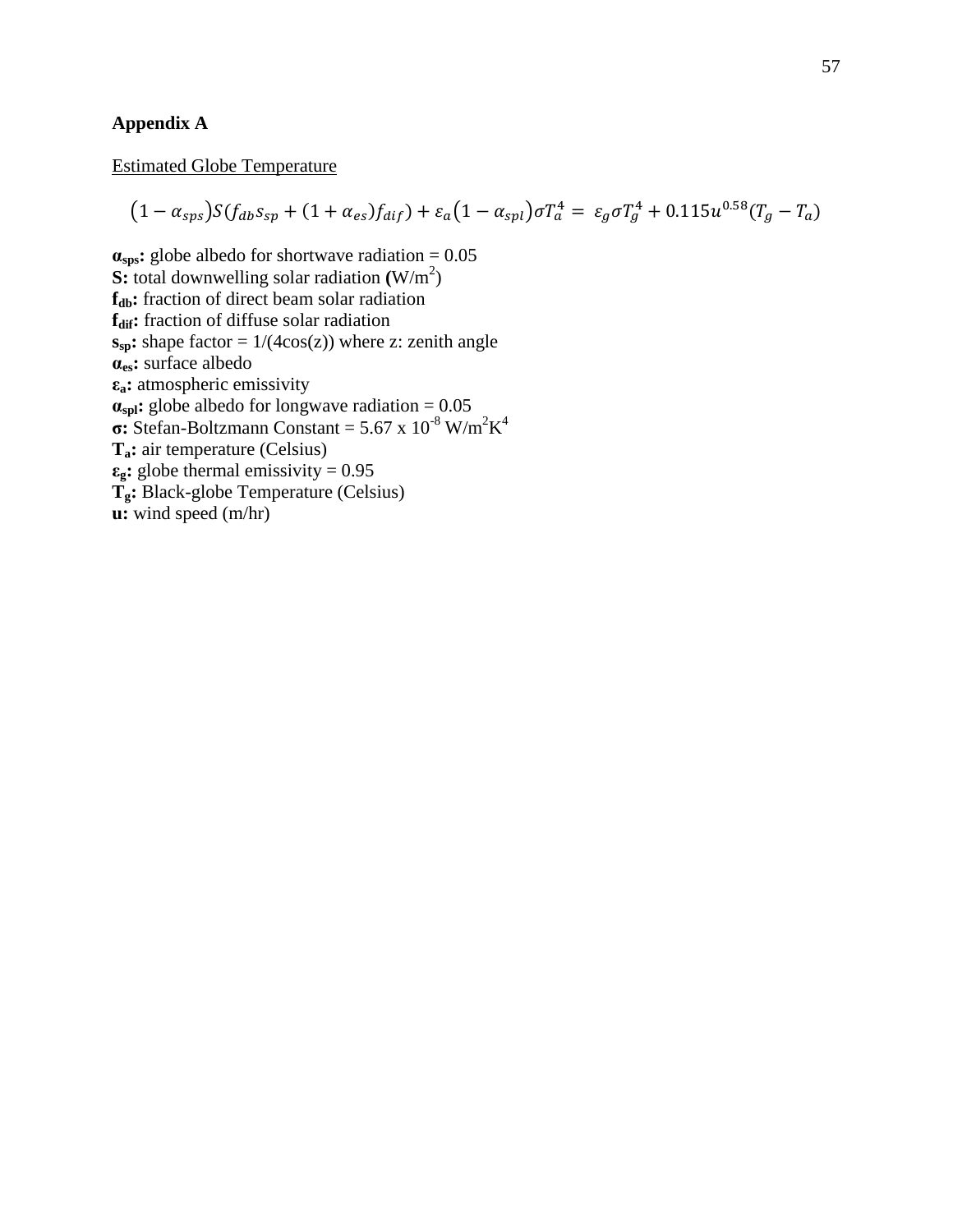**Appendix A**

Estimated Globe Temperature

$$(1-\alpha_{sps})S(f_{db}s_{sp}+(1+\alpha_{es})f_{dif})+\varepsilon_a(1-\alpha_{spl})\sigma T_a^4 = \varepsilon_g\sigma T_g^4+0.115u^{0.58}(T_g-T_a)$$

**$\alpha_{sps}$:** globe albedo for shortwave radiation = 0.05
**S:** total downwelling solar radiation (W/$m^2$)
**$f_{db}$:** fraction of direct beam solar radiation
**$f_{dif}$:** fraction of diffuse solar radiation
**$s_{sp}$:** shape factor = 1/(4cos(z)) where z: zenith angle
**$\alpha_{es}$:** surface albedo
**$\varepsilon_a$:** atmospheric emissivity
**$\alpha_{spl}$:** globe albedo for longwave radiation = 0.05
**σ:** Stefan-Boltzmann Constant = 5.67 x $10^{-8}$ W/$m^2K^4$
**$T_a$:** air temperature (Celsius)
**$\varepsilon_g$:** globe thermal emissivity = 0.95
**$T_g$:** Black-globe Temperature (Celsius)
**u:** wind speed (m/hr)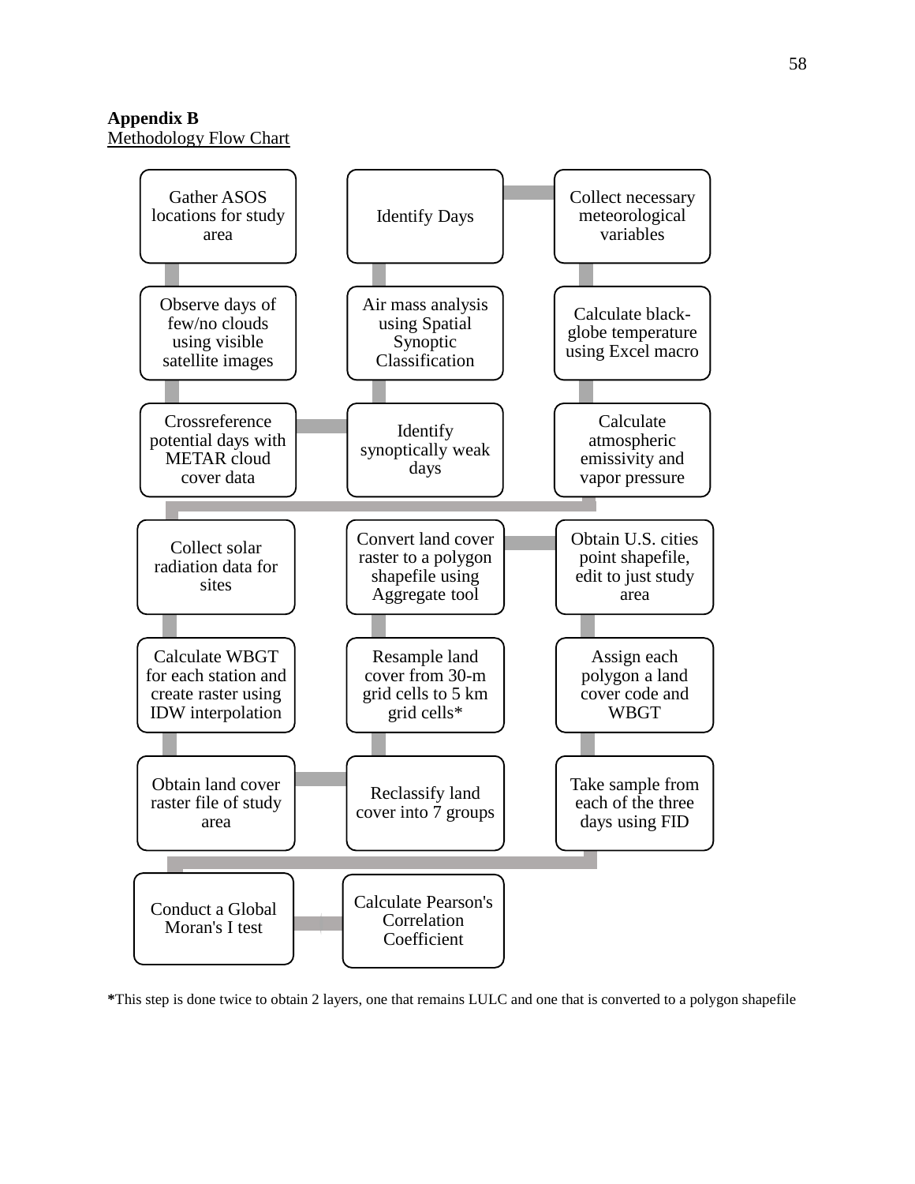**Appendix B**

Methodology Flow Chart

Gather ASOS locations for study area

Identify Days

Collect necessary meteorological variables

Observe days of few/no clouds using visible satellite images

Air mass analysis using Spatial Synoptic Classification

Calculate black-globe temperature using Excel macro

Crossreference potential days with METAR cloud cover data

Identify synoptically weak days

Calculate atmospheric emissivity and vapor pressure

Collect solar radiation data for sites

Convert land cover raster to a polygon shapefile using Aggregate tool

Obtain U.S. cities point shapefile, edit to just study area

Calculate WBGT for each station and create raster using IDW interpolation

Resample land cover from 30-m grid cells to 5 km grid cells*

Assign each polygon a land cover code and WBGT

Obtain land cover raster file of study area

Reclassify land cover into 7 groups

Take sample from each of the three days using FID

Conduct a Global Moran's I test

Calculate Pearson's Correlation Coefficient

**\***This step is done twice to obtain 2 layers, one that remains LULC and one that is converted to a polygon shapefile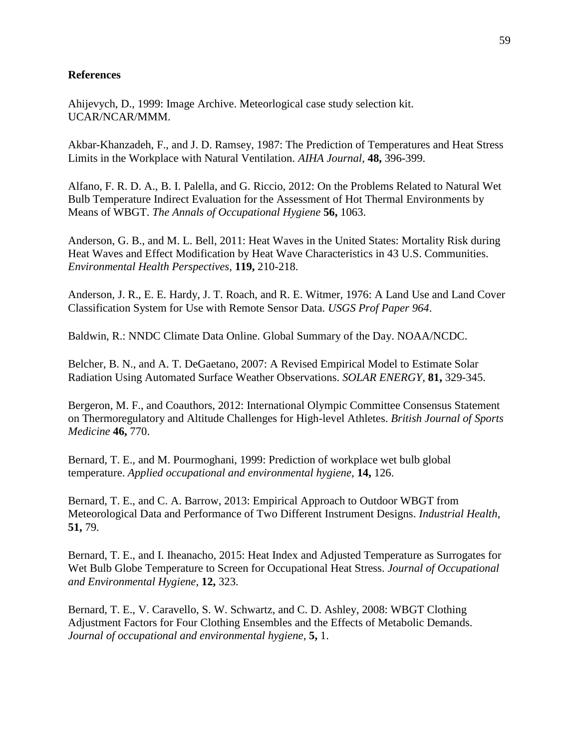**References**

Ahijevych, D., 1999: Image Archive. Meteorlogical case study selection kit. UCAR/NCAR/MMM.

Akbar-Khanzadeh, F., and J. D. Ramsey, 1987: The Prediction of Temperatures and Heat Stress Limits in the Workplace with Natural Ventilation. *AIHA Journal*, **48,** 396-399.

Alfano, F. R. D. A., B. I. Palella, and G. Riccio, 2012: On the Problems Related to Natural Wet Bulb Temperature Indirect Evaluation for the Assessment of Hot Thermal Environments by Means of WBGT. *The Annals of Occupational Hygiene* **56,** 1063.

Anderson, G. B., and M. L. Bell, 2011: Heat Waves in the United States: Mortality Risk during Heat Waves and Effect Modification by Heat Wave Characteristics in 43 U.S. Communities. *Environmental Health Perspectives*, **119,** 210-218.

Anderson, J. R., E. E. Hardy, J. T. Roach, and R. E. Witmer, 1976: A Land Use and Land Cover Classification System for Use with Remote Sensor Data. *USGS Prof Paper 964*.

Baldwin, R.: NNDC Climate Data Online. Global Summary of the Day. NOAA/NCDC.

Belcher, B. N., and A. T. DeGaetano, 2007: A Revised Empirical Model to Estimate Solar Radiation Using Automated Surface Weather Observations. *SOLAR ENERGY*, **81,** 329-345.

Bergeron, M. F., and Coauthors, 2012: International Olympic Committee Consensus Statement on Thermoregulatory and Altitude Challenges for High-level Athletes. *British Journal of Sports Medicine* **46,** 770.

Bernard, T. E., and M. Pourmoghani, 1999: Prediction of workplace wet bulb global temperature. *Applied occupational and environmental hygiene*, **14,** 126.

Bernard, T. E., and C. A. Barrow, 2013: Empirical Approach to Outdoor WBGT from Meteorological Data and Performance of Two Different Instrument Designs. *Industrial Health*, **51,** 79.

Bernard, T. E., and I. Iheanacho, 2015: Heat Index and Adjusted Temperature as Surrogates for Wet Bulb Globe Temperature to Screen for Occupational Heat Stress. *Journal of Occupational and Environmental Hygiene*, **12,** 323.

Bernard, T. E., V. Caravello, S. W. Schwartz, and C. D. Ashley, 2008: WBGT Clothing Adjustment Factors for Four Clothing Ensembles and the Effects of Metabolic Demands. *Journal of occupational and environmental hygiene*, **5,** 1.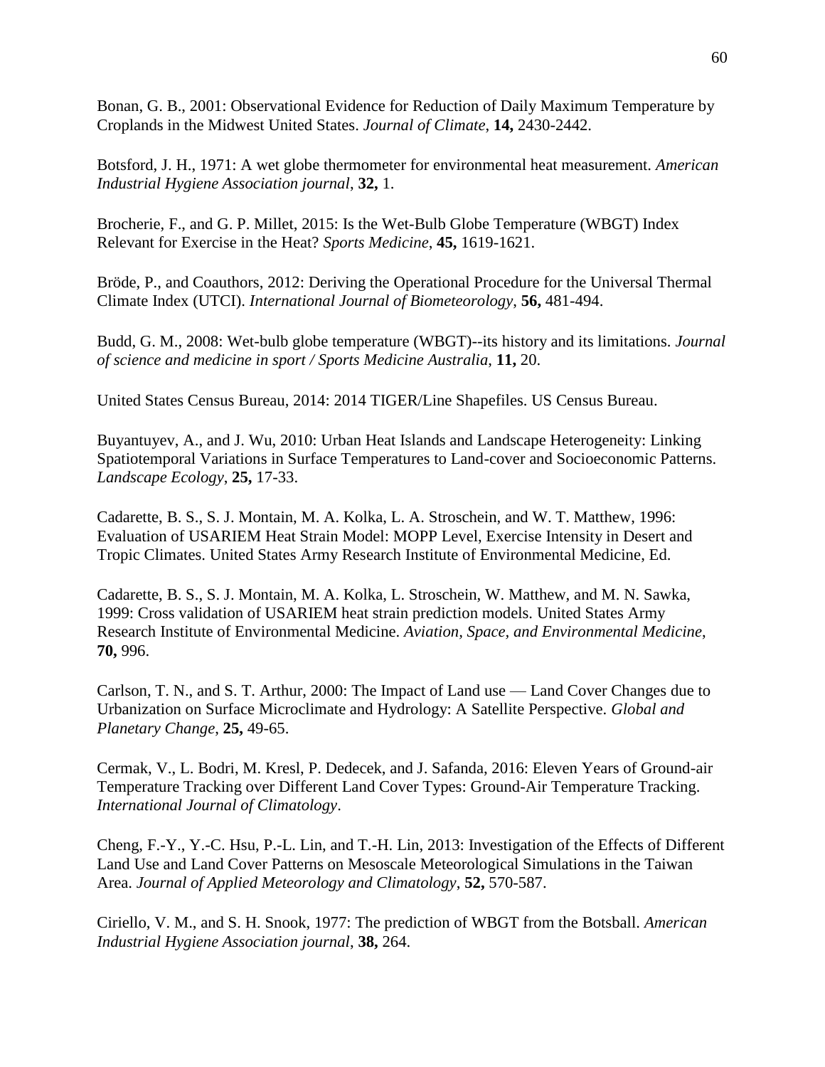Bonan, G. B., 2001: Observational Evidence for Reduction of Daily Maximum Temperature by Croplands in the Midwest United States. *Journal of Climate*, **14,** 2430-2442.

Botsford, J. H., 1971: A wet globe thermometer for environmental heat measurement. *American Industrial Hygiene Association journal*, **32,** 1.

Brocherie, F., and G. P. Millet, 2015: Is the Wet-Bulb Globe Temperature (WBGT) Index Relevant for Exercise in the Heat? *Sports Medicine*, **45,** 1619-1621.

Bröde, P., and Coauthors, 2012: Deriving the Operational Procedure for the Universal Thermal Climate Index (UTCI). *International Journal of Biometeorology*, **56,** 481-494.

Budd, G. M., 2008: Wet-bulb globe temperature (WBGT)--its history and its limitations. *Journal of science and medicine in sport / Sports Medicine Australia*, **11,** 20.

United States Census Bureau, 2014: 2014 TIGER/Line Shapefiles. US Census Bureau.

Buyantuyev, A., and J. Wu, 2010: Urban Heat Islands and Landscape Heterogeneity: Linking Spatiotemporal Variations in Surface Temperatures to Land-cover and Socioeconomic Patterns. *Landscape Ecology*, **25,** 17-33.

Cadarette, B. S., S. J. Montain, M. A. Kolka, L. A. Stroschein, and W. T. Matthew, 1996: Evaluation of USARIEM Heat Strain Model: MOPP Level, Exercise Intensity in Desert and Tropic Climates. United States Army Research Institute of Environmental Medicine, Ed.

Cadarette, B. S., S. J. Montain, M. A. Kolka, L. Stroschein, W. Matthew, and M. N. Sawka, 1999: Cross validation of USARIEM heat strain prediction models. United States Army Research Institute of Environmental Medicine. *Aviation, Space, and Environmental Medicine*, **70,** 996.

Carlson, T. N., and S. T. Arthur, 2000: The Impact of Land use — Land Cover Changes due to Urbanization on Surface Microclimate and Hydrology: A Satellite Perspective. *Global and Planetary Change*, **25,** 49-65.

Cermak, V., L. Bodri, M. Kresl, P. Dedecek, and J. Safanda, 2016: Eleven Years of Ground-air Temperature Tracking over Different Land Cover Types: Ground-Air Temperature Tracking. *International Journal of Climatology*.

Cheng, F.-Y., Y.-C. Hsu, P.-L. Lin, and T.-H. Lin, 2013: Investigation of the Effects of Different Land Use and Land Cover Patterns on Mesoscale Meteorological Simulations in the Taiwan Area. *Journal of Applied Meteorology and Climatology*, **52,** 570-587.

Ciriello, V. M., and S. H. Snook, 1977: The prediction of WBGT from the Botsball. *American Industrial Hygiene Association journal*, **38,** 264.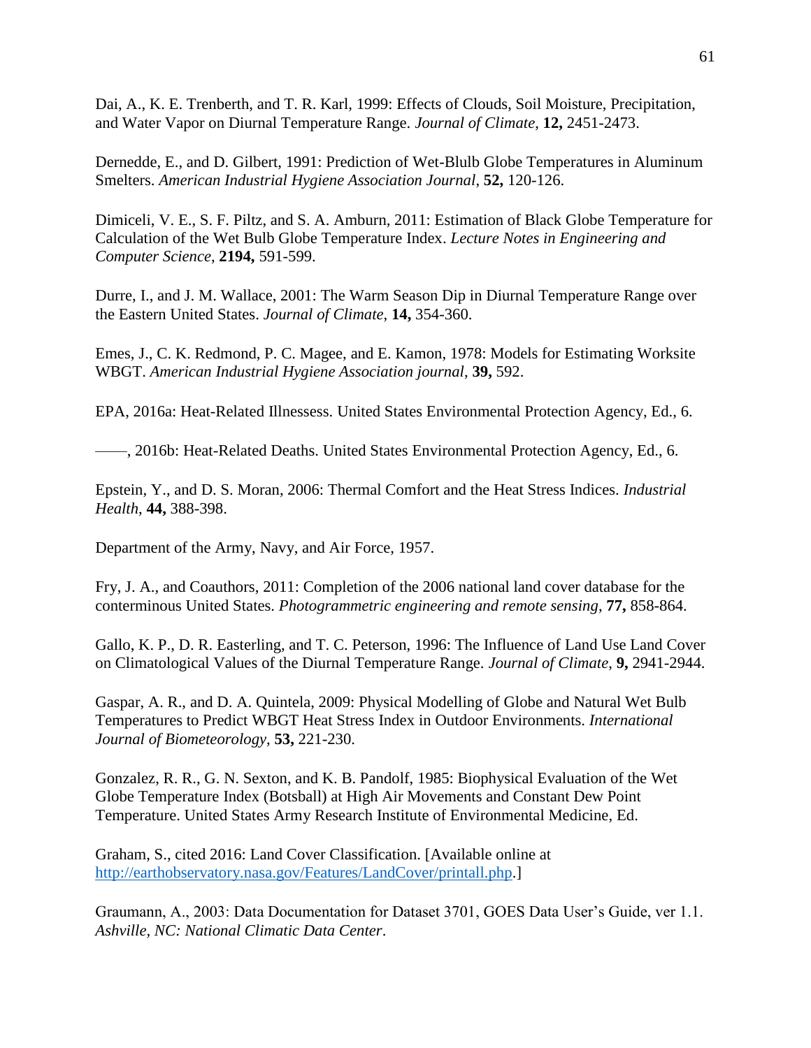Dai, A., K. E. Trenberth, and T. R. Karl, 1999: Effects of Clouds, Soil Moisture, Precipitation, and Water Vapor on Diurnal Temperature Range. *Journal of Climate*, **12,** 2451-2473.

Dernedde, E., and D. Gilbert, 1991: Prediction of Wet-Blulb Globe Temperatures in Aluminum Smelters. *American Industrial Hygiene Association Journal*, **52,** 120-126.

Dimiceli, V. E., S. F. Piltz, and S. A. Amburn, 2011: Estimation of Black Globe Temperature for Calculation of the Wet Bulb Globe Temperature Index. *Lecture Notes in Engineering and Computer Science*, **2194,** 591-599.

Durre, I., and J. M. Wallace, 2001: The Warm Season Dip in Diurnal Temperature Range over the Eastern United States. *Journal of Climate*, **14,** 354-360.

Emes, J., C. K. Redmond, P. C. Magee, and E. Kamon, 1978: Models for Estimating Worksite WBGT. *American Industrial Hygiene Association journal*, **39,** 592.

EPA, 2016a: Heat-Related Illnessess. United States Environmental Protection Agency, Ed., 6.

——, 2016b: Heat-Related Deaths. United States Environmental Protection Agency, Ed., 6.

Epstein, Y., and D. S. Moran, 2006: Thermal Comfort and the Heat Stress Indices. *Industrial Health*, **44,** 388-398.

Department of the Army, Navy, and Air Force, 1957.

Fry, J. A., and Coauthors, 2011: Completion of the 2006 national land cover database for the conterminous United States. *Photogrammetric engineering and remote sensing*, **77,** 858-864.

Gallo, K. P., D. R. Easterling, and T. C. Peterson, 1996: The Influence of Land Use Land Cover on Climatological Values of the Diurnal Temperature Range. *Journal of Climate*, **9,** 2941-2944.

Gaspar, A. R., and D. A. Quintela, 2009: Physical Modelling of Globe and Natural Wet Bulb Temperatures to Predict WBGT Heat Stress Index in Outdoor Environments. *International Journal of Biometeorology*, **53,** 221-230.

Gonzalez, R. R., G. N. Sexton, and K. B. Pandolf, 1985: Biophysical Evaluation of the Wet Globe Temperature Index (Botsball) at High Air Movements and Constant Dew Point Temperature. United States Army Research Institute of Environmental Medicine, Ed.

Graham, S., cited 2016: Land Cover Classification. [Available online at http://earthobservatory.nasa.gov/Features/LandCover/printall.php.]

Graumann, A., 2003: Data Documentation for Dataset 3701, GOES Data User's Guide, ver 1.1. *Ashville, NC: National Climatic Data Center*.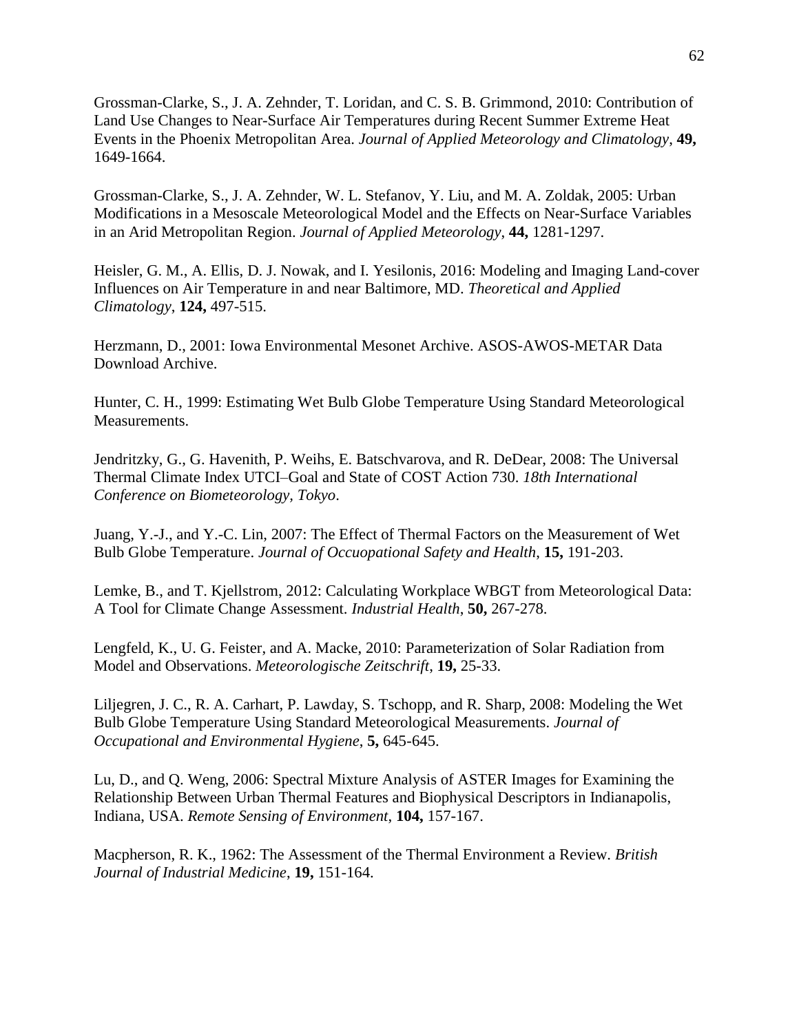Grossman-Clarke, S., J. A. Zehnder, T. Loridan, and C. S. B. Grimmond, 2010: Contribution of Land Use Changes to Near-Surface Air Temperatures during Recent Summer Extreme Heat Events in the Phoenix Metropolitan Area. *Journal of Applied Meteorology and Climatology*, **49,** 1649-1664.

Grossman-Clarke, S., J. A. Zehnder, W. L. Stefanov, Y. Liu, and M. A. Zoldak, 2005: Urban Modifications in a Mesoscale Meteorological Model and the Effects on Near-Surface Variables in an Arid Metropolitan Region. *Journal of Applied Meteorology*, **44,** 1281-1297.

Heisler, G. M., A. Ellis, D. J. Nowak, and I. Yesilonis, 2016: Modeling and Imaging Land-cover Influences on Air Temperature in and near Baltimore, MD. *Theoretical and Applied Climatology*, **124,** 497-515.

Herzmann, D., 2001: Iowa Environmental Mesonet Archive. ASOS-AWOS-METAR Data Download Archive.

Hunter, C. H., 1999: Estimating Wet Bulb Globe Temperature Using Standard Meteorological Measurements.

Jendritzky, G., G. Havenith, P. Weihs, E. Batschvarova, and R. DeDear, 2008: The Universal Thermal Climate Index UTCI–Goal and State of COST Action 730. *18th International Conference on Biometeorology, Tokyo*.

Juang, Y.-J., and Y.-C. Lin, 2007: The Effect of Thermal Factors on the Measurement of Wet Bulb Globe Temperature. *Journal of Occuopational Safety and Health*, **15,** 191-203.

Lemke, B., and T. Kjellstrom, 2012: Calculating Workplace WBGT from Meteorological Data: A Tool for Climate Change Assessment. *Industrial Health*, **50,** 267-278.

Lengfeld, K., U. G. Feister, and A. Macke, 2010: Parameterization of Solar Radiation from Model and Observations. *Meteorologische Zeitschrift*, **19,** 25-33.

Liljegren, J. C., R. A. Carhart, P. Lawday, S. Tschopp, and R. Sharp, 2008: Modeling the Wet Bulb Globe Temperature Using Standard Meteorological Measurements. *Journal of Occupational and Environmental Hygiene*, **5,** 645-645.

Lu, D., and Q. Weng, 2006: Spectral Mixture Analysis of ASTER Images for Examining the Relationship Between Urban Thermal Features and Biophysical Descriptors in Indianapolis, Indiana, USA. *Remote Sensing of Environment*, **104,** 157-167.

Macpherson, R. K., 1962: The Assessment of the Thermal Environment a Review. *British Journal of Industrial Medicine*, **19,** 151-164.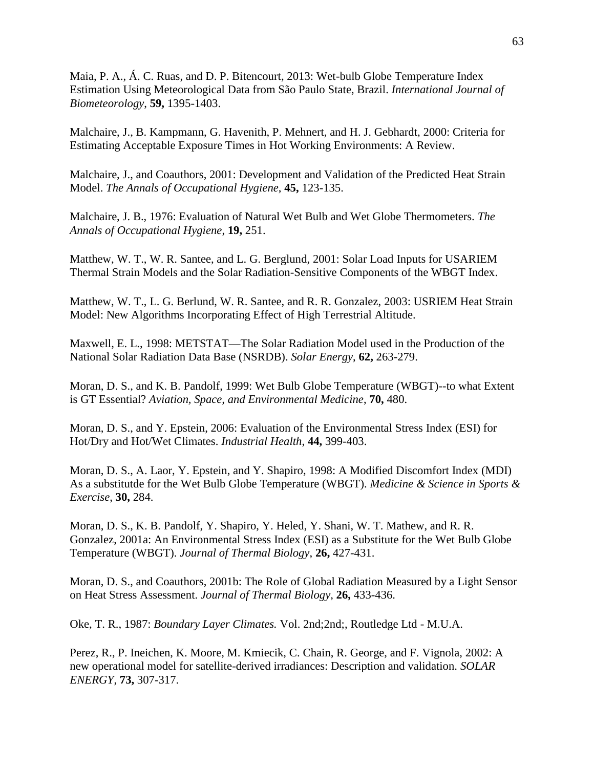Maia, P. A., Á. C. Ruas, and D. P. Bitencourt, 2013: Wet-bulb Globe Temperature Index Estimation Using Meteorological Data from São Paulo State, Brazil. *International Journal of Biometeorology*, **59,** 1395-1403.

Malchaire, J., B. Kampmann, G. Havenith, P. Mehnert, and H. J. Gebhardt, 2000: Criteria for Estimating Acceptable Exposure Times in Hot Working Environments: A Review.

Malchaire, J., and Coauthors, 2001: Development and Validation of the Predicted Heat Strain Model. *The Annals of Occupational Hygiene*, **45,** 123-135.

Malchaire, J. B., 1976: Evaluation of Natural Wet Bulb and Wet Globe Thermometers. *The Annals of Occupational Hygiene*, **19,** 251.

Matthew, W. T., W. R. Santee, and L. G. Berglund, 2001: Solar Load Inputs for USARIEM Thermal Strain Models and the Solar Radiation-Sensitive Components of the WBGT Index.

Matthew, W. T., L. G. Berlund, W. R. Santee, and R. R. Gonzalez, 2003: USRIEM Heat Strain Model: New Algorithms Incorporating Effect of High Terrestrial Altitude.

Maxwell, E. L., 1998: METSTAT—The Solar Radiation Model used in the Production of the National Solar Radiation Data Base (NSRDB). *Solar Energy*, **62,** 263-279.

Moran, D. S., and K. B. Pandolf, 1999: Wet Bulb Globe Temperature (WBGT)--to what Extent is GT Essential? *Aviation, Space, and Environmental Medicine*, **70,** 480.

Moran, D. S., and Y. Epstein, 2006: Evaluation of the Environmental Stress Index (ESI) for Hot/Dry and Hot/Wet Climates. *Industrial Health*, **44,** 399-403.

Moran, D. S., A. Laor, Y. Epstein, and Y. Shapiro, 1998: A Modified Discomfort Index (MDI) As a substitutde for the Wet Bulb Globe Temperature (WBGT). *Medicine & Science in Sports & Exercise*, **30,** 284.

Moran, D. S., K. B. Pandolf, Y. Shapiro, Y. Heled, Y. Shani, W. T. Mathew, and R. R. Gonzalez, 2001a: An Environmental Stress Index (ESI) as a Substitute for the Wet Bulb Globe Temperature (WBGT). *Journal of Thermal Biology*, **26,** 427-431.

Moran, D. S., and Coauthors, 2001b: The Role of Global Radiation Measured by a Light Sensor on Heat Stress Assessment. *Journal of Thermal Biology*, **26,** 433-436.

Oke, T. R., 1987: *Boundary Layer Climates.* Vol. 2nd;2nd;, Routledge Ltd - M.U.A.

Perez, R., P. Ineichen, K. Moore, M. Kmiecik, C. Chain, R. George, and F. Vignola, 2002: A new operational model for satellite-derived irradiances: Description and validation. *SOLAR ENERGY*, **73,** 307-317.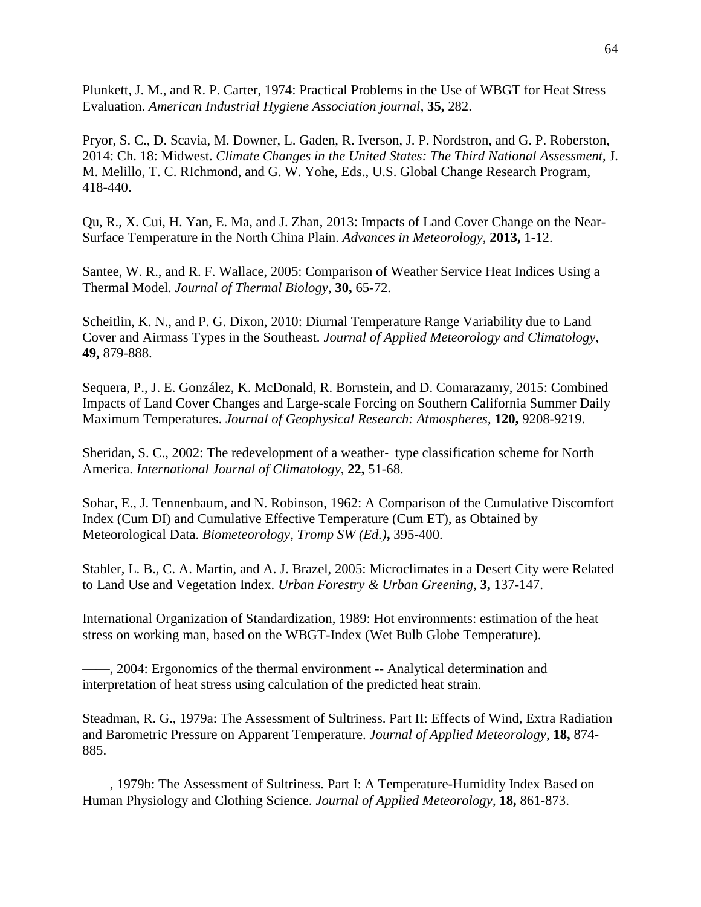Plunkett, J. M., and R. P. Carter, 1974: Practical Problems in the Use of WBGT for Heat Stress Evaluation. *American Industrial Hygiene Association journal*, **35,** 282.

Pryor, S. C., D. Scavia, M. Downer, L. Gaden, R. Iverson, J. P. Nordstron, and G. P. Roberston, 2014: Ch. 18: Midwest. *Climate Changes in the United States: The Third National Assessment*, J. M. Melillo, T. C. RIchmond, and G. W. Yohe, Eds., U.S. Global Change Research Program, 418-440.

Qu, R., X. Cui, H. Yan, E. Ma, and J. Zhan, 2013: Impacts of Land Cover Change on the Near-Surface Temperature in the North China Plain. *Advances in Meteorology*, **2013,** 1-12.

Santee, W. R., and R. F. Wallace, 2005: Comparison of Weather Service Heat Indices Using a Thermal Model. *Journal of Thermal Biology*, **30,** 65-72.

Scheitlin, K. N., and P. G. Dixon, 2010: Diurnal Temperature Range Variability due to Land Cover and Airmass Types in the Southeast. *Journal of Applied Meteorology and Climatology*, **49,** 879-888.

Sequera, P., J. E. González, K. McDonald, R. Bornstein, and D. Comarazamy, 2015: Combined Impacts of Land Cover Changes and Large-scale Forcing on Southern California Summer Daily Maximum Temperatures. *Journal of Geophysical Research: Atmospheres*, **120,** 9208-9219.

Sheridan, S. C., 2002: The redevelopment of a weather- type classification scheme for North America. *International Journal of Climatology*, **22,** 51-68.

Sohar, E., J. Tennenbaum, and N. Robinson, 1962: A Comparison of the Cumulative Discomfort Index (Cum DI) and Cumulative Effective Temperature (Cum ET), as Obtained by Meteorological Data. *Biometeorology, Tromp SW (Ed.)***,** 395-400.

Stabler, L. B., C. A. Martin, and A. J. Brazel, 2005: Microclimates in a Desert City were Related to Land Use and Vegetation Index. *Urban Forestry & Urban Greening*, **3,** 137-147.

International Organization of Standardization, 1989: Hot environments: estimation of the heat stress on working man, based on the WBGT-Index (Wet Bulb Globe Temperature).

——, 2004: Ergonomics of the thermal environment -- Analytical determination and interpretation of heat stress using calculation of the predicted heat strain.

Steadman, R. G., 1979a: The Assessment of Sultriness. Part II: Effects of Wind, Extra Radiation and Barometric Pressure on Apparent Temperature. *Journal of Applied Meteorology*, **18,** 874-885.

——, 1979b: The Assessment of Sultriness. Part I: A Temperature-Humidity Index Based on Human Physiology and Clothing Science. *Journal of Applied Meteorology*, **18,** 861-873.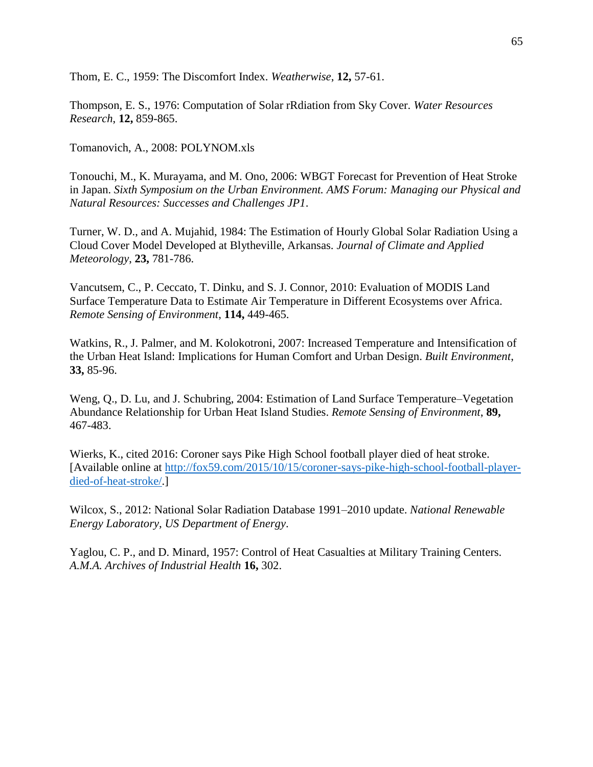Thom, E. C., 1959: The Discomfort Index. *Weatherwise*, **12,** 57-61.

Thompson, E. S., 1976: Computation of Solar rRdiation from Sky Cover. *Water Resources Research*, **12,** 859-865.

Tomanovich, A., 2008: POLYNOM.xls

Tonouchi, M., K. Murayama, and M. Ono, 2006: WBGT Forecast for Prevention of Heat Stroke in Japan. *Sixth Symposium on the Urban Environment. AMS Forum: Managing our Physical and Natural Resources: Successes and Challenges JP1*.

Turner, W. D., and A. Mujahid, 1984: The Estimation of Hourly Global Solar Radiation Using a Cloud Cover Model Developed at Blytheville, Arkansas. *Journal of Climate and Applied Meteorology*, **23,** 781-786.

Vancutsem, C., P. Ceccato, T. Dinku, and S. J. Connor, 2010: Evaluation of MODIS Land Surface Temperature Data to Estimate Air Temperature in Different Ecosystems over Africa. *Remote Sensing of Environment*, **114,** 449-465.

Watkins, R., J. Palmer, and M. Kolokotroni, 2007: Increased Temperature and Intensification of the Urban Heat Island: Implications for Human Comfort and Urban Design. *Built Environment*, **33,** 85-96.

Weng, Q., D. Lu, and J. Schubring, 2004: Estimation of Land Surface Temperature–Vegetation Abundance Relationship for Urban Heat Island Studies. *Remote Sensing of Environment*, **89,** 467-483.

Wierks, K., cited 2016: Coroner says Pike High School football player died of heat stroke. [Available online at http://fox59.com/2015/10/15/coroner-says-pike-high-school-football-player-died-of-heat-stroke/.]

Wilcox, S., 2012: National Solar Radiation Database 1991–2010 update. *National Renewable Energy Laboratory, US Department of Energy*.

Yaglou, C. P., and D. Minard, 1957: Control of Heat Casualties at Military Training Centers. *A.M.A. Archives of Industrial Health* **16,** 302.